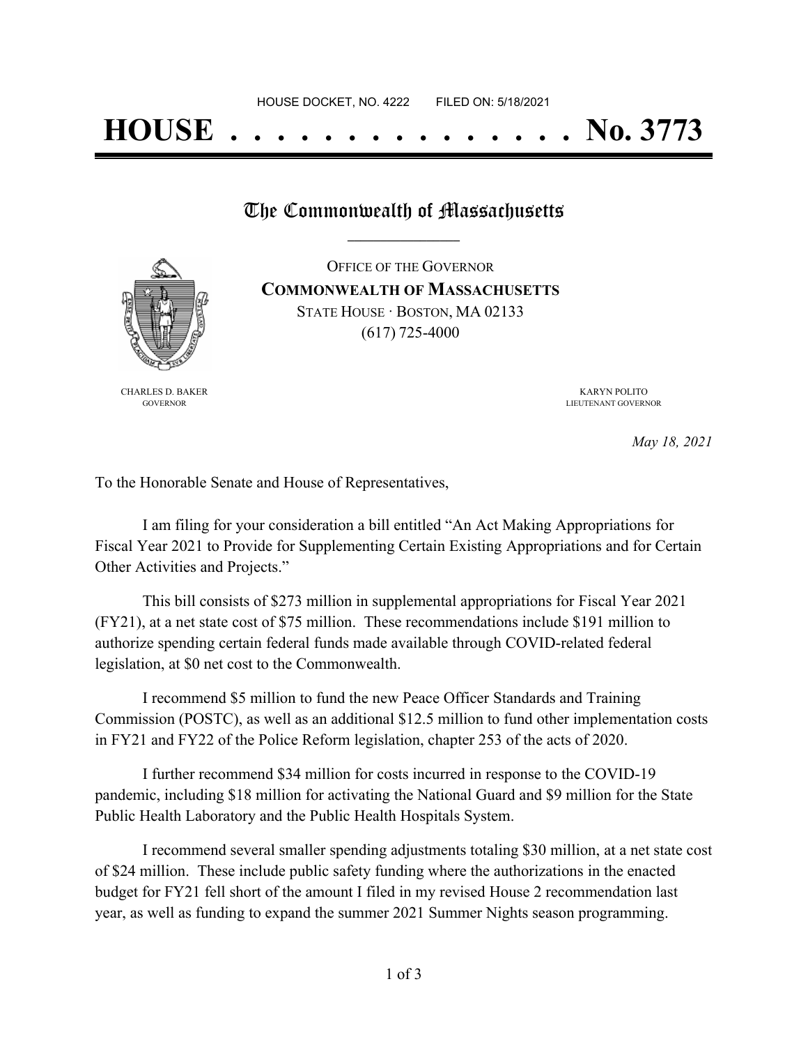HOUSE DOCKET, NO. 4222 FILED ON: 5/18/2021

# HOUSE . . . . . . . . . . . . . . . No. 3773

## The Commonwealth of Massachusetts

OFFICE OF THE GOVERNOR
**COMMONWEALTH OF MASSACHUSETTS**
STATE HOUSE · BOSTON, MA 02133
(617) 725-4000

CHARLES D. BAKER
GOVERNOR

KARYN POLITO
LIEUTENANT GOVERNOR

*May 18, 2021*

To the Honorable Senate and House of Representatives,

I am filing for your consideration a bill entitled "An Act Making Appropriations for Fiscal Year 2021 to Provide for Supplementing Certain Existing Appropriations and for Certain Other Activities and Projects."

This bill consists of $273 million in supplemental appropriations for Fiscal Year 2021 (FY21), at a net state cost of $75 million. These recommendations include $191 million to authorize spending certain federal funds made available through COVID-related federal legislation, at $0 net cost to the Commonwealth.

I recommend $5 million to fund the new Peace Officer Standards and Training Commission (POSTC), as well as an additional $12.5 million to fund other implementation costs in FY21 and FY22 of the Police Reform legislation, chapter 253 of the acts of 2020.

I further recommend $34 million for costs incurred in response to the COVID-19 pandemic, including $18 million for activating the National Guard and $9 million for the State Public Health Laboratory and the Public Health Hospitals System.

I recommend several smaller spending adjustments totaling $30 million, at a net state cost of $24 million. These include public safety funding where the authorizations in the enacted budget for FY21 fell short of the amount I filed in my revised House 2 recommendation last year, as well as funding to expand the summer 2021 Summer Nights season programming.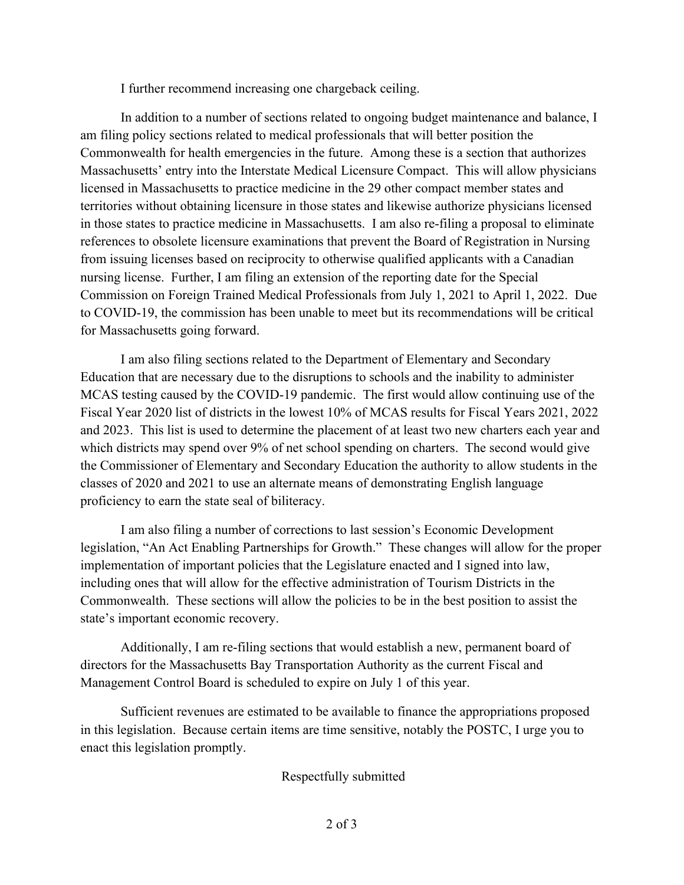I further recommend increasing one chargeback ceiling.

In addition to a number of sections related to ongoing budget maintenance and balance, I am filing policy sections related to medical professionals that will better position the Commonwealth for health emergencies in the future. Among these is a section that authorizes Massachusetts' entry into the Interstate Medical Licensure Compact. This will allow physicians licensed in Massachusetts to practice medicine in the 29 other compact member states and territories without obtaining licensure in those states and likewise authorize physicians licensed in those states to practice medicine in Massachusetts. I am also re-filing a proposal to eliminate references to obsolete licensure examinations that prevent the Board of Registration in Nursing from issuing licenses based on reciprocity to otherwise qualified applicants with a Canadian nursing license. Further, I am filing an extension of the reporting date for the Special Commission on Foreign Trained Medical Professionals from July 1, 2021 to April 1, 2022. Due to COVID-19, the commission has been unable to meet but its recommendations will be critical for Massachusetts going forward.

I am also filing sections related to the Department of Elementary and Secondary Education that are necessary due to the disruptions to schools and the inability to administer MCAS testing caused by the COVID-19 pandemic. The first would allow continuing use of the Fiscal Year 2020 list of districts in the lowest 10% of MCAS results for Fiscal Years 2021, 2022 and 2023. This list is used to determine the placement of at least two new charters each year and which districts may spend over 9% of net school spending on charters. The second would give the Commissioner of Elementary and Secondary Education the authority to allow students in the classes of 2020 and 2021 to use an alternate means of demonstrating English language proficiency to earn the state seal of biliteracy.

I am also filing a number of corrections to last session's Economic Development legislation, "An Act Enabling Partnerships for Growth." These changes will allow for the proper implementation of important policies that the Legislature enacted and I signed into law, including ones that will allow for the effective administration of Tourism Districts in the Commonwealth. These sections will allow the policies to be in the best position to assist the state's important economic recovery.

Additionally, I am re-filing sections that would establish a new, permanent board of directors for the Massachusetts Bay Transportation Authority as the current Fiscal and Management Control Board is scheduled to expire on July 1 of this year.

Sufficient revenues are estimated to be available to finance the appropriations proposed in this legislation. Because certain items are time sensitive, notably the POSTC, I urge you to enact this legislation promptly.

Respectfully submitted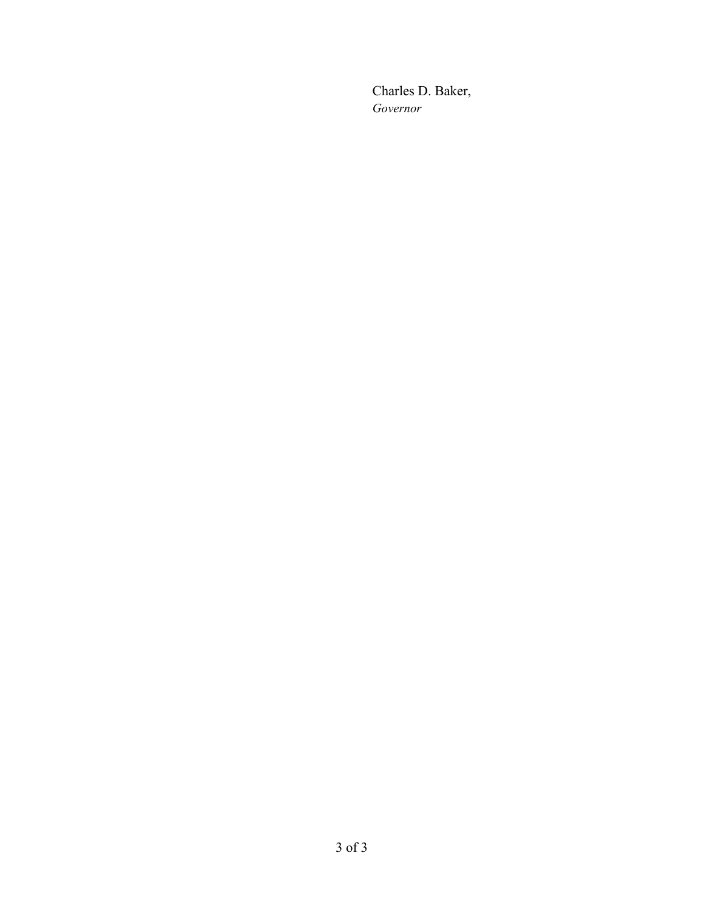Charles D. Baker,
*Governor*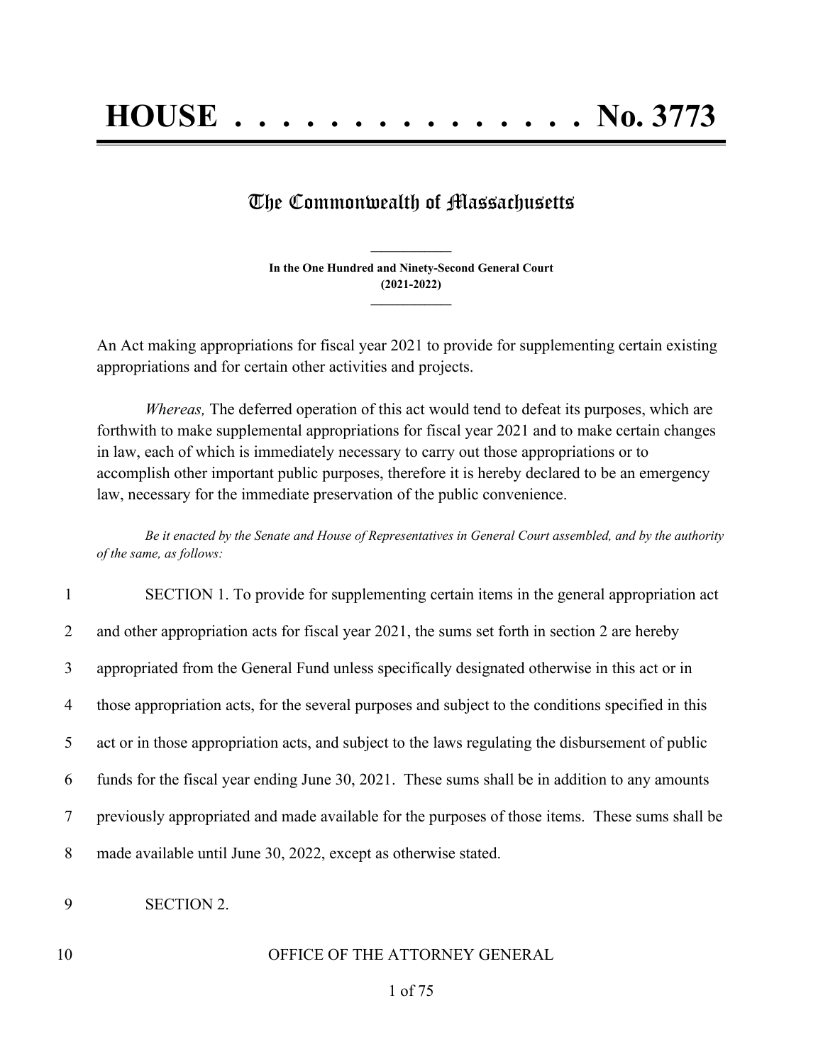# HOUSE . . . . . . . . . . . . . . . No. 3773

## The Commonwealth of Massachusetts

**In the One Hundred and Ninety-Second General Court**
**(2021-2022)**

An Act making appropriations for fiscal year 2021 to provide for supplementing certain existing appropriations and for certain other activities and projects.

*Whereas,* The deferred operation of this act would tend to defeat its purposes, which are forthwith to make supplemental appropriations for fiscal year 2021 and to make certain changes in law, each of which is immediately necessary to carry out those appropriations or to accomplish other important public purposes, therefore it is hereby declared to be an emergency law, necessary for the immediate preservation of the public convenience.

*Be it enacted by the Senate and House of Representatives in General Court assembled, and by the authority of the same, as follows:*

1 SECTION 1. To provide for supplementing certain items in the general appropriation act
2 and other appropriation acts for fiscal year 2021, the sums set forth in section 2 are hereby
3 appropriated from the General Fund unless specifically designated otherwise in this act or in
4 those appropriation acts, for the several purposes and subject to the conditions specified in this
5 act or in those appropriation acts, and subject to the laws regulating the disbursement of public
6 funds for the fiscal year ending June 30, 2021. These sums shall be in addition to any amounts
7 previously appropriated and made available for the purposes of those items. These sums shall be
8 made available until June 30, 2022, except as otherwise stated.

9 SECTION 2.

10 OFFICE OF THE ATTORNEY GENERAL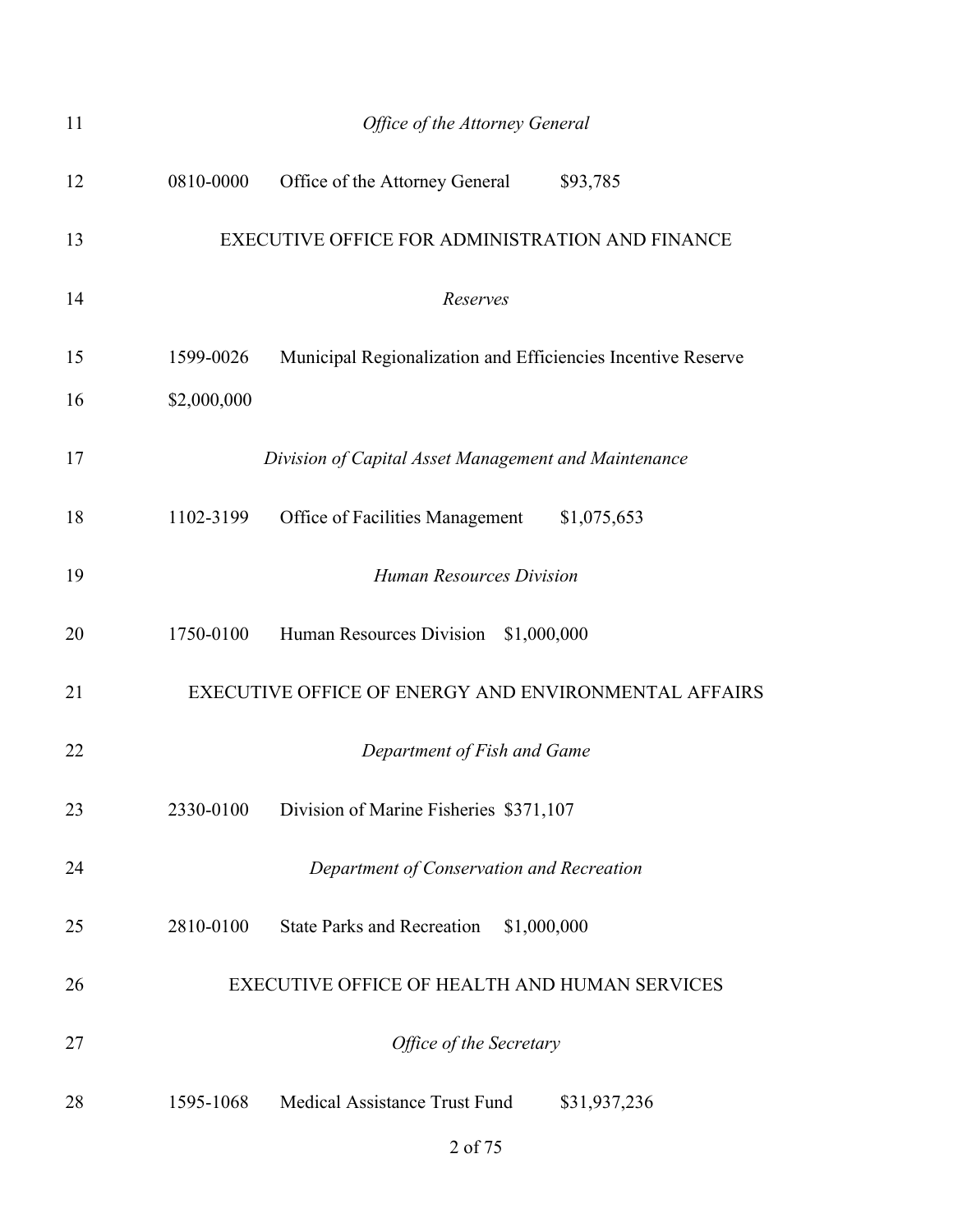*Office of the Attorney General*

0810-0000 Office of the Attorney General $93,785

EXECUTIVE OFFICE FOR ADMINISTRATION AND FINANCE

*Reserves*

1599-0026 Municipal Regionalization and Efficiencies Incentive Reserve

$2,000,000

*Division of Capital Asset Management and Maintenance*

1102-3199 Office of Facilities Management $1,075,653

*Human Resources Division*

1750-0100 Human Resources Division $1,000,000

EXECUTIVE OFFICE OF ENERGY AND ENVIRONMENTAL AFFAIRS

*Department of Fish and Game*

2330-0100 Division of Marine Fisheries $371,107

*Department of Conservation and Recreation*

2810-0100 State Parks and Recreation $1,000,000

EXECUTIVE OFFICE OF HEALTH AND HUMAN SERVICES

*Office of the Secretary*

1595-1068 Medical Assistance Trust Fund $31,937,236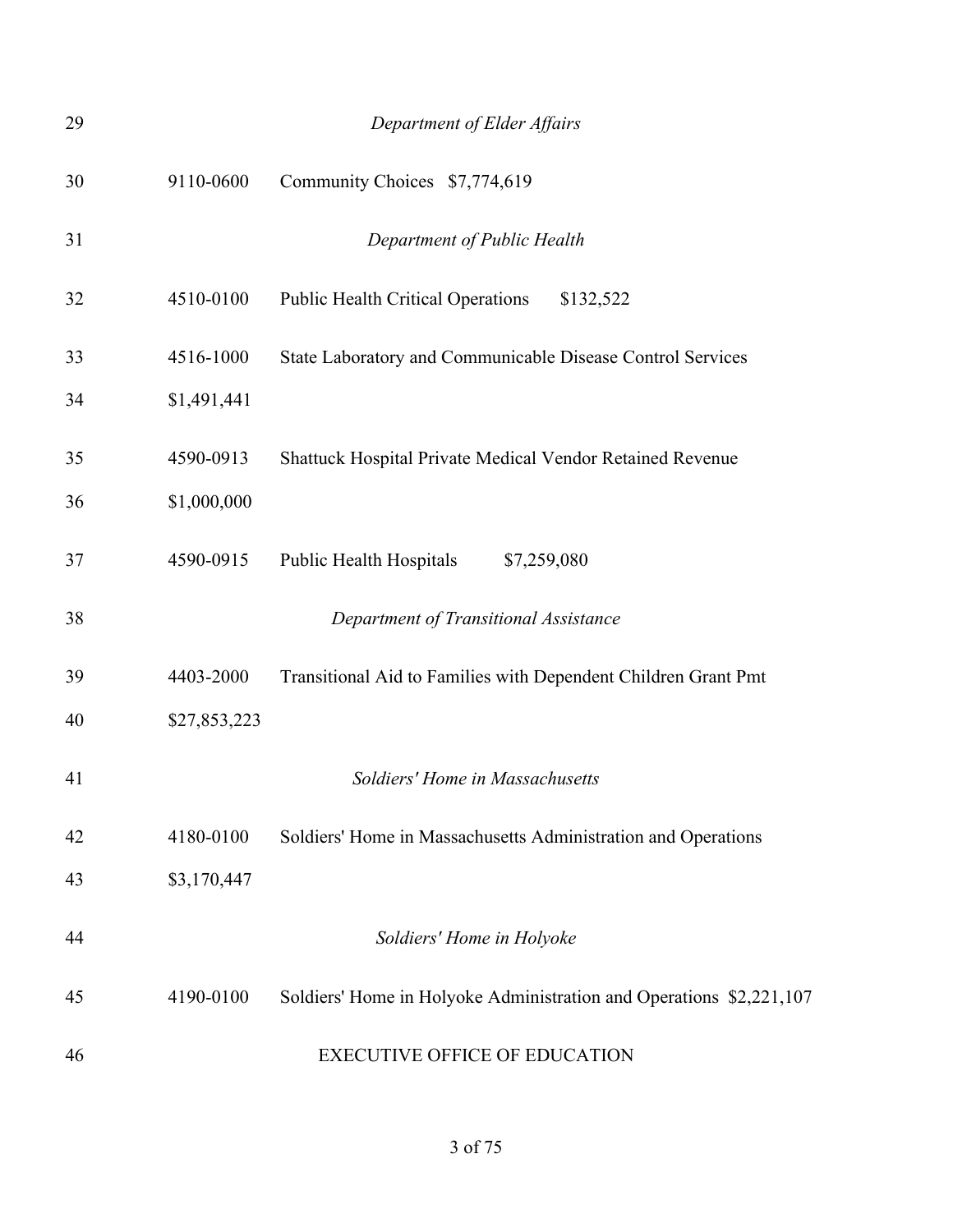29 *Department of Elder Affairs*

30 9110-0600 Community Choices $7,774,619

31 *Department of Public Health*

32 4510-0100 Public Health Critical Operations $132,522

33 4516-1000 State Laboratory and Communicable Disease Control Services

34 $1,491,441

35 4590-0913 Shattuck Hospital Private Medical Vendor Retained Revenue

36 $1,000,000

37 4590-0915 Public Health Hospitals $7,259,080

38 *Department of Transitional Assistance*

39 4403-2000 Transitional Aid to Families with Dependent Children Grant Pmt

40 $27,853,223

41 *Soldiers' Home in Massachusetts*

42 4180-0100 Soldiers' Home in Massachusetts Administration and Operations

43 $3,170,447

44 *Soldiers' Home in Holyoke*

45 4190-0100 Soldiers' Home in Holyoke Administration and Operations $2,221,107

46 EXECUTIVE OFFICE OF EDUCATION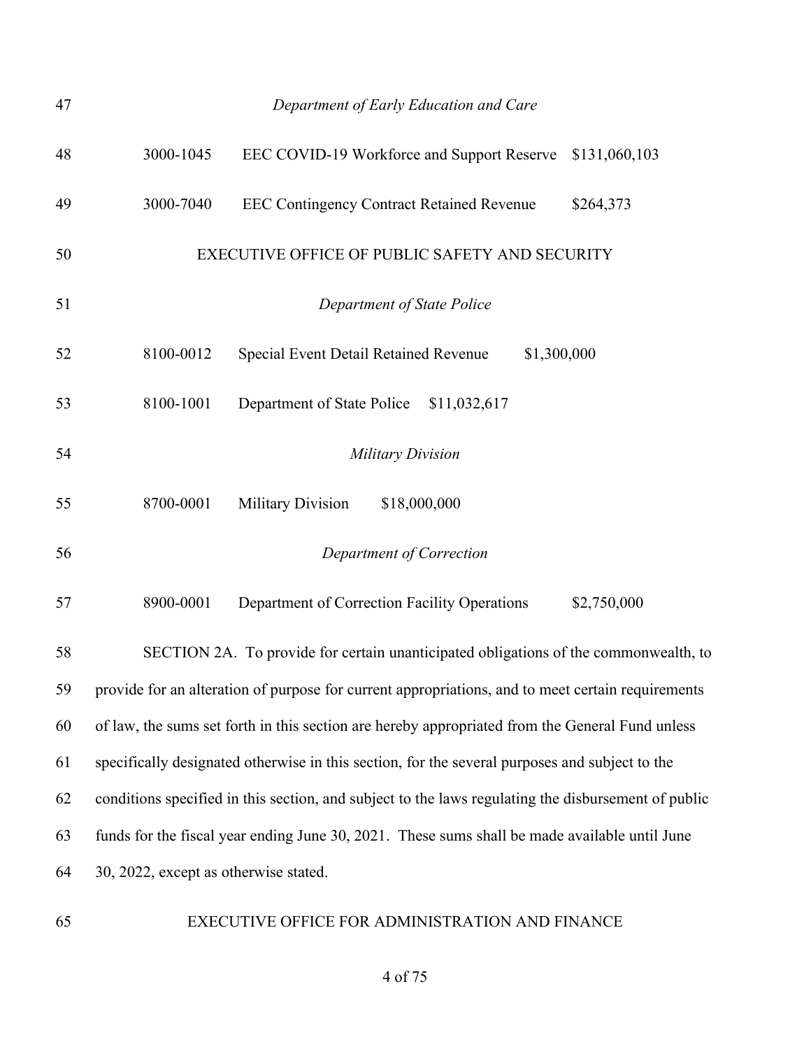*Department of Early Education and Care*

3000-1045 EEC COVID-19 Workforce and Support Reserve $131,060,103

3000-7040 EEC Contingency Contract Retained Revenue $264,373

EXECUTIVE OFFICE OF PUBLIC SAFETY AND SECURITY

*Department of State Police*

8100-0012 Special Event Detail Retained Revenue $1,300,000

8100-1001 Department of State Police $11,032,617

*Military Division*

8700-0001 Military Division $18,000,000

*Department of Correction*

8900-0001 Department of Correction Facility Operations $2,750,000

SECTION 2A. To provide for certain unanticipated obligations of the commonwealth, to provide for an alteration of purpose for current appropriations, and to meet certain requirements of law, the sums set forth in this section are hereby appropriated from the General Fund unless specifically designated otherwise in this section, for the several purposes and subject to the conditions specified in this section, and subject to the laws regulating the disbursement of public funds for the fiscal year ending June 30, 2021. These sums shall be made available until June 30, 2022, except as otherwise stated.

EXECUTIVE OFFICE FOR ADMINISTRATION AND FINANCE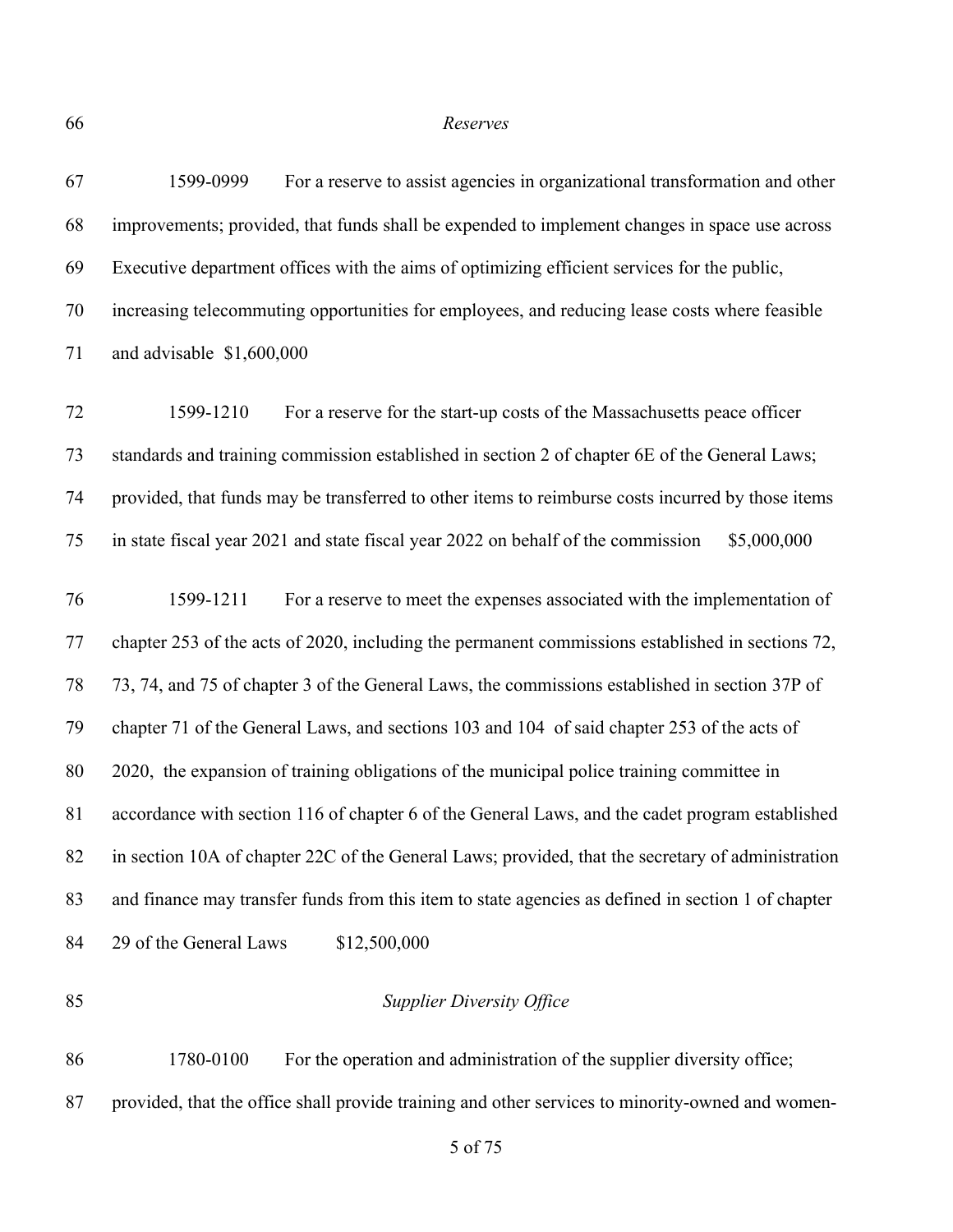*Reserves*

1599-0999 For a reserve to assist agencies in organizational transformation and other improvements; provided, that funds shall be expended to implement changes in space use across Executive department offices with the aims of optimizing efficient services for the public, increasing telecommuting opportunities for employees, and reducing lease costs where feasible and advisable $1,600,000

1599-1210 For a reserve for the start-up costs of the Massachusetts peace officer standards and training commission established in section 2 of chapter 6E of the General Laws; provided, that funds may be transferred to other items to reimburse costs incurred by those items in state fiscal year 2021 and state fiscal year 2022 on behalf of the commission $5,000,000

1599-1211 For a reserve to meet the expenses associated with the implementation of chapter 253 of the acts of 2020, including the permanent commissions established in sections 72, 73, 74, and 75 of chapter 3 of the General Laws, the commissions established in section 37P of chapter 71 of the General Laws, and sections 103 and 104 of said chapter 253 of the acts of 2020, the expansion of training obligations of the municipal police training committee in accordance with section 116 of chapter 6 of the General Laws, and the cadet program established in section 10A of chapter 22C of the General Laws; provided, that the secretary of administration and finance may transfer funds from this item to state agencies as defined in section 1 of chapter 29 of the General Laws $12,500,000

*Supplier Diversity Office*

1780-0100 For the operation and administration of the supplier diversity office; provided, that the office shall provide training and other services to minority-owned and women-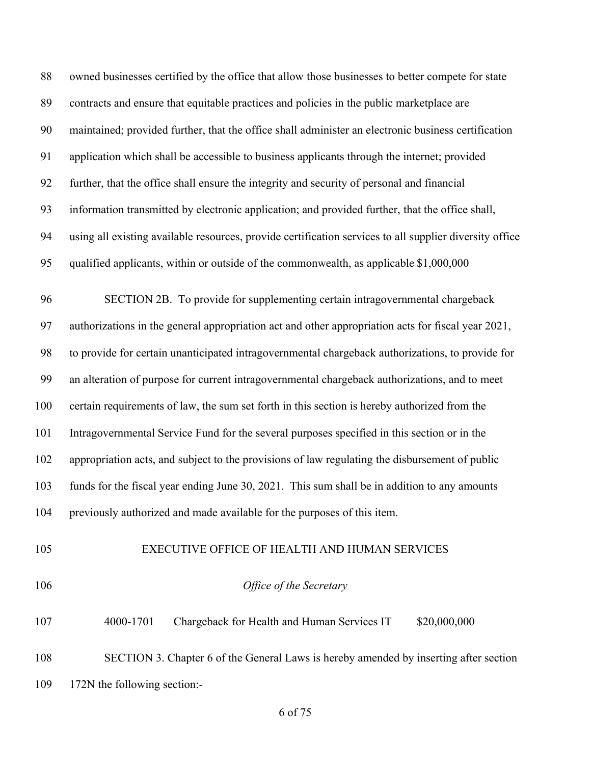owned businesses certified by the office that allow those businesses to better compete for state contracts and ensure that equitable practices and policies in the public marketplace are maintained; provided further, that the office shall administer an electronic business certification application which shall be accessible to business applicants through the internet; provided further, that the office shall ensure the integrity and security of personal and financial information transmitted by electronic application; and provided further, that the office shall, using all existing available resources, provide certification services to all supplier diversity office qualified applicants, within or outside of the commonwealth, as applicable $1,000,000

SECTION 2B. To provide for supplementing certain intragovernmental chargeback authorizations in the general appropriation act and other appropriation acts for fiscal year 2021, to provide for certain unanticipated intragovernmental chargeback authorizations, to provide for an alteration of purpose for current intragovernmental chargeback authorizations, and to meet certain requirements of law, the sum set forth in this section is hereby authorized from the Intragovernmental Service Fund for the several purposes specified in this section or in the appropriation acts, and subject to the provisions of law regulating the disbursement of public funds for the fiscal year ending June 30, 2021. This sum shall be in addition to any amounts previously authorized and made available for the purposes of this item.

EXECUTIVE OFFICE OF HEALTH AND HUMAN SERVICES

*Office of the Secretary*

4000-1701 Chargeback for Health and Human Services IT $20,000,000

SECTION 3. Chapter 6 of the General Laws is hereby amended by inserting after section 172N the following section:-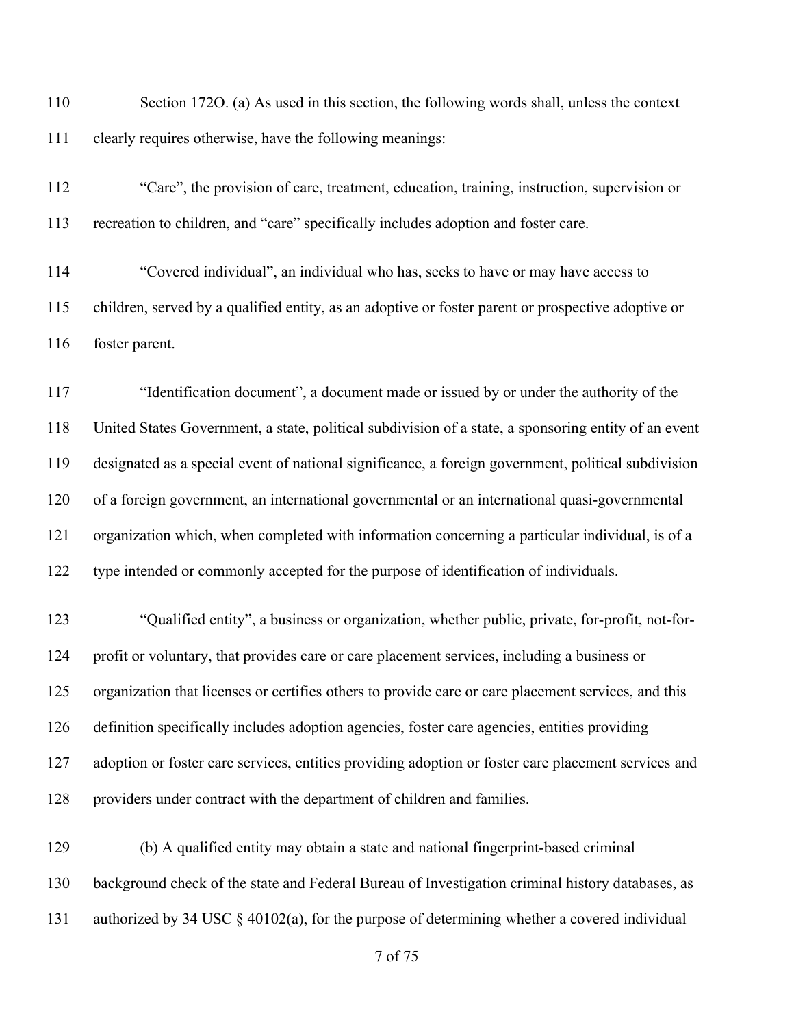Section 172O. (a) As used in this section, the following words shall, unless the context clearly requires otherwise, have the following meanings:

"Care", the provision of care, treatment, education, training, instruction, supervision or recreation to children, and "care" specifically includes adoption and foster care.

"Covered individual", an individual who has, seeks to have or may have access to children, served by a qualified entity, as an adoptive or foster parent or prospective adoptive or foster parent.

"Identification document", a document made or issued by or under the authority of the United States Government, a state, political subdivision of a state, a sponsoring entity of an event designated as a special event of national significance, a foreign government, political subdivision of a foreign government, an international governmental or an international quasi-governmental organization which, when completed with information concerning a particular individual, is of a type intended or commonly accepted for the purpose of identification of individuals.

"Qualified entity", a business or organization, whether public, private, for-profit, not-for-profit or voluntary, that provides care or care placement services, including a business or organization that licenses or certifies others to provide care or care placement services, and this definition specifically includes adoption agencies, foster care agencies, entities providing adoption or foster care services, entities providing adoption or foster care placement services and providers under contract with the department of children and families.

(b) A qualified entity may obtain a state and national fingerprint-based criminal background check of the state and Federal Bureau of Investigation criminal history databases, as authorized by 34 USC § 40102(a), for the purpose of determining whether a covered individual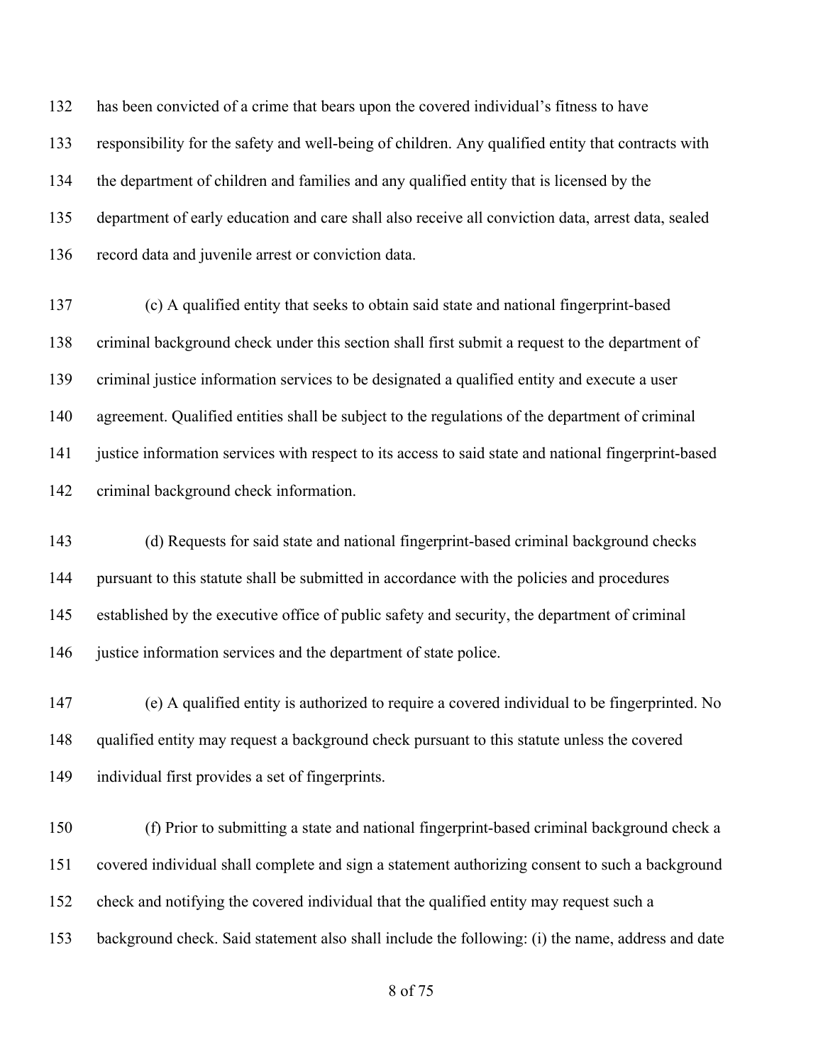has been convicted of a crime that bears upon the covered individual's fitness to have responsibility for the safety and well-being of children. Any qualified entity that contracts with the department of children and families and any qualified entity that is licensed by the department of early education and care shall also receive all conviction data, arrest data, sealed record data and juvenile arrest or conviction data.

(c) A qualified entity that seeks to obtain said state and national fingerprint-based criminal background check under this section shall first submit a request to the department of criminal justice information services to be designated a qualified entity and execute a user agreement. Qualified entities shall be subject to the regulations of the department of criminal justice information services with respect to its access to said state and national fingerprint-based criminal background check information.

(d) Requests for said state and national fingerprint-based criminal background checks pursuant to this statute shall be submitted in accordance with the policies and procedures established by the executive office of public safety and security, the department of criminal justice information services and the department of state police.

(e) A qualified entity is authorized to require a covered individual to be fingerprinted. No qualified entity may request a background check pursuant to this statute unless the covered individual first provides a set of fingerprints.

(f) Prior to submitting a state and national fingerprint-based criminal background check a covered individual shall complete and sign a statement authorizing consent to such a background check and notifying the covered individual that the qualified entity may request such a background check. Said statement also shall include the following: (i) the name, address and date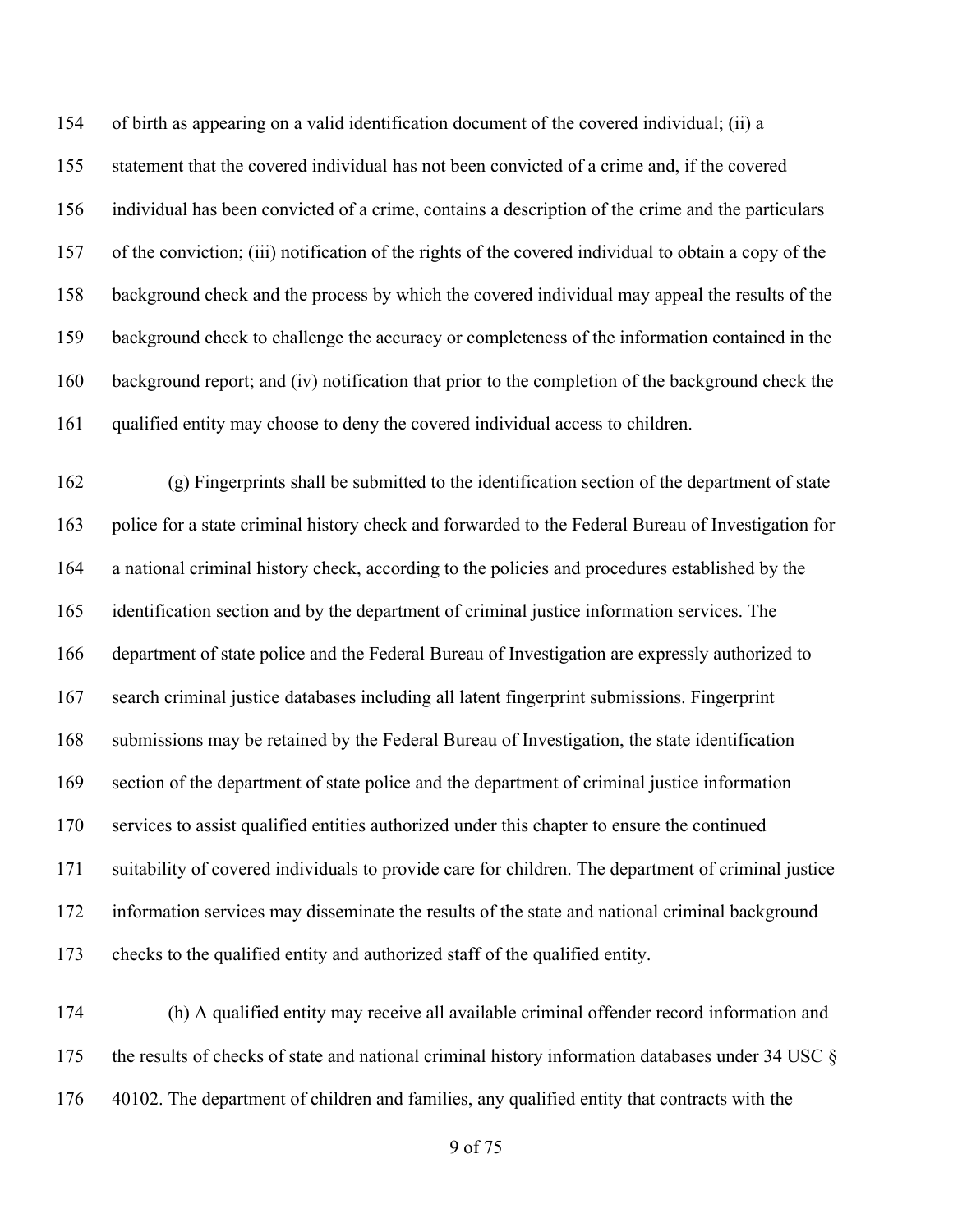of birth as appearing on a valid identification document of the covered individual; (ii) a statement that the covered individual has not been convicted of a crime and, if the covered individual has been convicted of a crime, contains a description of the crime and the particulars of the conviction; (iii) notification of the rights of the covered individual to obtain a copy of the background check and the process by which the covered individual may appeal the results of the background check to challenge the accuracy or completeness of the information contained in the background report; and (iv) notification that prior to the completion of the background check the qualified entity may choose to deny the covered individual access to children.

(g) Fingerprints shall be submitted to the identification section of the department of state police for a state criminal history check and forwarded to the Federal Bureau of Investigation for a national criminal history check, according to the policies and procedures established by the identification section and by the department of criminal justice information services. The department of state police and the Federal Bureau of Investigation are expressly authorized to search criminal justice databases including all latent fingerprint submissions. Fingerprint submissions may be retained by the Federal Bureau of Investigation, the state identification section of the department of state police and the department of criminal justice information services to assist qualified entities authorized under this chapter to ensure the continued suitability of covered individuals to provide care for children. The department of criminal justice information services may disseminate the results of the state and national criminal background checks to the qualified entity and authorized staff of the qualified entity.

(h) A qualified entity may receive all available criminal offender record information and the results of checks of state and national criminal history information databases under 34 USC § 40102. The department of children and families, any qualified entity that contracts with the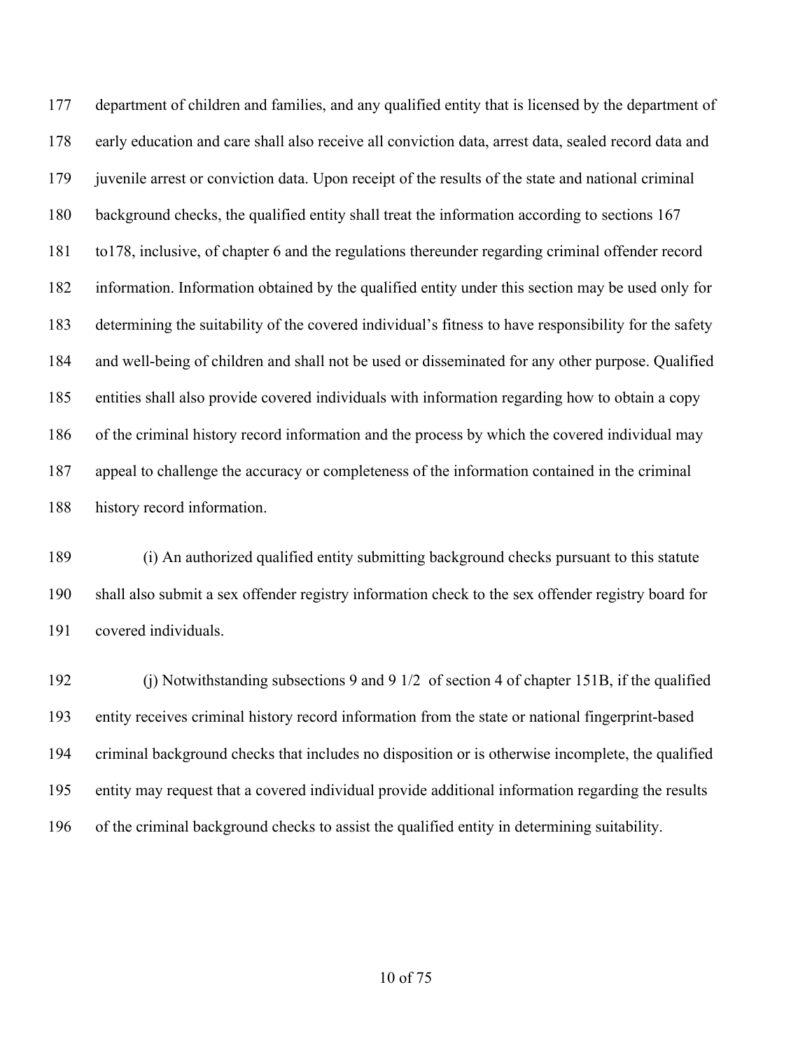department of children and families, and any qualified entity that is licensed by the department of early education and care shall also receive all conviction data, arrest data, sealed record data and juvenile arrest or conviction data. Upon receipt of the results of the state and national criminal background checks, the qualified entity shall treat the information according to sections 167 to178, inclusive, of chapter 6 and the regulations thereunder regarding criminal offender record information. Information obtained by the qualified entity under this section may be used only for determining the suitability of the covered individual's fitness to have responsibility for the safety and well-being of children and shall not be used or disseminated for any other purpose. Qualified entities shall also provide covered individuals with information regarding how to obtain a copy of the criminal history record information and the process by which the covered individual may appeal to challenge the accuracy or completeness of the information contained in the criminal history record information.

(i) An authorized qualified entity submitting background checks pursuant to this statute shall also submit a sex offender registry information check to the sex offender registry board for covered individuals.

(j) Notwithstanding subsections 9 and 9 1/2 of section 4 of chapter 151B, if the qualified entity receives criminal history record information from the state or national fingerprint-based criminal background checks that includes no disposition or is otherwise incomplete, the qualified entity may request that a covered individual provide additional information regarding the results of the criminal background checks to assist the qualified entity in determining suitability.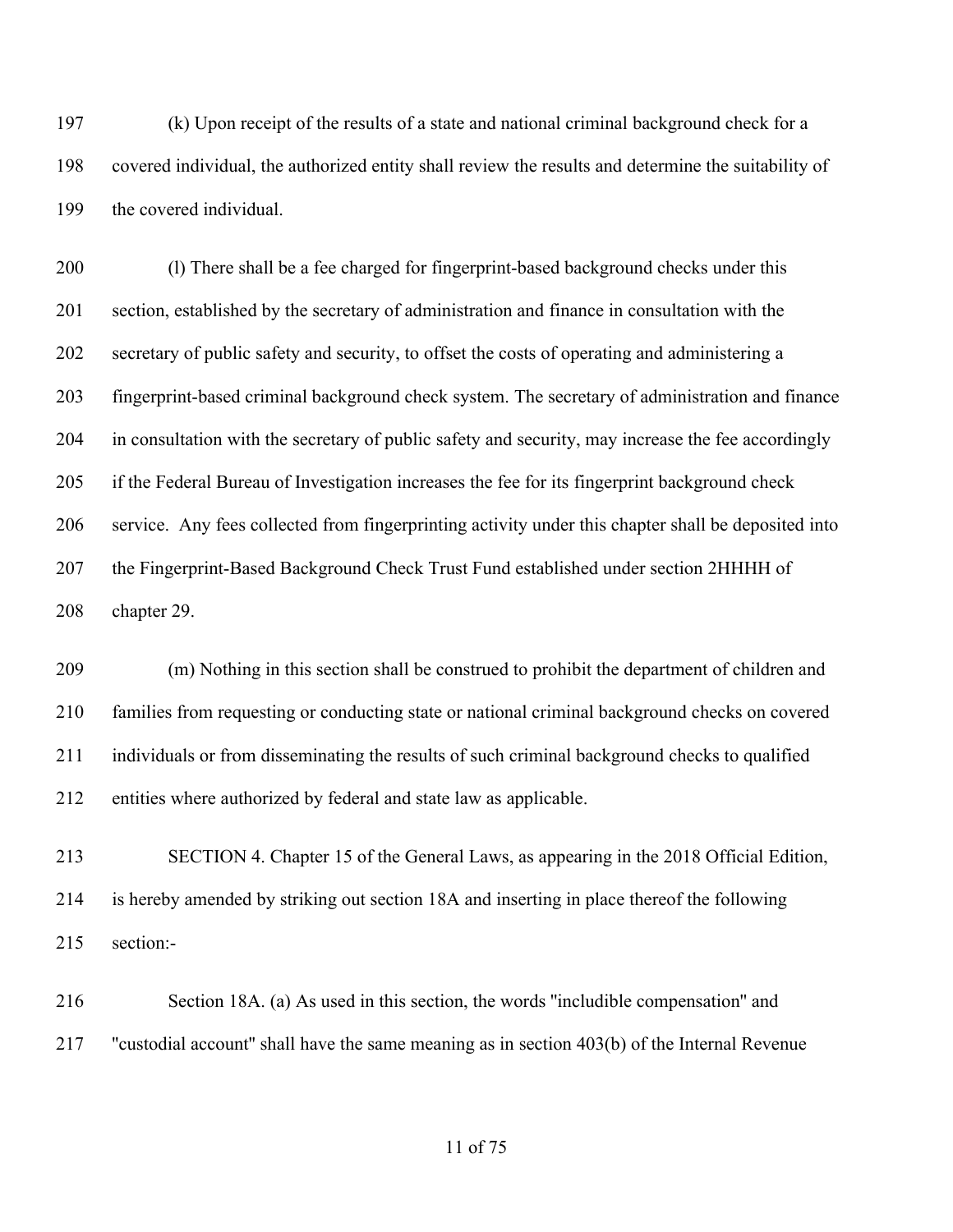(k) Upon receipt of the results of a state and national criminal background check for a covered individual, the authorized entity shall review the results and determine the suitability of the covered individual.

(l) There shall be a fee charged for fingerprint-based background checks under this section, established by the secretary of administration and finance in consultation with the secretary of public safety and security, to offset the costs of operating and administering a fingerprint-based criminal background check system. The secretary of administration and finance in consultation with the secretary of public safety and security, may increase the fee accordingly if the Federal Bureau of Investigation increases the fee for its fingerprint background check service. Any fees collected from fingerprinting activity under this chapter shall be deposited into the Fingerprint-Based Background Check Trust Fund established under section 2HHHH of chapter 29.

(m) Nothing in this section shall be construed to prohibit the department of children and families from requesting or conducting state or national criminal background checks on covered individuals or from disseminating the results of such criminal background checks to qualified entities where authorized by federal and state law as applicable.

SECTION 4. Chapter 15 of the General Laws, as appearing in the 2018 Official Edition, is hereby amended by striking out section 18A and inserting in place thereof the following section:-

Section 18A. (a) As used in this section, the words "includible compensation" and "custodial account" shall have the same meaning as in section 403(b) of the Internal Revenue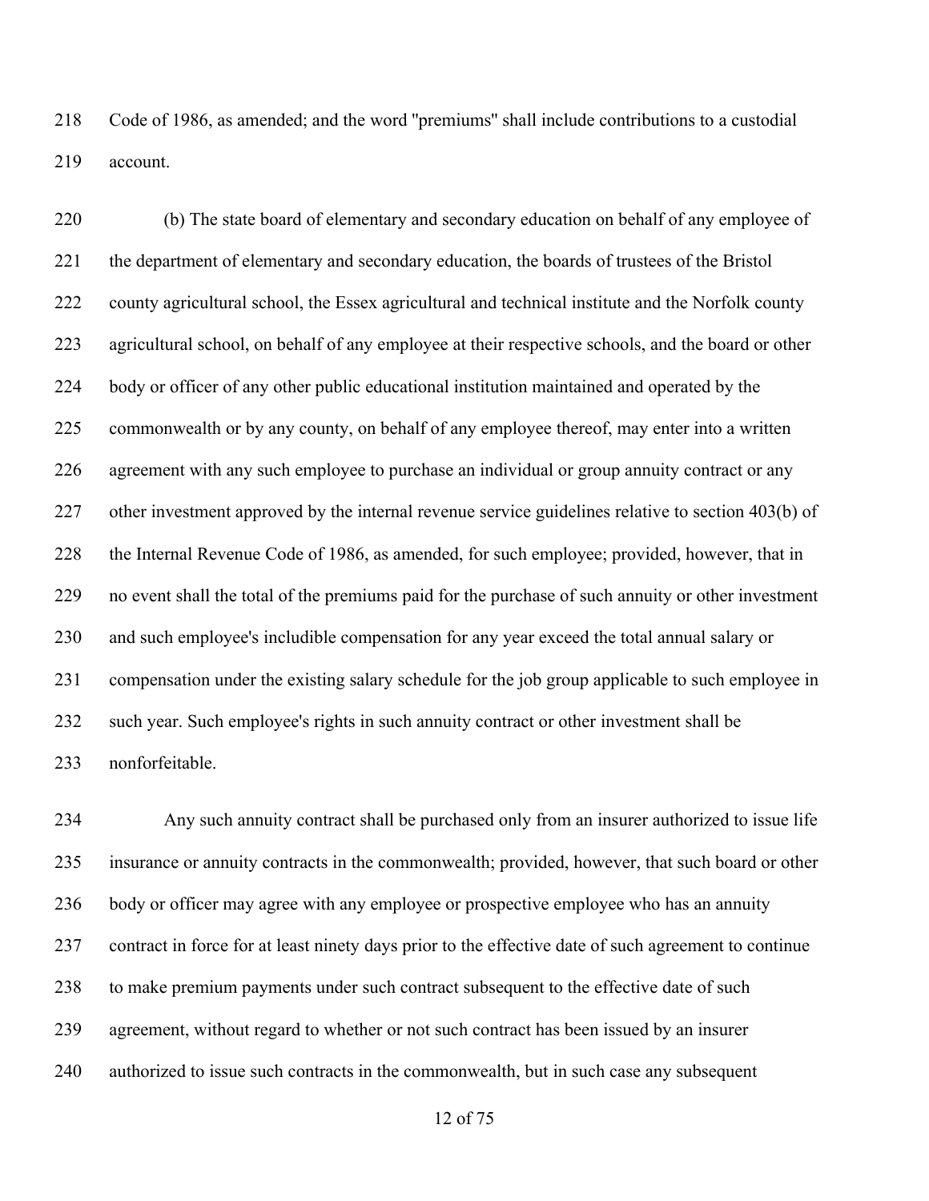Code of 1986, as amended; and the word "premiums" shall include contributions to a custodial account.

(b) The state board of elementary and secondary education on behalf of any employee of the department of elementary and secondary education, the boards of trustees of the Bristol county agricultural school, the Essex agricultural and technical institute and the Norfolk county agricultural school, on behalf of any employee at their respective schools, and the board or other body or officer of any other public educational institution maintained and operated by the commonwealth or by any county, on behalf of any employee thereof, may enter into a written agreement with any such employee to purchase an individual or group annuity contract or any other investment approved by the internal revenue service guidelines relative to section 403(b) of the Internal Revenue Code of 1986, as amended, for such employee; provided, however, that in no event shall the total of the premiums paid for the purchase of such annuity or other investment and such employee's includible compensation for any year exceed the total annual salary or compensation under the existing salary schedule for the job group applicable to such employee in such year. Such employee's rights in such annuity contract or other investment shall be nonforfeitable.

Any such annuity contract shall be purchased only from an insurer authorized to issue life insurance or annuity contracts in the commonwealth; provided, however, that such board or other body or officer may agree with any employee or prospective employee who has an annuity contract in force for at least ninety days prior to the effective date of such agreement to continue to make premium payments under such contract subsequent to the effective date of such agreement, without regard to whether or not such contract has been issued by an insurer authorized to issue such contracts in the commonwealth, but in such case any subsequent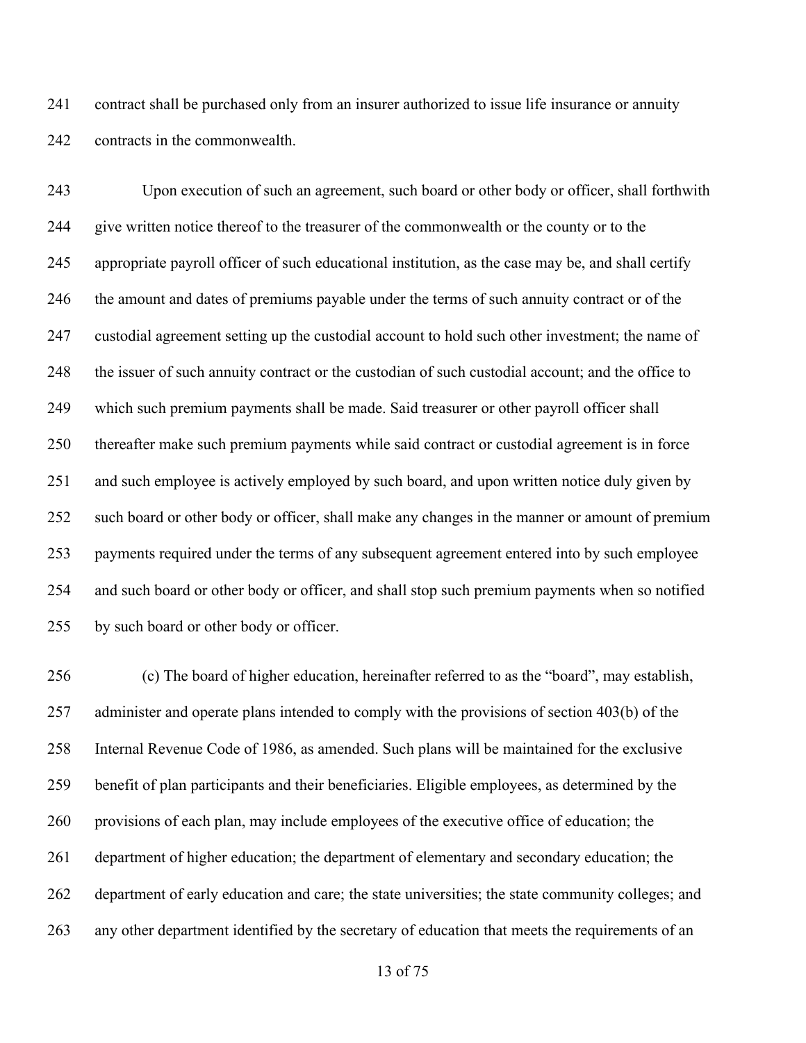contract shall be purchased only from an insurer authorized to issue life insurance or annuity contracts in the commonwealth.

Upon execution of such an agreement, such board or other body or officer, shall forthwith give written notice thereof to the treasurer of the commonwealth or the county or to the appropriate payroll officer of such educational institution, as the case may be, and shall certify the amount and dates of premiums payable under the terms of such annuity contract or of the custodial agreement setting up the custodial account to hold such other investment; the name of the issuer of such annuity contract or the custodian of such custodial account; and the office to which such premium payments shall be made. Said treasurer or other payroll officer shall thereafter make such premium payments while said contract or custodial agreement is in force and such employee is actively employed by such board, and upon written notice duly given by such board or other body or officer, shall make any changes in the manner or amount of premium payments required under the terms of any subsequent agreement entered into by such employee and such board or other body or officer, and shall stop such premium payments when so notified by such board or other body or officer.

(c) The board of higher education, hereinafter referred to as the "board", may establish, administer and operate plans intended to comply with the provisions of section 403(b) of the Internal Revenue Code of 1986, as amended. Such plans will be maintained for the exclusive benefit of plan participants and their beneficiaries. Eligible employees, as determined by the provisions of each plan, may include employees of the executive office of education; the department of higher education; the department of elementary and secondary education; the department of early education and care; the state universities; the state community colleges; and any other department identified by the secretary of education that meets the requirements of an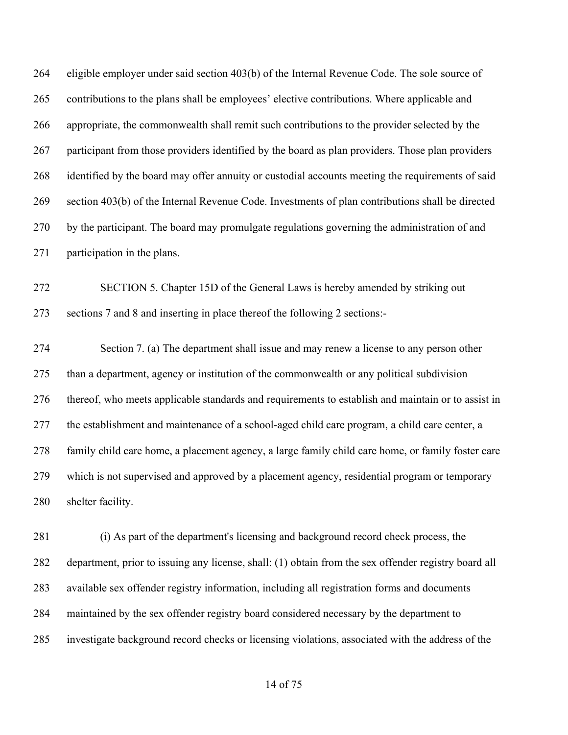eligible employer under said section 403(b) of the Internal Revenue Code. The sole source of contributions to the plans shall be employees' elective contributions. Where applicable and appropriate, the commonwealth shall remit such contributions to the provider selected by the participant from those providers identified by the board as plan providers. Those plan providers identified by the board may offer annuity or custodial accounts meeting the requirements of said section 403(b) of the Internal Revenue Code. Investments of plan contributions shall be directed by the participant. The board may promulgate regulations governing the administration of and participation in the plans.

SECTION 5. Chapter 15D of the General Laws is hereby amended by striking out sections 7 and 8 and inserting in place thereof the following 2 sections:-

Section 7. (a) The department shall issue and may renew a license to any person other than a department, agency or institution of the commonwealth or any political subdivision thereof, who meets applicable standards and requirements to establish and maintain or to assist in the establishment and maintenance of a school-aged child care program, a child care center, a family child care home, a placement agency, a large family child care home, or family foster care which is not supervised and approved by a placement agency, residential program or temporary shelter facility.

(i) As part of the department's licensing and background record check process, the department, prior to issuing any license, shall: (1) obtain from the sex offender registry board all available sex offender registry information, including all registration forms and documents maintained by the sex offender registry board considered necessary by the department to investigate background record checks or licensing violations, associated with the address of the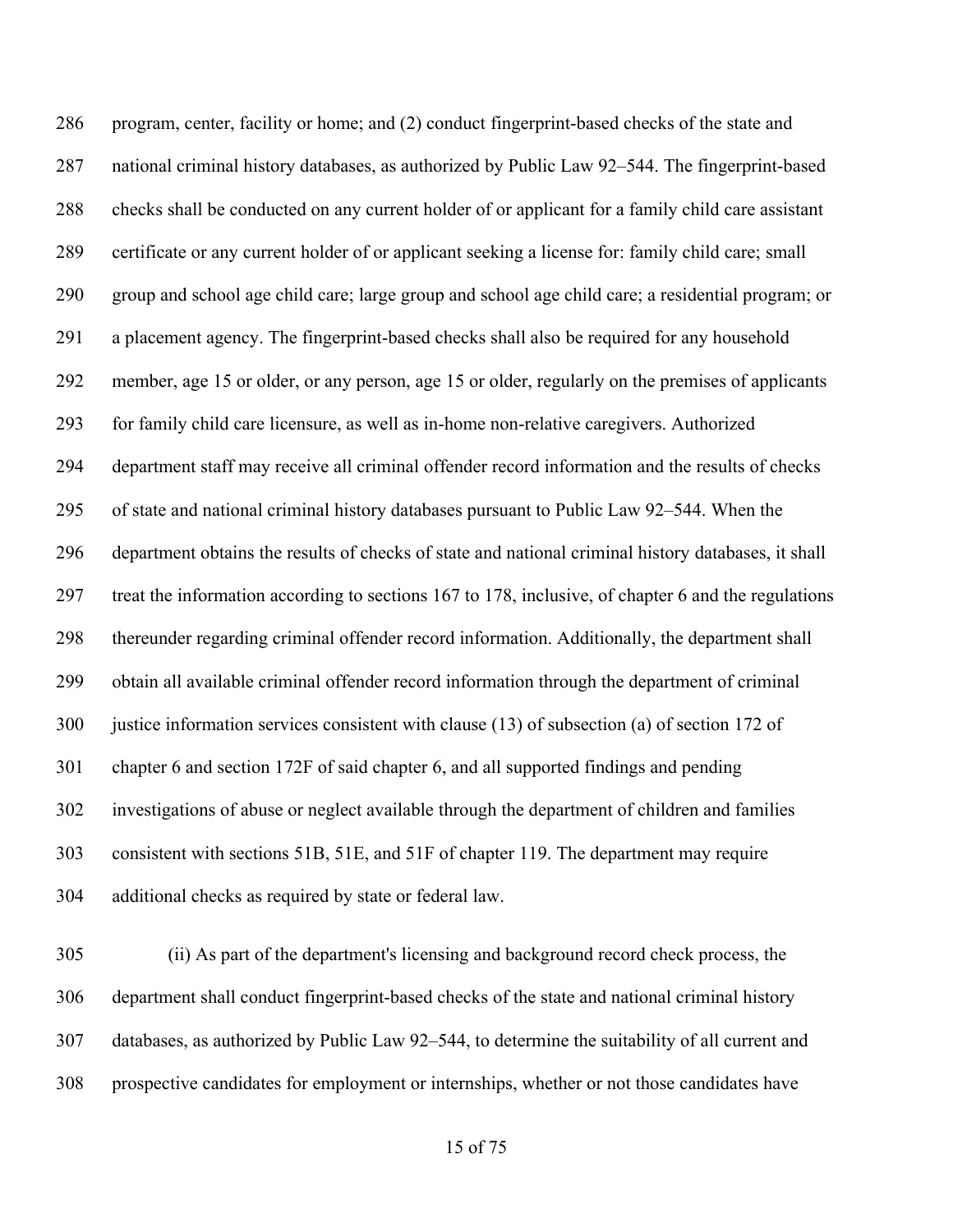program, center, facility or home; and (2) conduct fingerprint-based checks of the state and national criminal history databases, as authorized by Public Law 92–544. The fingerprint-based checks shall be conducted on any current holder of or applicant for a family child care assistant certificate or any current holder of or applicant seeking a license for: family child care; small group and school age child care; large group and school age child care; a residential program; or a placement agency. The fingerprint-based checks shall also be required for any household member, age 15 or older, or any person, age 15 or older, regularly on the premises of applicants for family child care licensure, as well as in-home non-relative caregivers. Authorized department staff may receive all criminal offender record information and the results of checks of state and national criminal history databases pursuant to Public Law 92–544. When the department obtains the results of checks of state and national criminal history databases, it shall treat the information according to sections 167 to 178, inclusive, of chapter 6 and the regulations thereunder regarding criminal offender record information. Additionally, the department shall obtain all available criminal offender record information through the department of criminal justice information services consistent with clause (13) of subsection (a) of section 172 of chapter 6 and section 172F of said chapter 6, and all supported findings and pending investigations of abuse or neglect available through the department of children and families consistent with sections 51B, 51E, and 51F of chapter 119. The department may require additional checks as required by state or federal law.

(ii) As part of the department's licensing and background record check process, the department shall conduct fingerprint-based checks of the state and national criminal history databases, as authorized by Public Law 92–544, to determine the suitability of all current and prospective candidates for employment or internships, whether or not those candidates have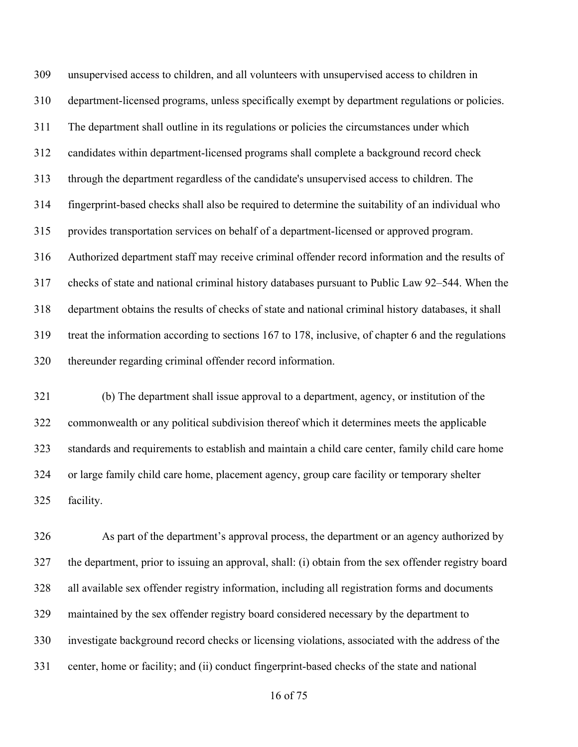unsupervised access to children, and all volunteers with unsupervised access to children in department-licensed programs, unless specifically exempt by department regulations or policies. The department shall outline in its regulations or policies the circumstances under which candidates within department-licensed programs shall complete a background record check through the department regardless of the candidate's unsupervised access to children. The fingerprint-based checks shall also be required to determine the suitability of an individual who provides transportation services on behalf of a department-licensed or approved program. Authorized department staff may receive criminal offender record information and the results of checks of state and national criminal history databases pursuant to Public Law 92–544. When the department obtains the results of checks of state and national criminal history databases, it shall treat the information according to sections 167 to 178, inclusive, of chapter 6 and the regulations thereunder regarding criminal offender record information.

(b) The department shall issue approval to a department, agency, or institution of the commonwealth or any political subdivision thereof which it determines meets the applicable standards and requirements to establish and maintain a child care center, family child care home or large family child care home, placement agency, group care facility or temporary shelter facility.

As part of the department's approval process, the department or an agency authorized by the department, prior to issuing an approval, shall: (i) obtain from the sex offender registry board all available sex offender registry information, including all registration forms and documents maintained by the sex offender registry board considered necessary by the department to investigate background record checks or licensing violations, associated with the address of the center, home or facility; and (ii) conduct fingerprint-based checks of the state and national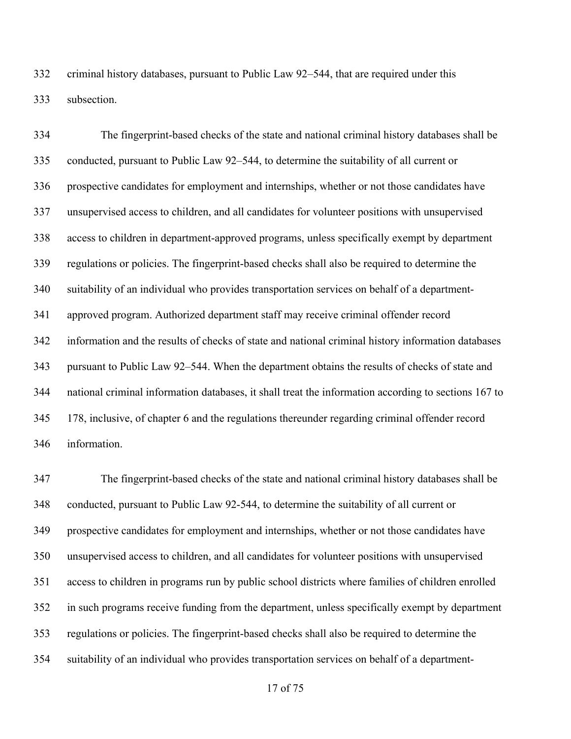criminal history databases, pursuant to Public Law 92–544, that are required under this subsection.

The fingerprint-based checks of the state and national criminal history databases shall be conducted, pursuant to Public Law 92–544, to determine the suitability of all current or prospective candidates for employment and internships, whether or not those candidates have unsupervised access to children, and all candidates for volunteer positions with unsupervised access to children in department-approved programs, unless specifically exempt by department regulations or policies. The fingerprint-based checks shall also be required to determine the suitability of an individual who provides transportation services on behalf of a department-approved program. Authorized department staff may receive criminal offender record information and the results of checks of state and national criminal history information databases pursuant to Public Law 92–544. When the department obtains the results of checks of state and national criminal information databases, it shall treat the information according to sections 167 to 178, inclusive, of chapter 6 and the regulations thereunder regarding criminal offender record information.

The fingerprint-based checks of the state and national criminal history databases shall be conducted, pursuant to Public Law 92-544, to determine the suitability of all current or prospective candidates for employment and internships, whether or not those candidates have unsupervised access to children, and all candidates for volunteer positions with unsupervised access to children in programs run by public school districts where families of children enrolled in such programs receive funding from the department, unless specifically exempt by department regulations or policies. The fingerprint-based checks shall also be required to determine the suitability of an individual who provides transportation services on behalf of a department-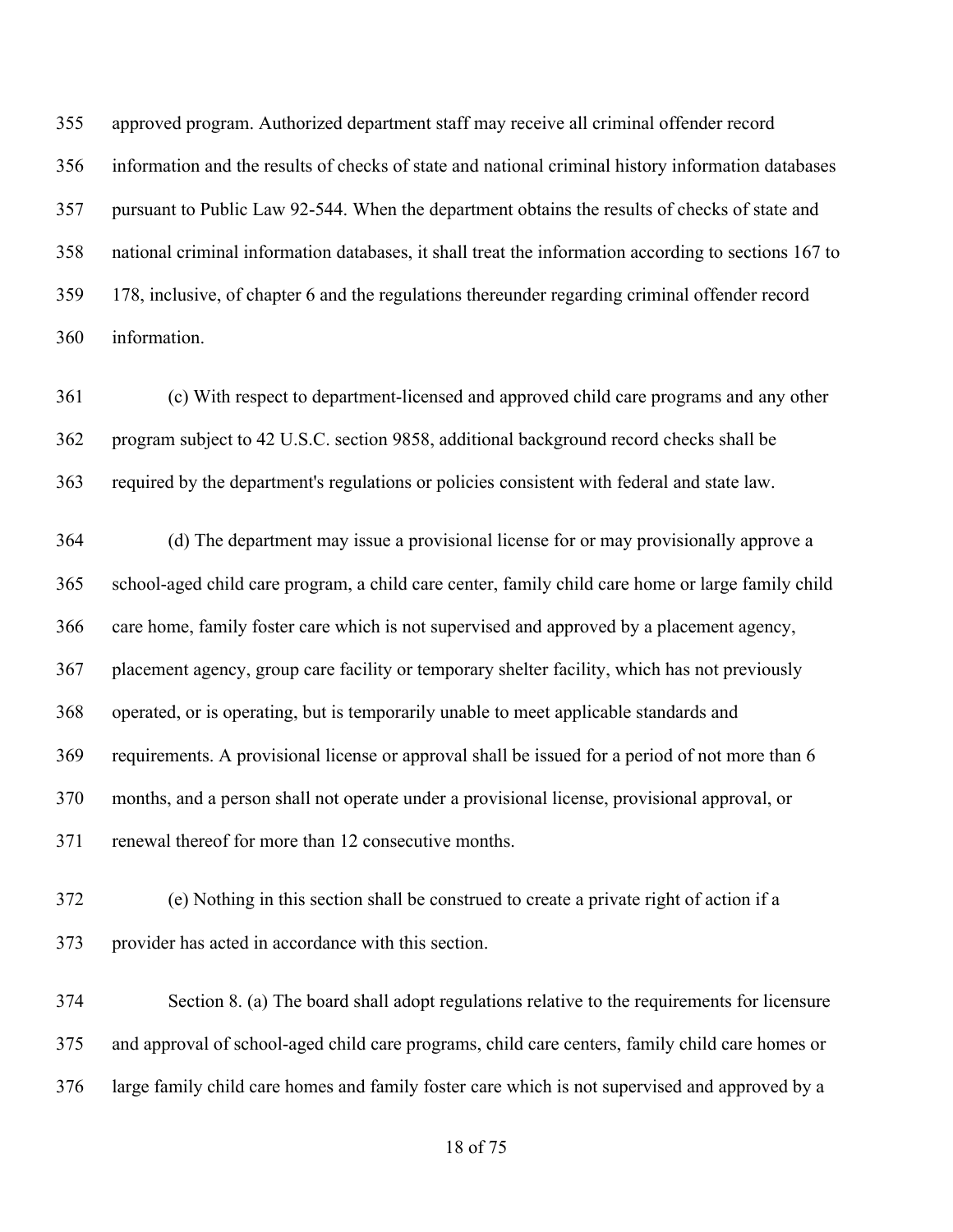approved program. Authorized department staff may receive all criminal offender record information and the results of checks of state and national criminal history information databases pursuant to Public Law 92-544. When the department obtains the results of checks of state and national criminal information databases, it shall treat the information according to sections 167 to 178, inclusive, of chapter 6 and the regulations thereunder regarding criminal offender record information.

(c) With respect to department-licensed and approved child care programs and any other program subject to 42 U.S.C. section 9858, additional background record checks shall be required by the department's regulations or policies consistent with federal and state law.

(d) The department may issue a provisional license for or may provisionally approve a school-aged child care program, a child care center, family child care home or large family child care home, family foster care which is not supervised and approved by a placement agency, placement agency, group care facility or temporary shelter facility, which has not previously operated, or is operating, but is temporarily unable to meet applicable standards and requirements. A provisional license or approval shall be issued for a period of not more than 6 months, and a person shall not operate under a provisional license, provisional approval, or renewal thereof for more than 12 consecutive months.

(e) Nothing in this section shall be construed to create a private right of action if a provider has acted in accordance with this section.

Section 8. (a) The board shall adopt regulations relative to the requirements for licensure and approval of school-aged child care programs, child care centers, family child care homes or large family child care homes and family foster care which is not supervised and approved by a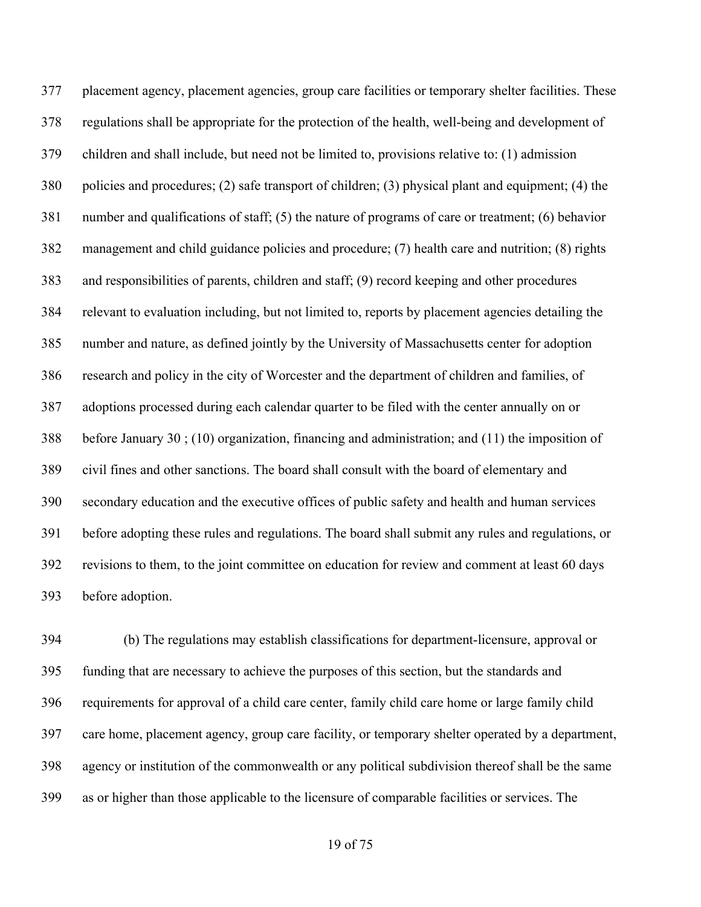placement agency, placement agencies, group care facilities or temporary shelter facilities. These regulations shall be appropriate for the protection of the health, well-being and development of children and shall include, but need not be limited to, provisions relative to: (1) admission policies and procedures; (2) safe transport of children; (3) physical plant and equipment; (4) the number and qualifications of staff; (5) the nature of programs of care or treatment; (6) behavior management and child guidance policies and procedure; (7) health care and nutrition; (8) rights and responsibilities of parents, children and staff; (9) record keeping and other procedures relevant to evaluation including, but not limited to, reports by placement agencies detailing the number and nature, as defined jointly by the University of Massachusetts center for adoption research and policy in the city of Worcester and the department of children and families, of adoptions processed during each calendar quarter to be filed with the center annually on or before January 30 ; (10) organization, financing and administration; and (11) the imposition of civil fines and other sanctions. The board shall consult with the board of elementary and secondary education and the executive offices of public safety and health and human services before adopting these rules and regulations. The board shall submit any rules and regulations, or revisions to them, to the joint committee on education for review and comment at least 60 days before adoption.

(b) The regulations may establish classifications for department-licensure, approval or funding that are necessary to achieve the purposes of this section, but the standards and requirements for approval of a child care center, family child care home or large family child care home, placement agency, group care facility, or temporary shelter operated by a department, agency or institution of the commonwealth or any political subdivision thereof shall be the same as or higher than those applicable to the licensure of comparable facilities or services. The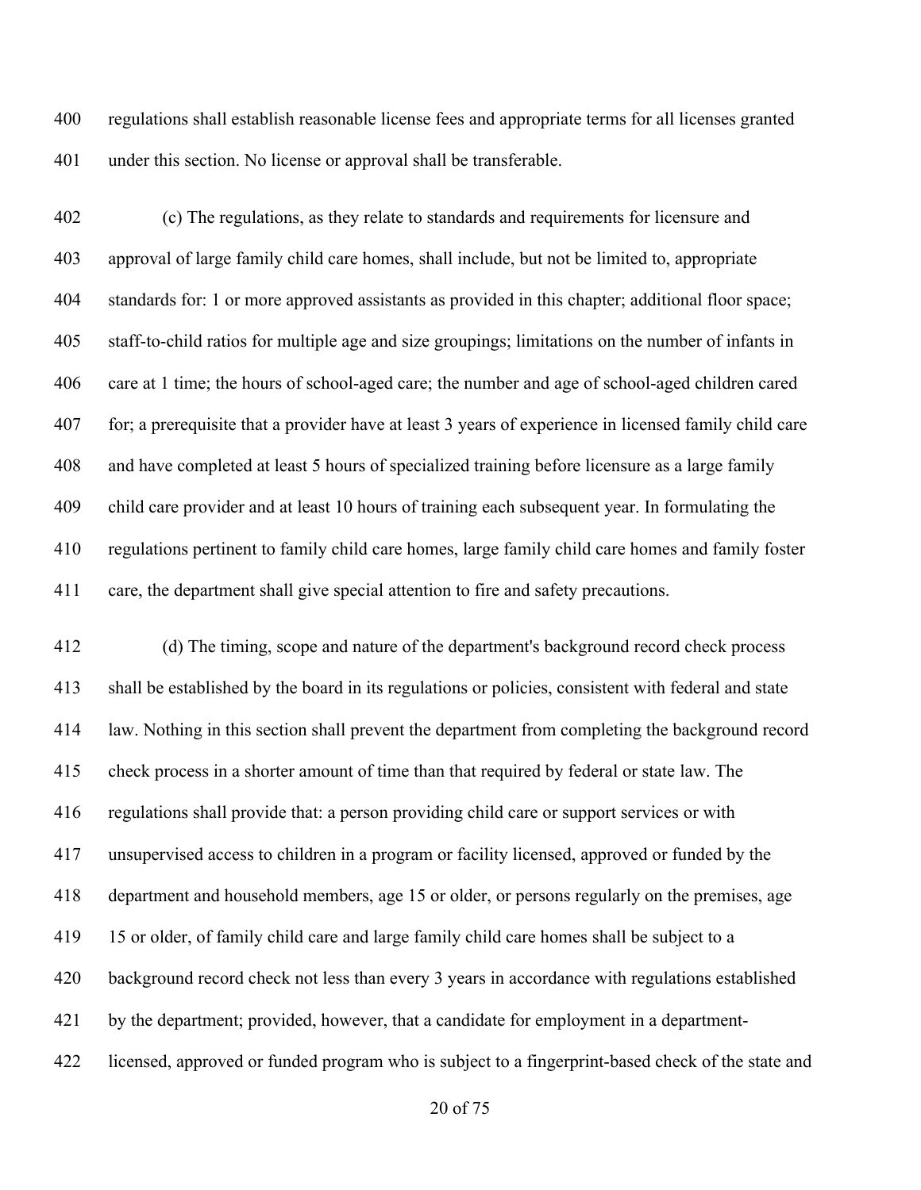regulations shall establish reasonable license fees and appropriate terms for all licenses granted under this section. No license or approval shall be transferable.

(c) The regulations, as they relate to standards and requirements for licensure and approval of large family child care homes, shall include, but not be limited to, appropriate standards for: 1 or more approved assistants as provided in this chapter; additional floor space; staff-to-child ratios for multiple age and size groupings; limitations on the number of infants in care at 1 time; the hours of school-aged care; the number and age of school-aged children cared for; a prerequisite that a provider have at least 3 years of experience in licensed family child care and have completed at least 5 hours of specialized training before licensure as a large family child care provider and at least 10 hours of training each subsequent year. In formulating the regulations pertinent to family child care homes, large family child care homes and family foster care, the department shall give special attention to fire and safety precautions.

(d) The timing, scope and nature of the department's background record check process shall be established by the board in its regulations or policies, consistent with federal and state law. Nothing in this section shall prevent the department from completing the background record check process in a shorter amount of time than that required by federal or state law. The regulations shall provide that: a person providing child care or support services or with unsupervised access to children in a program or facility licensed, approved or funded by the department and household members, age 15 or older, or persons regularly on the premises, age 15 or older, of family child care and large family child care homes shall be subject to a background record check not less than every 3 years in accordance with regulations established by the department; provided, however, that a candidate for employment in a department-licensed, approved or funded program who is subject to a fingerprint-based check of the state and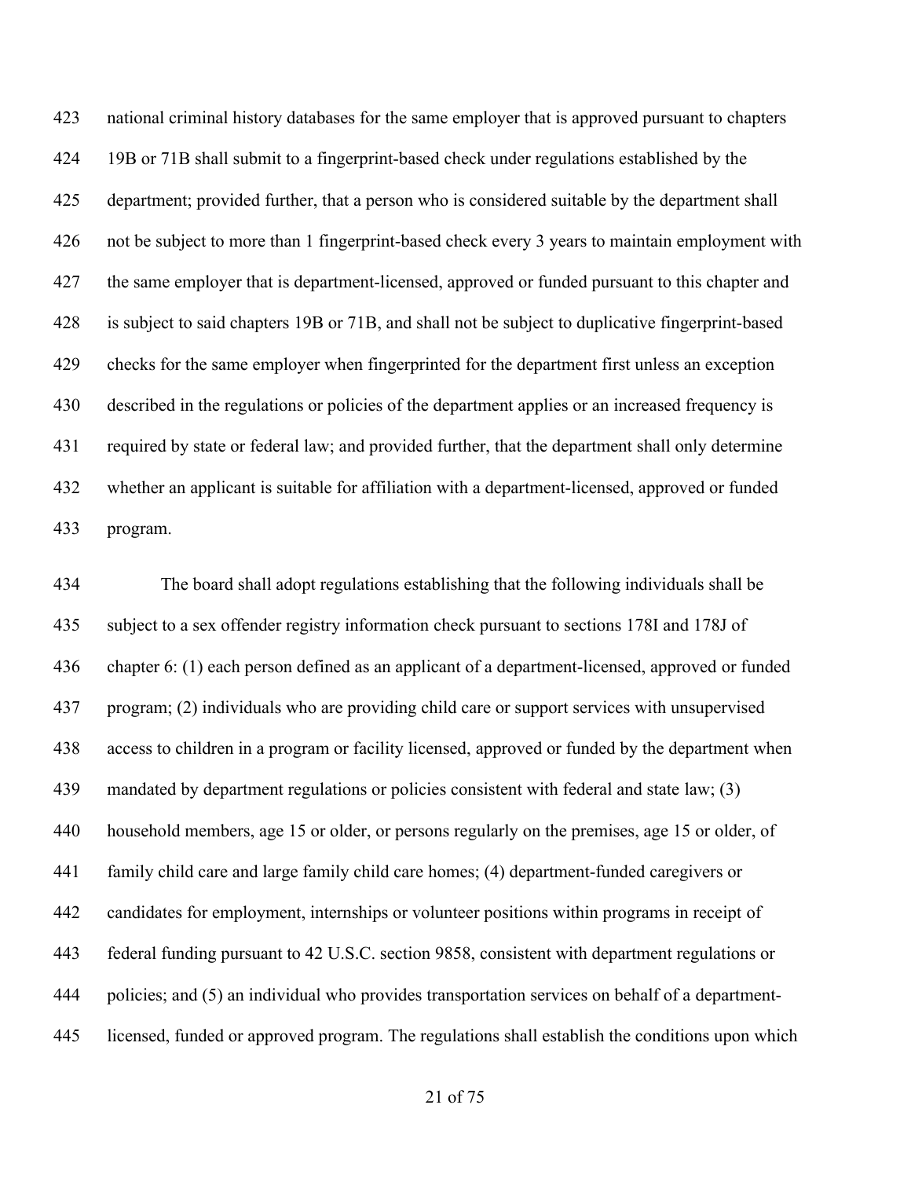national criminal history databases for the same employer that is approved pursuant to chapters 19B or 71B shall submit to a fingerprint-based check under regulations established by the department; provided further, that a person who is considered suitable by the department shall not be subject to more than 1 fingerprint-based check every 3 years to maintain employment with the same employer that is department-licensed, approved or funded pursuant to this chapter and is subject to said chapters 19B or 71B, and shall not be subject to duplicative fingerprint-based checks for the same employer when fingerprinted for the department first unless an exception described in the regulations or policies of the department applies or an increased frequency is required by state or federal law; and provided further, that the department shall only determine whether an applicant is suitable for affiliation with a department-licensed, approved or funded program.

The board shall adopt regulations establishing that the following individuals shall be subject to a sex offender registry information check pursuant to sections 178I and 178J of chapter 6: (1) each person defined as an applicant of a department-licensed, approved or funded program; (2) individuals who are providing child care or support services with unsupervised access to children in a program or facility licensed, approved or funded by the department when mandated by department regulations or policies consistent with federal and state law; (3) household members, age 15 or older, or persons regularly on the premises, age 15 or older, of family child care and large family child care homes; (4) department-funded caregivers or candidates for employment, internships or volunteer positions within programs in receipt of federal funding pursuant to 42 U.S.C. section 9858, consistent with department regulations or policies; and (5) an individual who provides transportation services on behalf of a department-licensed, funded or approved program. The regulations shall establish the conditions upon which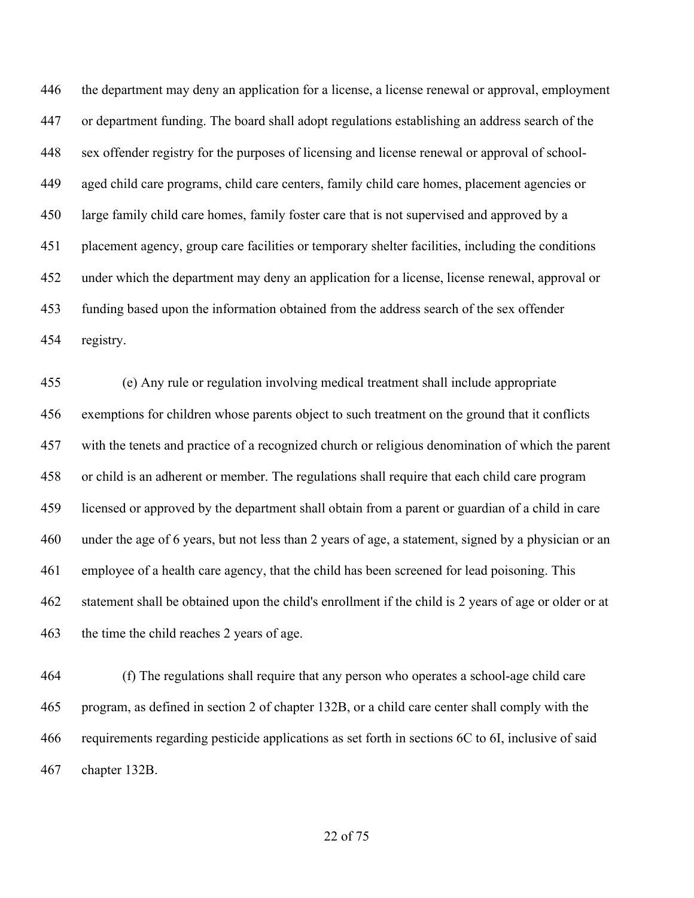the department may deny an application for a license, a license renewal or approval, employment or department funding. The board shall adopt regulations establishing an address search of the sex offender registry for the purposes of licensing and license renewal or approval of school-aged child care programs, child care centers, family child care homes, placement agencies or large family child care homes, family foster care that is not supervised and approved by a placement agency, group care facilities or temporary shelter facilities, including the conditions under which the department may deny an application for a license, license renewal, approval or funding based upon the information obtained from the address search of the sex offender registry.

(e) Any rule or regulation involving medical treatment shall include appropriate exemptions for children whose parents object to such treatment on the ground that it conflicts with the tenets and practice of a recognized church or religious denomination of which the parent or child is an adherent or member. The regulations shall require that each child care program licensed or approved by the department shall obtain from a parent or guardian of a child in care under the age of 6 years, but not less than 2 years of age, a statement, signed by a physician or an employee of a health care agency, that the child has been screened for lead poisoning. This statement shall be obtained upon the child's enrollment if the child is 2 years of age or older or at the time the child reaches 2 years of age.

(f) The regulations shall require that any person who operates a school-age child care program, as defined in section 2 of chapter 132B, or a child care center shall comply with the requirements regarding pesticide applications as set forth in sections 6C to 6I, inclusive of said chapter 132B.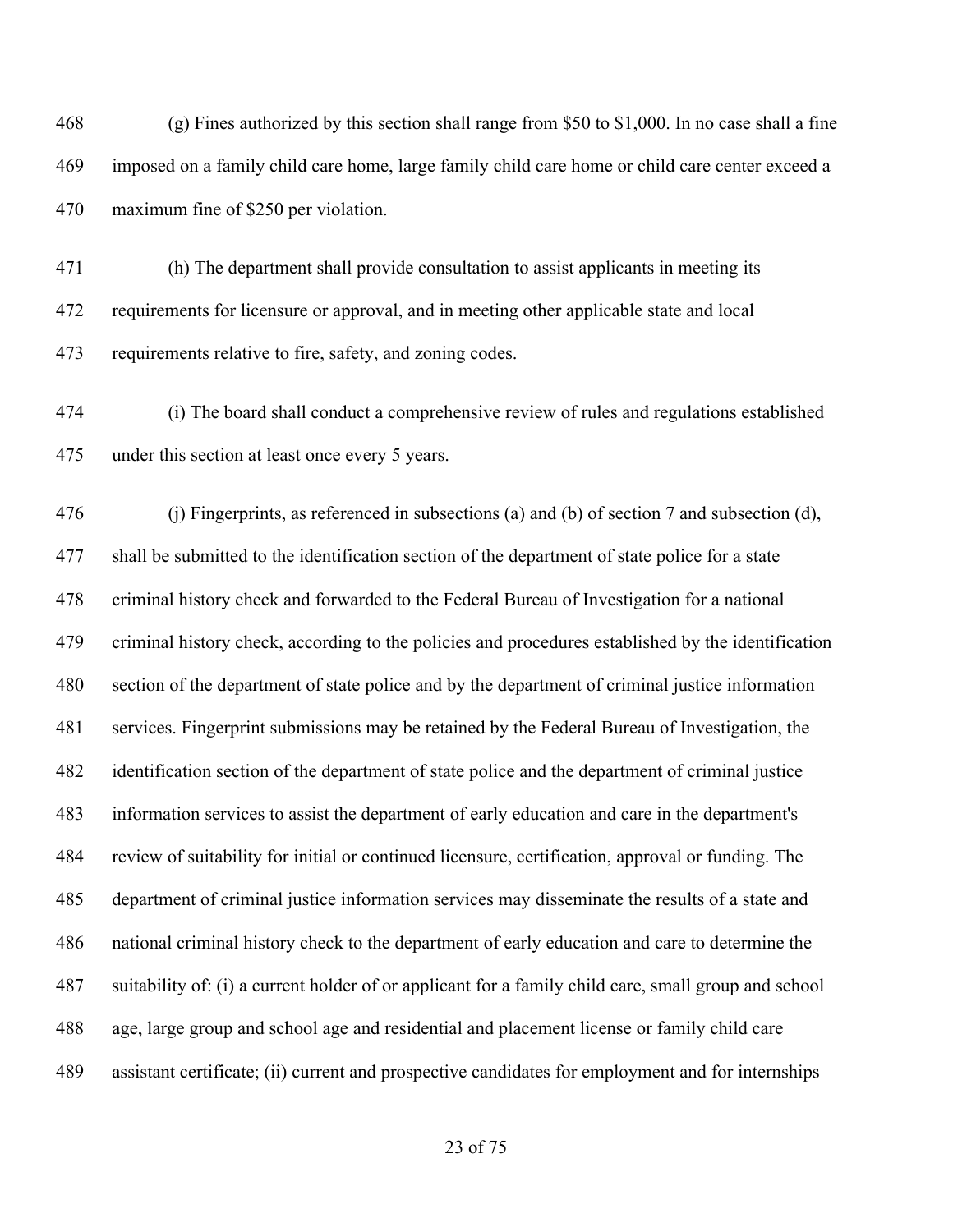(g) Fines authorized by this section shall range from $50 to $1,000. In no case shall a fine imposed on a family child care home, large family child care home or child care center exceed a maximum fine of $250 per violation.

(h) The department shall provide consultation to assist applicants in meeting its requirements for licensure or approval, and in meeting other applicable state and local requirements relative to fire, safety, and zoning codes.

(i) The board shall conduct a comprehensive review of rules and regulations established under this section at least once every 5 years.

(j) Fingerprints, as referenced in subsections (a) and (b) of section 7 and subsection (d), shall be submitted to the identification section of the department of state police for a state criminal history check and forwarded to the Federal Bureau of Investigation for a national criminal history check, according to the policies and procedures established by the identification section of the department of state police and by the department of criminal justice information services. Fingerprint submissions may be retained by the Federal Bureau of Investigation, the identification section of the department of state police and the department of criminal justice information services to assist the department of early education and care in the department's review of suitability for initial or continued licensure, certification, approval or funding. The department of criminal justice information services may disseminate the results of a state and national criminal history check to the department of early education and care to determine the suitability of: (i) a current holder of or applicant for a family child care, small group and school age, large group and school age and residential and placement license or family child care assistant certificate; (ii) current and prospective candidates for employment and for internships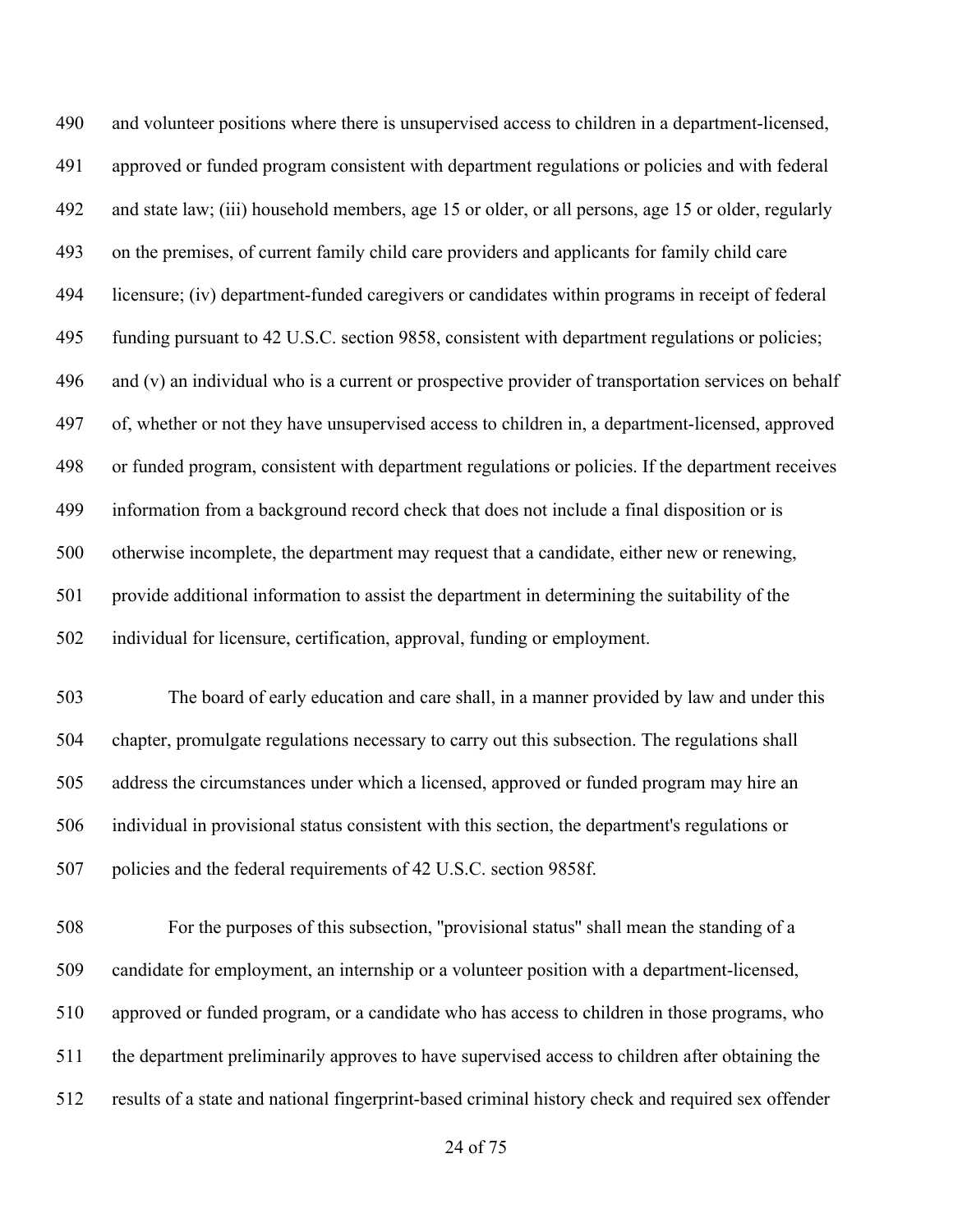and volunteer positions where there is unsupervised access to children in a department-licensed, approved or funded program consistent with department regulations or policies and with federal and state law; (iii) household members, age 15 or older, or all persons, age 15 or older, regularly on the premises, of current family child care providers and applicants for family child care licensure; (iv) department-funded caregivers or candidates within programs in receipt of federal funding pursuant to 42 U.S.C. section 9858, consistent with department regulations or policies; and (v) an individual who is a current or prospective provider of transportation services on behalf of, whether or not they have unsupervised access to children in, a department-licensed, approved or funded program, consistent with department regulations or policies. If the department receives information from a background record check that does not include a final disposition or is otherwise incomplete, the department may request that a candidate, either new or renewing, provide additional information to assist the department in determining the suitability of the individual for licensure, certification, approval, funding or employment.

The board of early education and care shall, in a manner provided by law and under this chapter, promulgate regulations necessary to carry out this subsection. The regulations shall address the circumstances under which a licensed, approved or funded program may hire an individual in provisional status consistent with this section, the department's regulations or policies and the federal requirements of 42 U.S.C. section 9858f.

For the purposes of this subsection, "provisional status" shall mean the standing of a candidate for employment, an internship or a volunteer position with a department-licensed, approved or funded program, or a candidate who has access to children in those programs, who the department preliminarily approves to have supervised access to children after obtaining the results of a state and national fingerprint-based criminal history check and required sex offender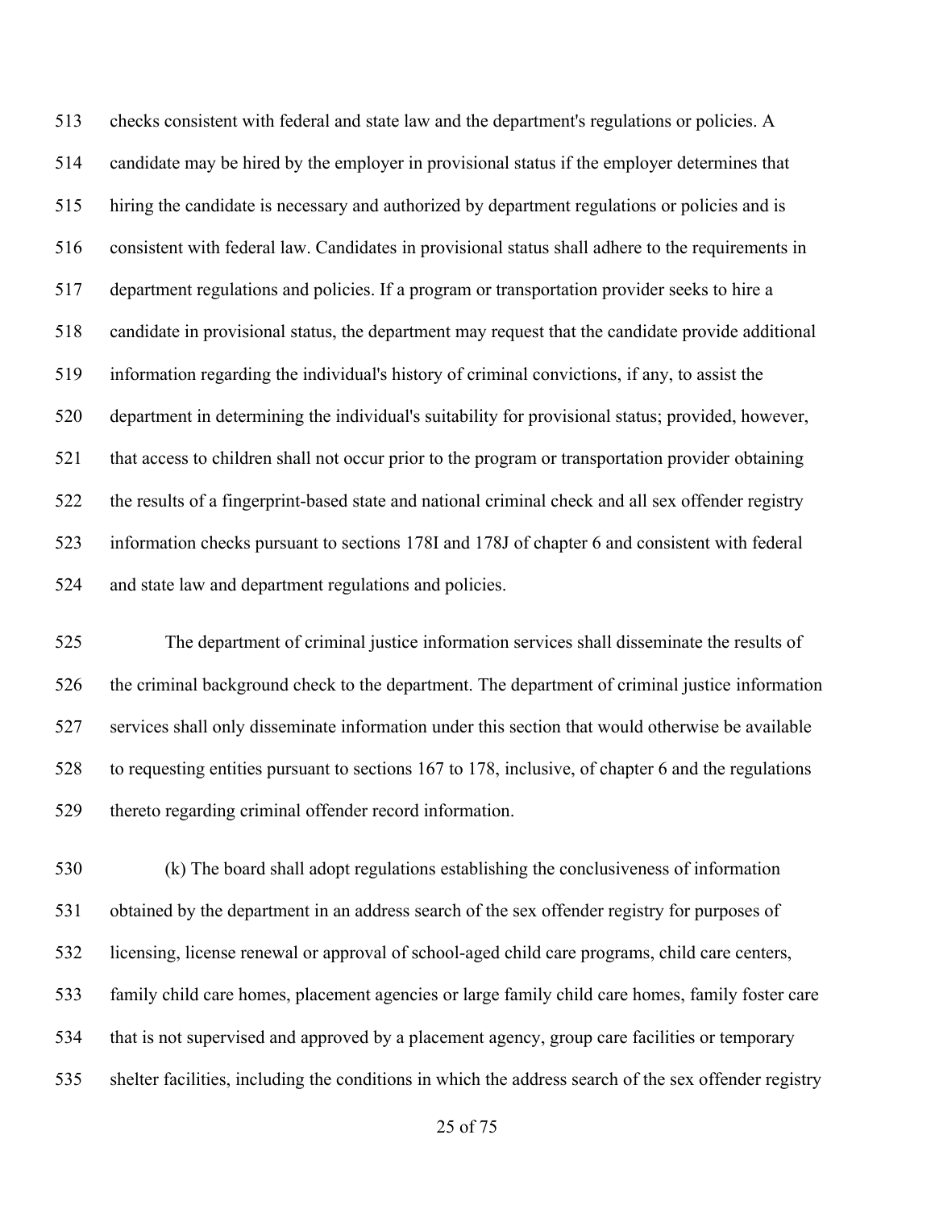checks consistent with federal and state law and the department's regulations or policies. A candidate may be hired by the employer in provisional status if the employer determines that hiring the candidate is necessary and authorized by department regulations or policies and is consistent with federal law. Candidates in provisional status shall adhere to the requirements in department regulations and policies. If a program or transportation provider seeks to hire a candidate in provisional status, the department may request that the candidate provide additional information regarding the individual's history of criminal convictions, if any, to assist the department in determining the individual's suitability for provisional status; provided, however, that access to children shall not occur prior to the program or transportation provider obtaining the results of a fingerprint-based state and national criminal check and all sex offender registry information checks pursuant to sections 178I and 178J of chapter 6 and consistent with federal and state law and department regulations and policies.

The department of criminal justice information services shall disseminate the results of the criminal background check to the department. The department of criminal justice information services shall only disseminate information under this section that would otherwise be available to requesting entities pursuant to sections 167 to 178, inclusive, of chapter 6 and the regulations thereto regarding criminal offender record information.

(k) The board shall adopt regulations establishing the conclusiveness of information obtained by the department in an address search of the sex offender registry for purposes of licensing, license renewal or approval of school-aged child care programs, child care centers, family child care homes, placement agencies or large family child care homes, family foster care that is not supervised and approved by a placement agency, group care facilities or temporary shelter facilities, including the conditions in which the address search of the sex offender registry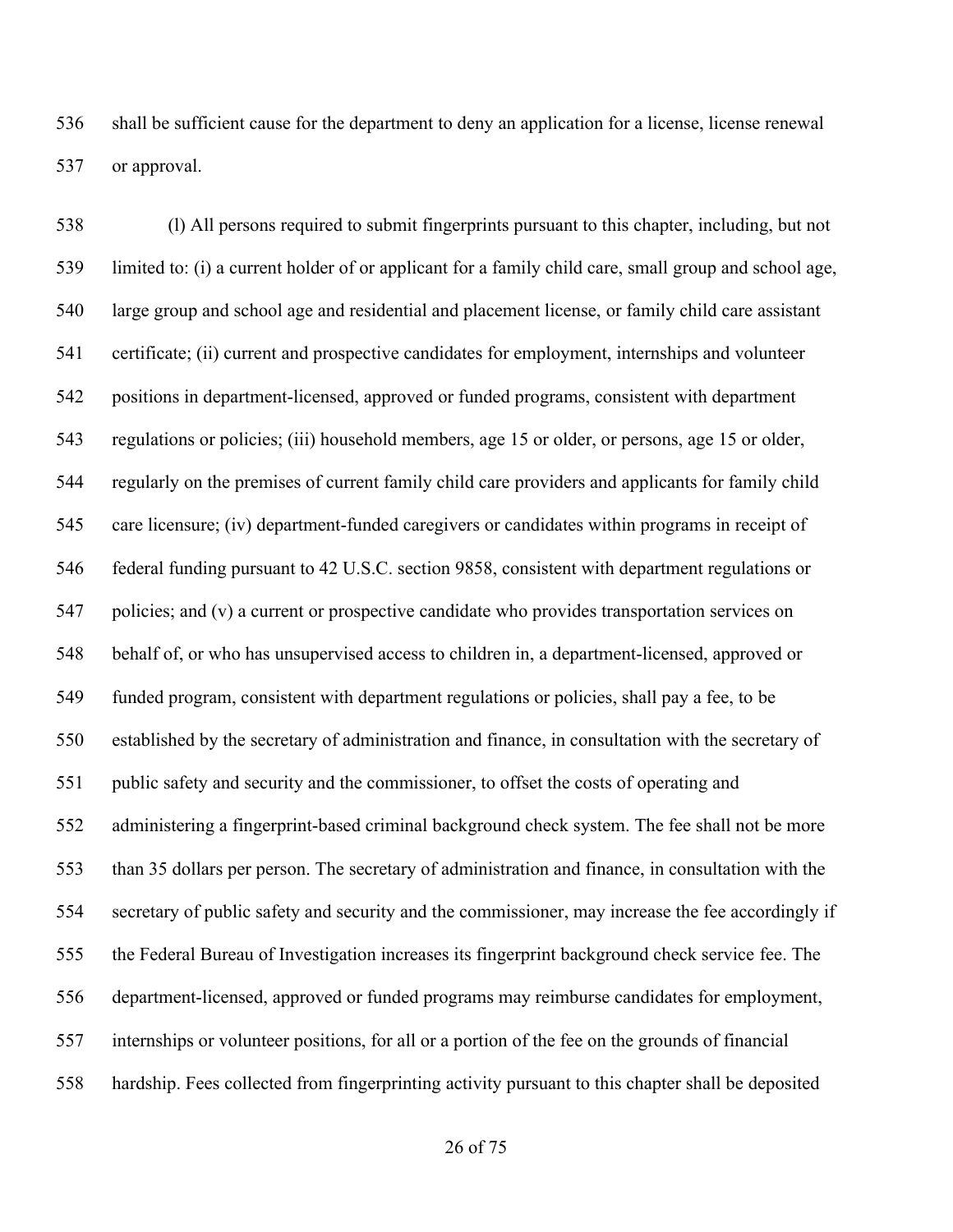shall be sufficient cause for the department to deny an application for a license, license renewal or approval.

(l) All persons required to submit fingerprints pursuant to this chapter, including, but not limited to: (i) a current holder of or applicant for a family child care, small group and school age, large group and school age and residential and placement license, or family child care assistant certificate; (ii) current and prospective candidates for employment, internships and volunteer positions in department-licensed, approved or funded programs, consistent with department regulations or policies; (iii) household members, age 15 or older, or persons, age 15 or older, regularly on the premises of current family child care providers and applicants for family child care licensure; (iv) department-funded caregivers or candidates within programs in receipt of federal funding pursuant to 42 U.S.C. section 9858, consistent with department regulations or policies; and (v) a current or prospective candidate who provides transportation services on behalf of, or who has unsupervised access to children in, a department-licensed, approved or funded program, consistent with department regulations or policies, shall pay a fee, to be established by the secretary of administration and finance, in consultation with the secretary of public safety and security and the commissioner, to offset the costs of operating and administering a fingerprint-based criminal background check system. The fee shall not be more than 35 dollars per person. The secretary of administration and finance, in consultation with the secretary of public safety and security and the commissioner, may increase the fee accordingly if the Federal Bureau of Investigation increases its fingerprint background check service fee. The department-licensed, approved or funded programs may reimburse candidates for employment, internships or volunteer positions, for all or a portion of the fee on the grounds of financial hardship. Fees collected from fingerprinting activity pursuant to this chapter shall be deposited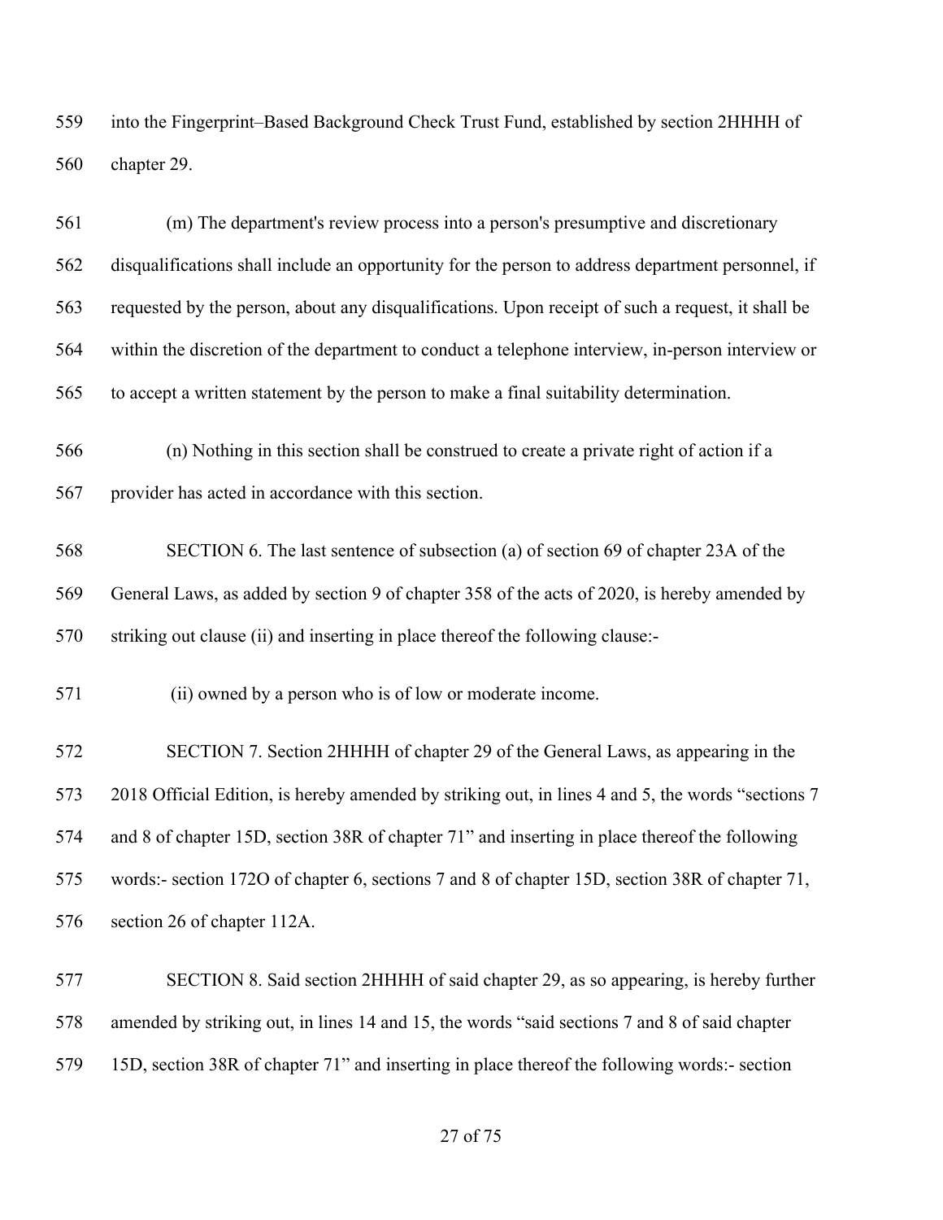into the Fingerprint–Based Background Check Trust Fund, established by section 2HHHH of chapter 29.

(m) The department's review process into a person's presumptive and discretionary disqualifications shall include an opportunity for the person to address department personnel, if requested by the person, about any disqualifications. Upon receipt of such a request, it shall be within the discretion of the department to conduct a telephone interview, in-person interview or to accept a written statement by the person to make a final suitability determination.

(n) Nothing in this section shall be construed to create a private right of action if a provider has acted in accordance with this section.

SECTION 6. The last sentence of subsection (a) of section 69 of chapter 23A of the General Laws, as added by section 9 of chapter 358 of the acts of 2020, is hereby amended by striking out clause (ii) and inserting in place thereof the following clause:-

(ii) owned by a person who is of low or moderate income.

SECTION 7. Section 2HHHH of chapter 29 of the General Laws, as appearing in the 2018 Official Edition, is hereby amended by striking out, in lines 4 and 5, the words "sections 7 and 8 of chapter 15D, section 38R of chapter 71" and inserting in place thereof the following words:- section 172O of chapter 6, sections 7 and 8 of chapter 15D, section 38R of chapter 71, section 26 of chapter 112A.

SECTION 8. Said section 2HHHH of said chapter 29, as so appearing, is hereby further amended by striking out, in lines 14 and 15, the words "said sections 7 and 8 of said chapter 15D, section 38R of chapter 71" and inserting in place thereof the following words:- section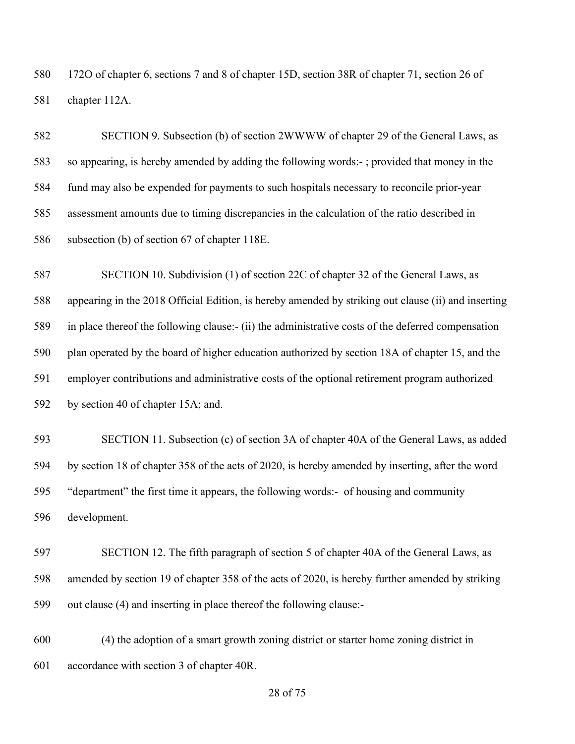172O of chapter 6, sections 7 and 8 of chapter 15D, section 38R of chapter 71, section 26 of chapter 112A.

SECTION 9. Subsection (b) of section 2WWWW of chapter 29 of the General Laws, as so appearing, is hereby amended by adding the following words:- ; provided that money in the fund may also be expended for payments to such hospitals necessary to reconcile prior-year assessment amounts due to timing discrepancies in the calculation of the ratio described in subsection (b) of section 67 of chapter 118E.

SECTION 10. Subdivision (1) of section 22C of chapter 32 of the General Laws, as appearing in the 2018 Official Edition, is hereby amended by striking out clause (ii) and inserting in place thereof the following clause:- (ii) the administrative costs of the deferred compensation plan operated by the board of higher education authorized by section 18A of chapter 15, and the employer contributions and administrative costs of the optional retirement program authorized by section 40 of chapter 15A; and.

SECTION 11. Subsection (c) of section 3A of chapter 40A of the General Laws, as added by section 18 of chapter 358 of the acts of 2020, is hereby amended by inserting, after the word "department" the first time it appears, the following words:- of housing and community development.

SECTION 12. The fifth paragraph of section 5 of chapter 40A of the General Laws, as amended by section 19 of chapter 358 of the acts of 2020, is hereby further amended by striking out clause (4) and inserting in place thereof the following clause:-

(4) the adoption of a smart growth zoning district or starter home zoning district in accordance with section 3 of chapter 40R.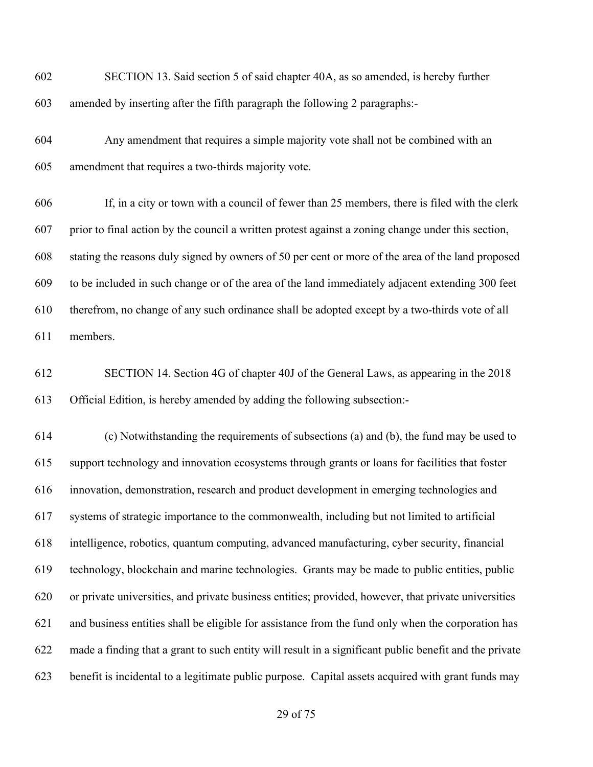SECTION 13. Said section 5 of said chapter 40A, as so amended, is hereby further amended by inserting after the fifth paragraph the following 2 paragraphs:-

Any amendment that requires a simple majority vote shall not be combined with an amendment that requires a two-thirds majority vote.

If, in a city or town with a council of fewer than 25 members, there is filed with the clerk prior to final action by the council a written protest against a zoning change under this section, stating the reasons duly signed by owners of 50 per cent or more of the area of the land proposed to be included in such change or of the area of the land immediately adjacent extending 300 feet therefrom, no change of any such ordinance shall be adopted except by a two-thirds vote of all members.

SECTION 14. Section 4G of chapter 40J of the General Laws, as appearing in the 2018 Official Edition, is hereby amended by adding the following subsection:-

(c) Notwithstanding the requirements of subsections (a) and (b), the fund may be used to support technology and innovation ecosystems through grants or loans for facilities that foster innovation, demonstration, research and product development in emerging technologies and systems of strategic importance to the commonwealth, including but not limited to artificial intelligence, robotics, quantum computing, advanced manufacturing, cyber security, financial technology, blockchain and marine technologies. Grants may be made to public entities, public or private universities, and private business entities; provided, however, that private universities and business entities shall be eligible for assistance from the fund only when the corporation has made a finding that a grant to such entity will result in a significant public benefit and the private benefit is incidental to a legitimate public purpose. Capital assets acquired with grant funds may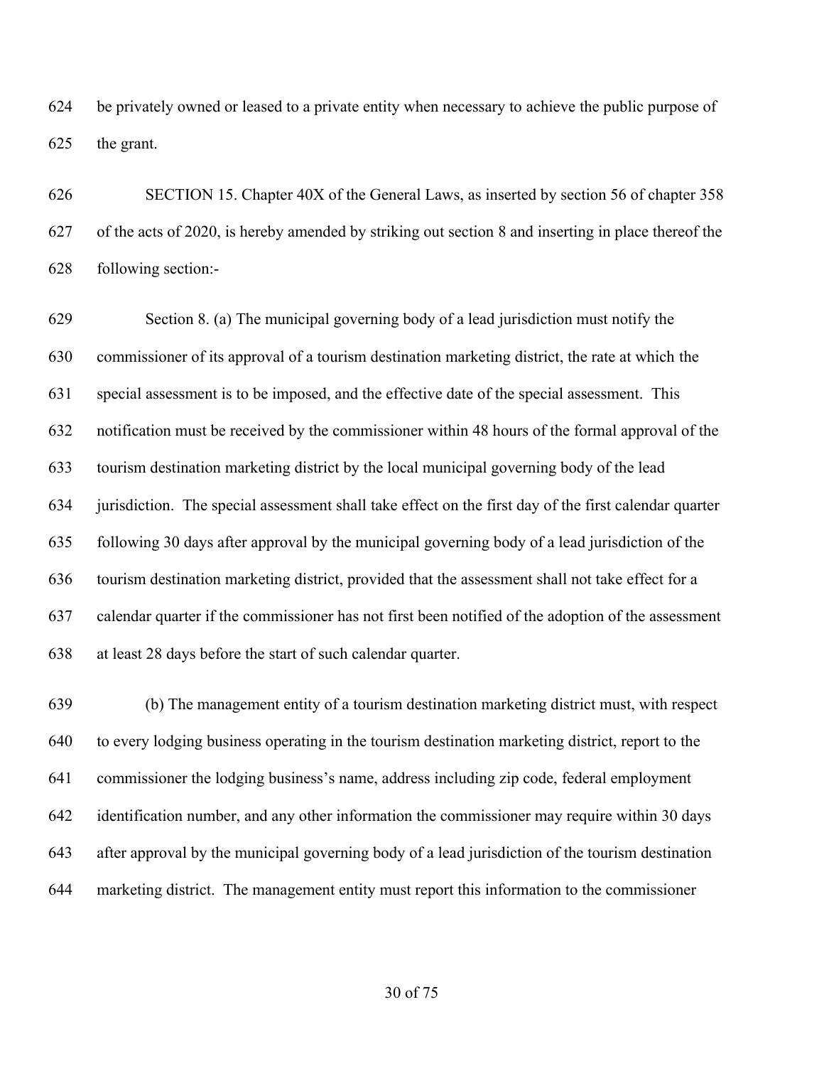be privately owned or leased to a private entity when necessary to achieve the public purpose of the grant.

SECTION 15. Chapter 40X of the General Laws, as inserted by section 56 of chapter 358 of the acts of 2020, is hereby amended by striking out section 8 and inserting in place thereof the following section:-

Section 8. (a) The municipal governing body of a lead jurisdiction must notify the commissioner of its approval of a tourism destination marketing district, the rate at which the special assessment is to be imposed, and the effective date of the special assessment. This notification must be received by the commissioner within 48 hours of the formal approval of the tourism destination marketing district by the local municipal governing body of the lead jurisdiction. The special assessment shall take effect on the first day of the first calendar quarter following 30 days after approval by the municipal governing body of a lead jurisdiction of the tourism destination marketing district, provided that the assessment shall not take effect for a calendar quarter if the commissioner has not first been notified of the adoption of the assessment at least 28 days before the start of such calendar quarter.

(b) The management entity of a tourism destination marketing district must, with respect to every lodging business operating in the tourism destination marketing district, report to the commissioner the lodging business's name, address including zip code, federal employment identification number, and any other information the commissioner may require within 30 days after approval by the municipal governing body of a lead jurisdiction of the tourism destination marketing district. The management entity must report this information to the commissioner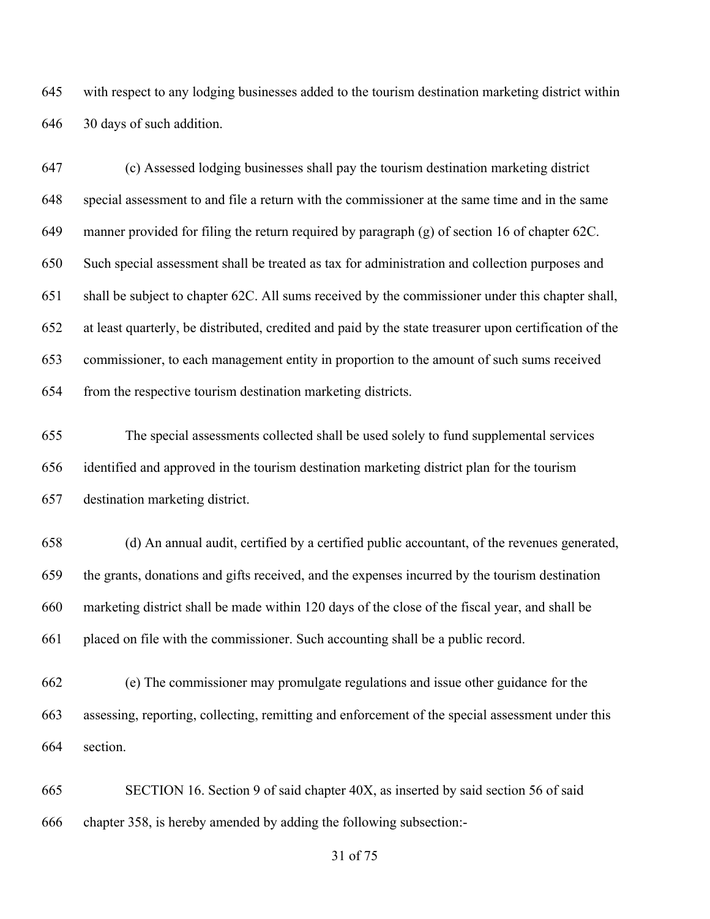with respect to any lodging businesses added to the tourism destination marketing district within 30 days of such addition.

(c) Assessed lodging businesses shall pay the tourism destination marketing district special assessment to and file a return with the commissioner at the same time and in the same manner provided for filing the return required by paragraph (g) of section 16 of chapter 62C. Such special assessment shall be treated as tax for administration and collection purposes and shall be subject to chapter 62C. All sums received by the commissioner under this chapter shall, at least quarterly, be distributed, credited and paid by the state treasurer upon certification of the commissioner, to each management entity in proportion to the amount of such sums received from the respective tourism destination marketing districts.

The special assessments collected shall be used solely to fund supplemental services identified and approved in the tourism destination marketing district plan for the tourism destination marketing district.

(d) An annual audit, certified by a certified public accountant, of the revenues generated, the grants, donations and gifts received, and the expenses incurred by the tourism destination marketing district shall be made within 120 days of the close of the fiscal year, and shall be placed on file with the commissioner. Such accounting shall be a public record.

(e) The commissioner may promulgate regulations and issue other guidance for the assessing, reporting, collecting, remitting and enforcement of the special assessment under this section.

SECTION 16. Section 9 of said chapter 40X, as inserted by said section 56 of said chapter 358, is hereby amended by adding the following subsection:-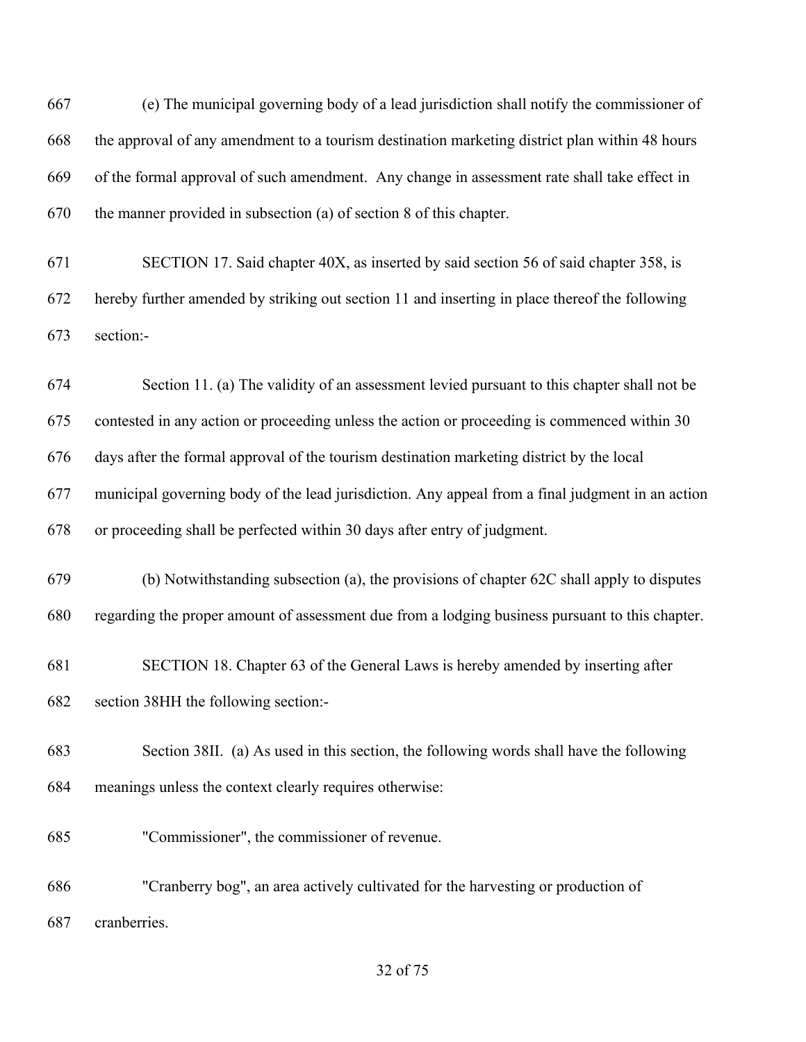(e) The municipal governing body of a lead jurisdiction shall notify the commissioner of the approval of any amendment to a tourism destination marketing district plan within 48 hours of the formal approval of such amendment. Any change in assessment rate shall take effect in the manner provided in subsection (a) of section 8 of this chapter.

SECTION 17. Said chapter 40X, as inserted by said section 56 of said chapter 358, is hereby further amended by striking out section 11 and inserting in place thereof the following section:-

Section 11. (a) The validity of an assessment levied pursuant to this chapter shall not be contested in any action or proceeding unless the action or proceeding is commenced within 30 days after the formal approval of the tourism destination marketing district by the local municipal governing body of the lead jurisdiction. Any appeal from a final judgment in an action or proceeding shall be perfected within 30 days after entry of judgment.

(b) Notwithstanding subsection (a), the provisions of chapter 62C shall apply to disputes regarding the proper amount of assessment due from a lodging business pursuant to this chapter.

SECTION 18. Chapter 63 of the General Laws is hereby amended by inserting after section 38HH the following section:-

Section 38II. (a) As used in this section, the following words shall have the following meanings unless the context clearly requires otherwise:

"Commissioner", the commissioner of revenue.

"Cranberry bog", an area actively cultivated for the harvesting or production of cranberries.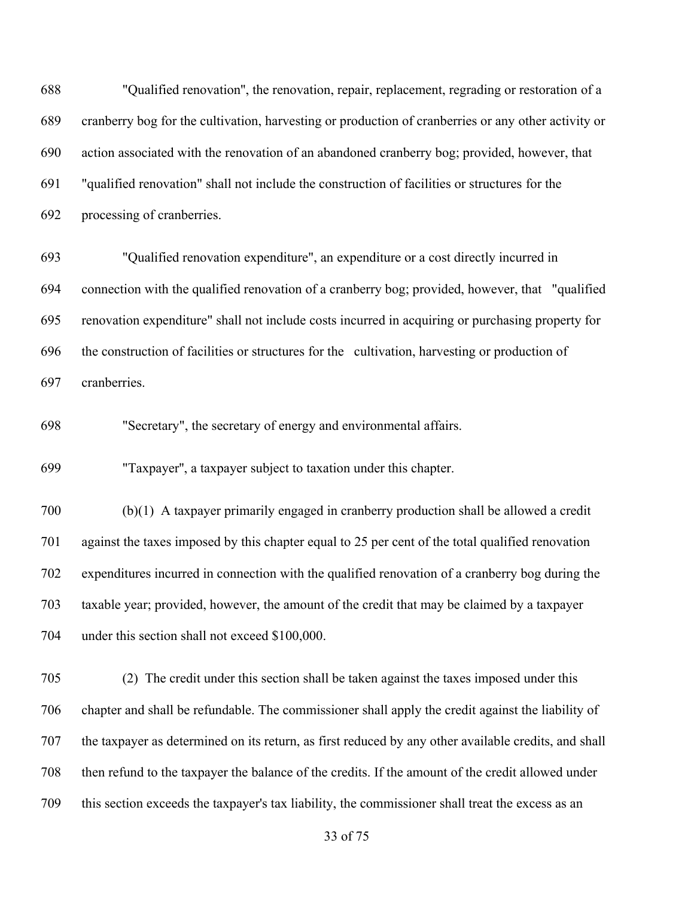"Qualified renovation", the renovation, repair, replacement, regrading or restoration of a cranberry bog for the cultivation, harvesting or production of cranberries or any other activity or action associated with the renovation of an abandoned cranberry bog; provided, however, that "qualified renovation" shall not include the construction of facilities or structures for the processing of cranberries.

"Qualified renovation expenditure", an expenditure or a cost directly incurred in connection with the qualified renovation of a cranberry bog; provided, however, that "qualified renovation expenditure" shall not include costs incurred in acquiring or purchasing property for the construction of facilities or structures for the cultivation, harvesting or production of cranberries.

"Secretary", the secretary of energy and environmental affairs.

"Taxpayer", a taxpayer subject to taxation under this chapter.

(b)(1) A taxpayer primarily engaged in cranberry production shall be allowed a credit against the taxes imposed by this chapter equal to 25 per cent of the total qualified renovation expenditures incurred in connection with the qualified renovation of a cranberry bog during the taxable year; provided, however, the amount of the credit that may be claimed by a taxpayer under this section shall not exceed $100,000.

(2) The credit under this section shall be taken against the taxes imposed under this chapter and shall be refundable. The commissioner shall apply the credit against the liability of the taxpayer as determined on its return, as first reduced by any other available credits, and shall then refund to the taxpayer the balance of the credits. If the amount of the credit allowed under this section exceeds the taxpayer's tax liability, the commissioner shall treat the excess as an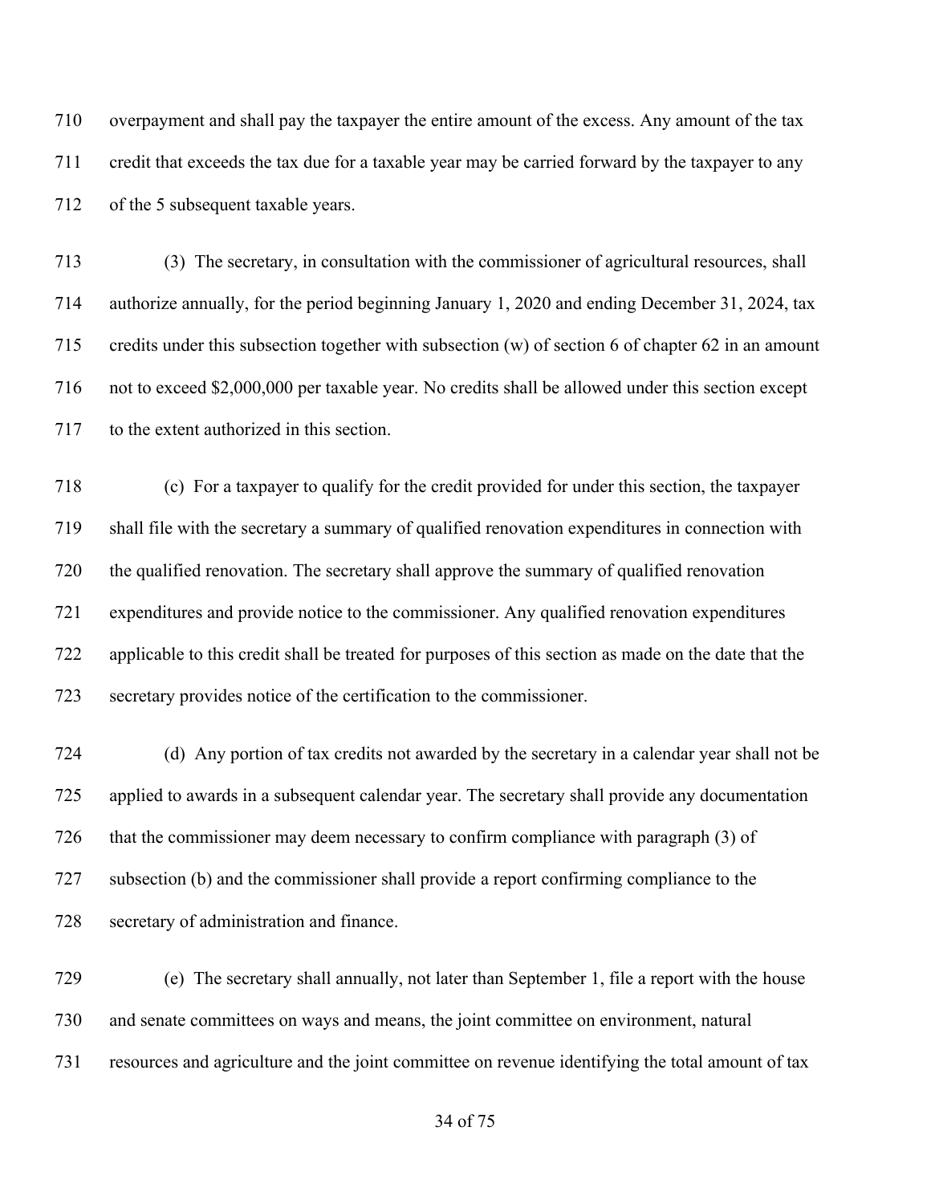710 overpayment and shall pay the taxpayer the entire amount of the excess. Any amount of the tax
711 credit that exceeds the tax due for a taxable year may be carried forward by the taxpayer to any
712 of the 5 subsequent taxable years.

713 (3) The secretary, in consultation with the commissioner of agricultural resources, shall
714 authorize annually, for the period beginning January 1, 2020 and ending December 31, 2024, tax
715 credits under this subsection together with subsection (w) of section 6 of chapter 62 in an amount
716 not to exceed $2,000,000 per taxable year. No credits shall be allowed under this section except
717 to the extent authorized in this section.

718 (c) For a taxpayer to qualify for the credit provided for under this section, the taxpayer
719 shall file with the secretary a summary of qualified renovation expenditures in connection with
720 the qualified renovation. The secretary shall approve the summary of qualified renovation
721 expenditures and provide notice to the commissioner. Any qualified renovation expenditures
722 applicable to this credit shall be treated for purposes of this section as made on the date that the
723 secretary provides notice of the certification to the commissioner.

724 (d) Any portion of tax credits not awarded by the secretary in a calendar year shall not be
725 applied to awards in a subsequent calendar year. The secretary shall provide any documentation
726 that the commissioner may deem necessary to confirm compliance with paragraph (3) of
727 subsection (b) and the commissioner shall provide a report confirming compliance to the
728 secretary of administration and finance.

729 (e) The secretary shall annually, not later than September 1, file a report with the house
730 and senate committees on ways and means, the joint committee on environment, natural
731 resources and agriculture and the joint committee on revenue identifying the total amount of tax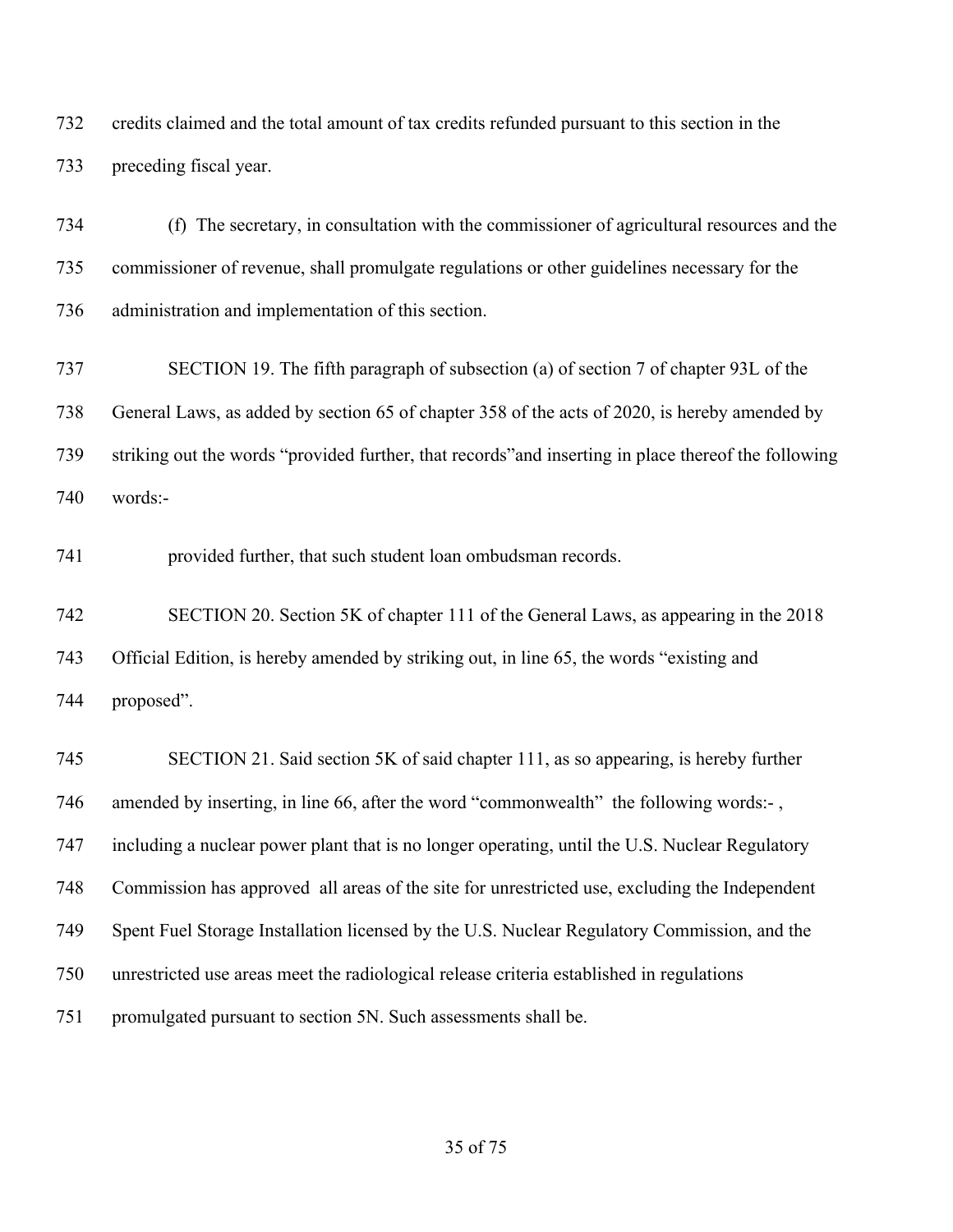credits claimed and the total amount of tax credits refunded pursuant to this section in the preceding fiscal year.

(f) The secretary, in consultation with the commissioner of agricultural resources and the commissioner of revenue, shall promulgate regulations or other guidelines necessary for the administration and implementation of this section.

SECTION 19. The fifth paragraph of subsection (a) of section 7 of chapter 93L of the General Laws, as added by section 65 of chapter 358 of the acts of 2020, is hereby amended by striking out the words "provided further, that records"and inserting in place thereof the following words:-

provided further, that such student loan ombudsman records.

SECTION 20. Section 5K of chapter 111 of the General Laws, as appearing in the 2018 Official Edition, is hereby amended by striking out, in line 65, the words "existing and proposed".

SECTION 21. Said section 5K of said chapter 111, as so appearing, is hereby further amended by inserting, in line 66, after the word "commonwealth" the following words:- , including a nuclear power plant that is no longer operating, until the U.S. Nuclear Regulatory Commission has approved all areas of the site for unrestricted use, excluding the Independent Spent Fuel Storage Installation licensed by the U.S. Nuclear Regulatory Commission, and the unrestricted use areas meet the radiological release criteria established in regulations promulgated pursuant to section 5N. Such assessments shall be.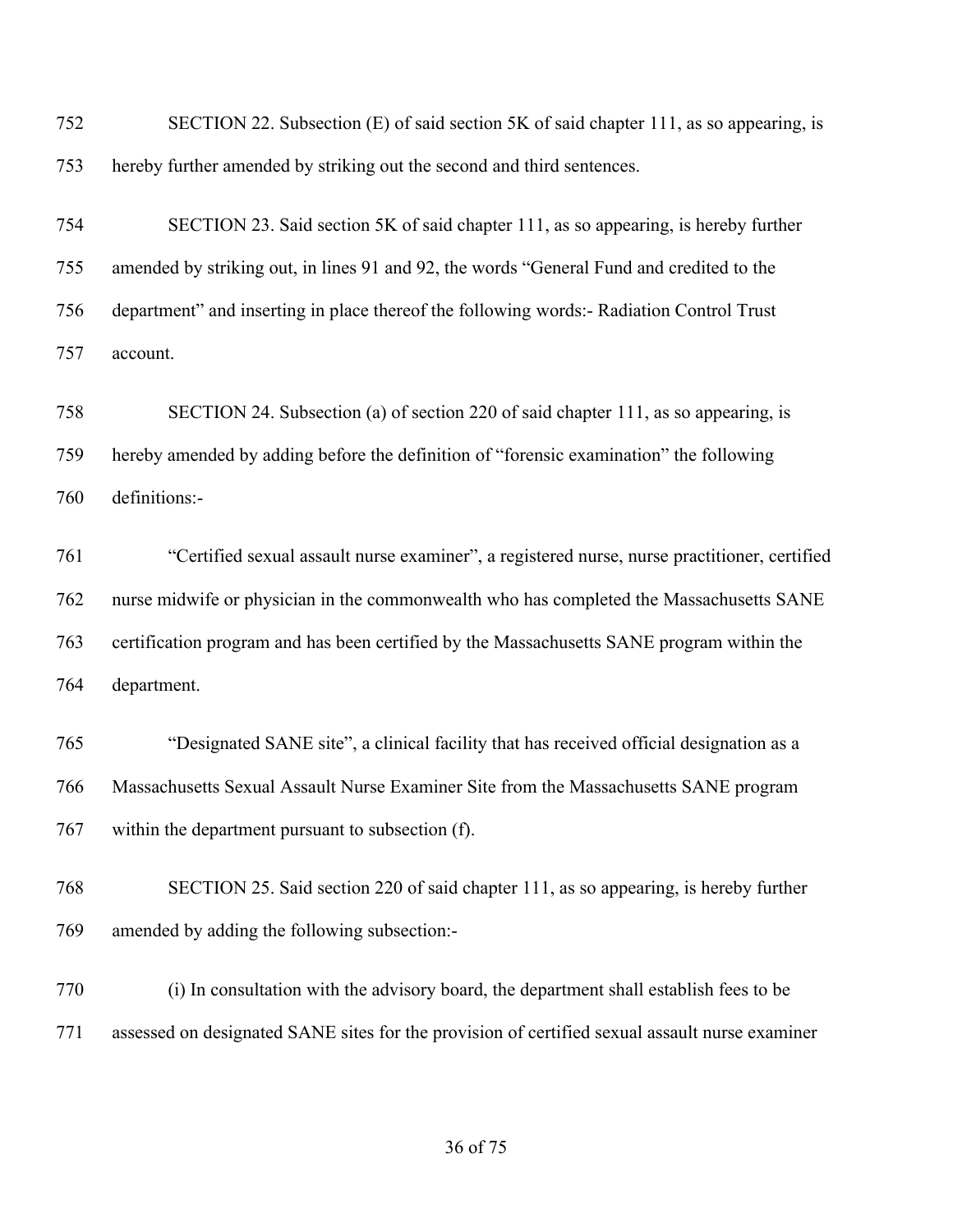SECTION 22. Subsection (E) of said section 5K of said chapter 111, as so appearing, is hereby further amended by striking out the second and third sentences.

SECTION 23. Said section 5K of said chapter 111, as so appearing, is hereby further amended by striking out, in lines 91 and 92, the words "General Fund and credited to the department" and inserting in place thereof the following words:- Radiation Control Trust account.

SECTION 24. Subsection (a) of section 220 of said chapter 111, as so appearing, is hereby amended by adding before the definition of "forensic examination" the following definitions:-

"Certified sexual assault nurse examiner", a registered nurse, nurse practitioner, certified nurse midwife or physician in the commonwealth who has completed the Massachusetts SANE certification program and has been certified by the Massachusetts SANE program within the department.

"Designated SANE site", a clinical facility that has received official designation as a Massachusetts Sexual Assault Nurse Examiner Site from the Massachusetts SANE program within the department pursuant to subsection (f).

SECTION 25. Said section 220 of said chapter 111, as so appearing, is hereby further amended by adding the following subsection:-

(i) In consultation with the advisory board, the department shall establish fees to be assessed on designated SANE sites for the provision of certified sexual assault nurse examiner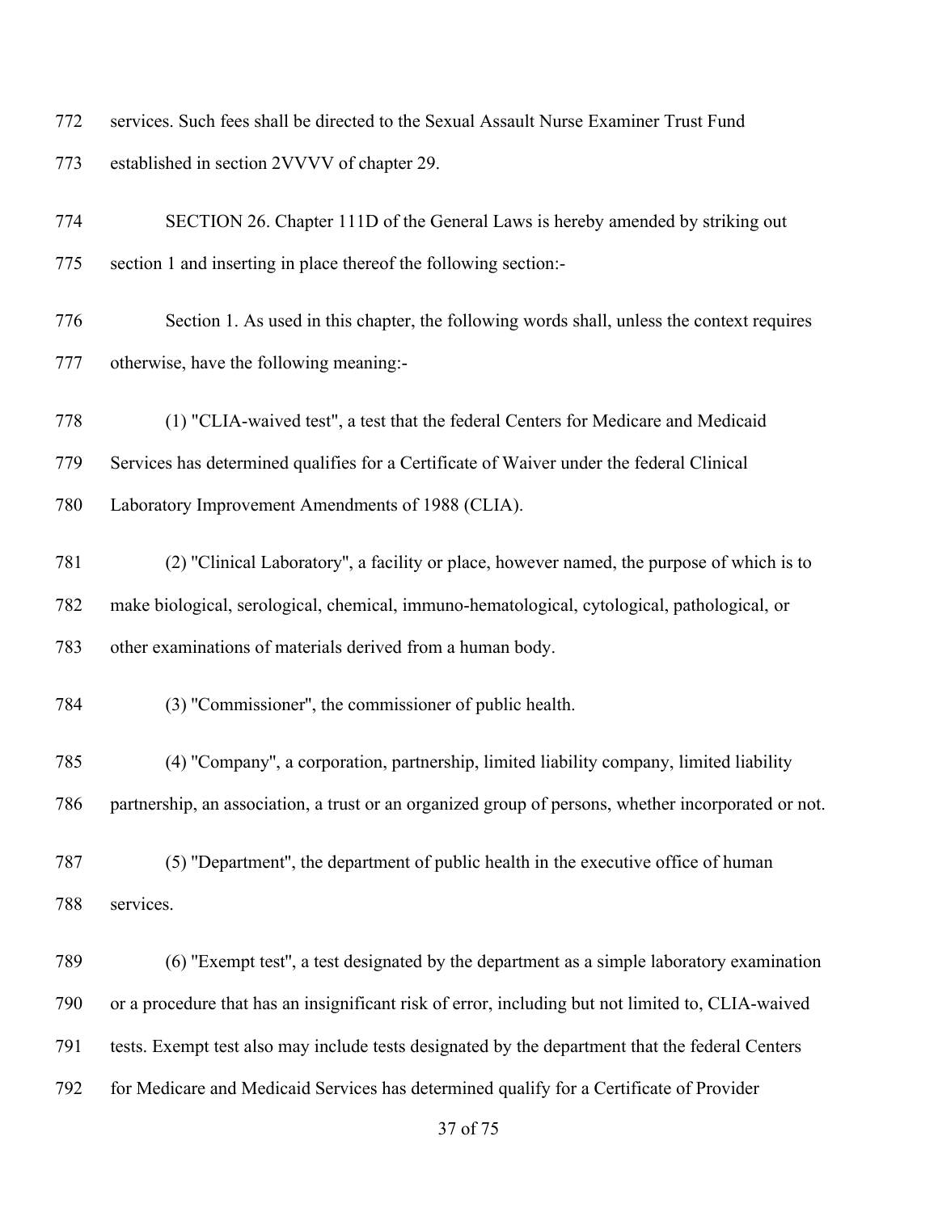services. Such fees shall be directed to the Sexual Assault Nurse Examiner Trust Fund established in section 2VVVV of chapter 29.

SECTION 26. Chapter 111D of the General Laws is hereby amended by striking out section 1 and inserting in place thereof the following section:-

Section 1. As used in this chapter, the following words shall, unless the context requires otherwise, have the following meaning:-

(1) "CLIA-waived test", a test that the federal Centers for Medicare and Medicaid Services has determined qualifies for a Certificate of Waiver under the federal Clinical Laboratory Improvement Amendments of 1988 (CLIA).

(2) "Clinical Laboratory", a facility or place, however named, the purpose of which is to make biological, serological, chemical, immuno-hematological, cytological, pathological, or other examinations of materials derived from a human body.

(3) "Commissioner", the commissioner of public health.

(4) "Company", a corporation, partnership, limited liability company, limited liability partnership, an association, a trust or an organized group of persons, whether incorporated or not.

(5) "Department", the department of public health in the executive office of human services.

(6) "Exempt test", a test designated by the department as a simple laboratory examination or a procedure that has an insignificant risk of error, including but not limited to, CLIA-waived tests. Exempt test also may include tests designated by the department that the federal Centers for Medicare and Medicaid Services has determined qualify for a Certificate of Provider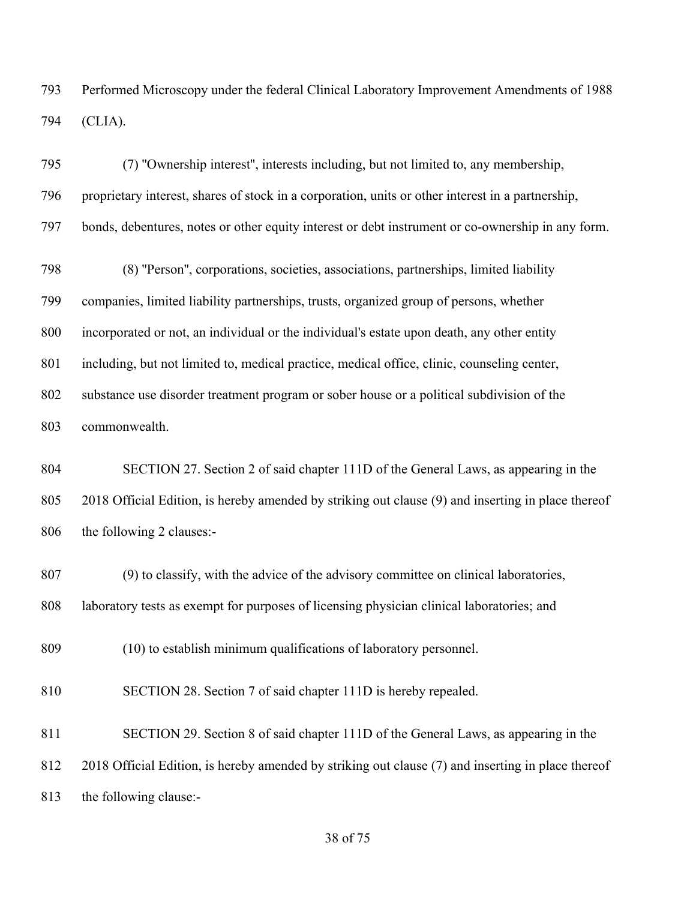Performed Microscopy under the federal Clinical Laboratory Improvement Amendments of 1988 (CLIA).

(7) "Ownership interest", interests including, but not limited to, any membership, proprietary interest, shares of stock in a corporation, units or other interest in a partnership, bonds, debentures, notes or other equity interest or debt instrument or co-ownership in any form.

(8) "Person", corporations, societies, associations, partnerships, limited liability companies, limited liability partnerships, trusts, organized group of persons, whether incorporated or not, an individual or the individual's estate upon death, any other entity including, but not limited to, medical practice, medical office, clinic, counseling center, substance use disorder treatment program or sober house or a political subdivision of the commonwealth.

SECTION 27. Section 2 of said chapter 111D of the General Laws, as appearing in the 2018 Official Edition, is hereby amended by striking out clause (9) and inserting in place thereof the following 2 clauses:-

(9) to classify, with the advice of the advisory committee on clinical laboratories, laboratory tests as exempt for purposes of licensing physician clinical laboratories; and

(10) to establish minimum qualifications of laboratory personnel.

SECTION 28. Section 7 of said chapter 111D is hereby repealed.

SECTION 29. Section 8 of said chapter 111D of the General Laws, as appearing in the 2018 Official Edition, is hereby amended by striking out clause (7) and inserting in place thereof the following clause:-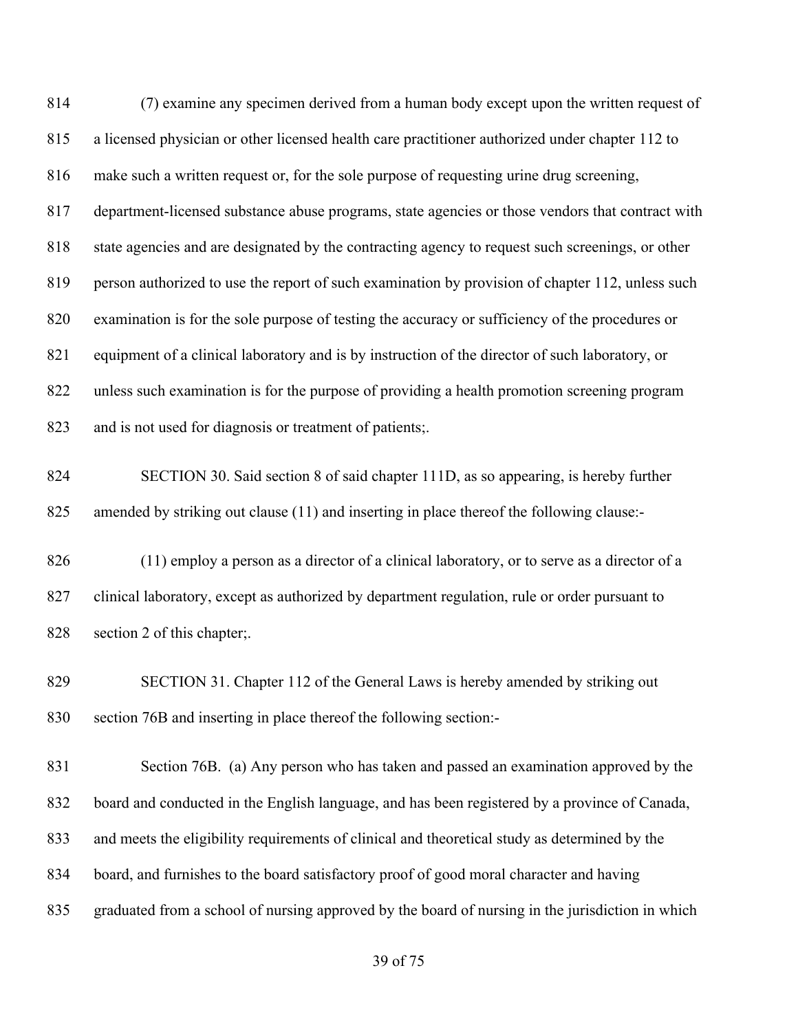(7) examine any specimen derived from a human body except upon the written request of a licensed physician or other licensed health care practitioner authorized under chapter 112 to make such a written request or, for the sole purpose of requesting urine drug screening, department-licensed substance abuse programs, state agencies or those vendors that contract with state agencies and are designated by the contracting agency to request such screenings, or other person authorized to use the report of such examination by provision of chapter 112, unless such examination is for the sole purpose of testing the accuracy or sufficiency of the procedures or equipment of a clinical laboratory and is by instruction of the director of such laboratory, or unless such examination is for the purpose of providing a health promotion screening program and is not used for diagnosis or treatment of patients;.

SECTION 30. Said section 8 of said chapter 111D, as so appearing, is hereby further amended by striking out clause (11) and inserting in place thereof the following clause:-

(11) employ a person as a director of a clinical laboratory, or to serve as a director of a clinical laboratory, except as authorized by department regulation, rule or order pursuant to section 2 of this chapter;.

SECTION 31. Chapter 112 of the General Laws is hereby amended by striking out section 76B and inserting in place thereof the following section:-

Section 76B. (a) Any person who has taken and passed an examination approved by the board and conducted in the English language, and has been registered by a province of Canada, and meets the eligibility requirements of clinical and theoretical study as determined by the board, and furnishes to the board satisfactory proof of good moral character and having graduated from a school of nursing approved by the board of nursing in the jurisdiction in which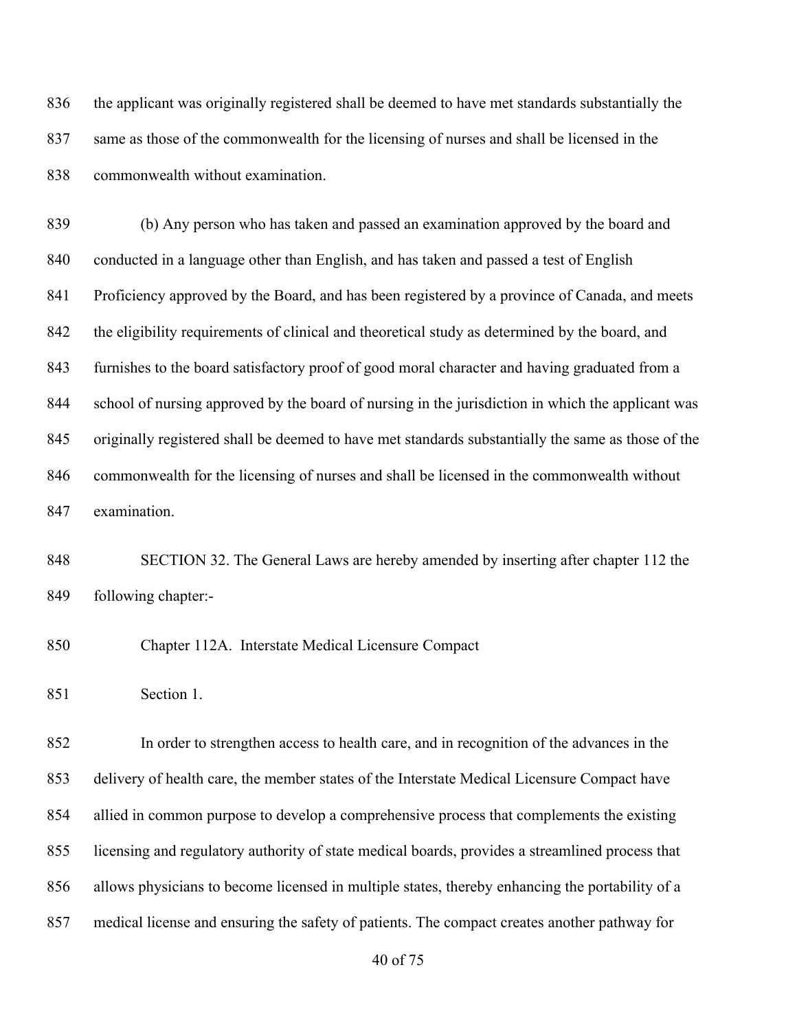the applicant was originally registered shall be deemed to have met standards substantially the same as those of the commonwealth for the licensing of nurses and shall be licensed in the commonwealth without examination.

(b) Any person who has taken and passed an examination approved by the board and conducted in a language other than English, and has taken and passed a test of English Proficiency approved by the Board, and has been registered by a province of Canada, and meets the eligibility requirements of clinical and theoretical study as determined by the board, and furnishes to the board satisfactory proof of good moral character and having graduated from a school of nursing approved by the board of nursing in the jurisdiction in which the applicant was originally registered shall be deemed to have met standards substantially the same as those of the commonwealth for the licensing of nurses and shall be licensed in the commonwealth without examination.

SECTION 32. The General Laws are hereby amended by inserting after chapter 112 the following chapter:-

Chapter 112A. Interstate Medical Licensure Compact

Section 1.

In order to strengthen access to health care, and in recognition of the advances in the delivery of health care, the member states of the Interstate Medical Licensure Compact have allied in common purpose to develop a comprehensive process that complements the existing licensing and regulatory authority of state medical boards, provides a streamlined process that allows physicians to become licensed in multiple states, thereby enhancing the portability of a medical license and ensuring the safety of patients. The compact creates another pathway for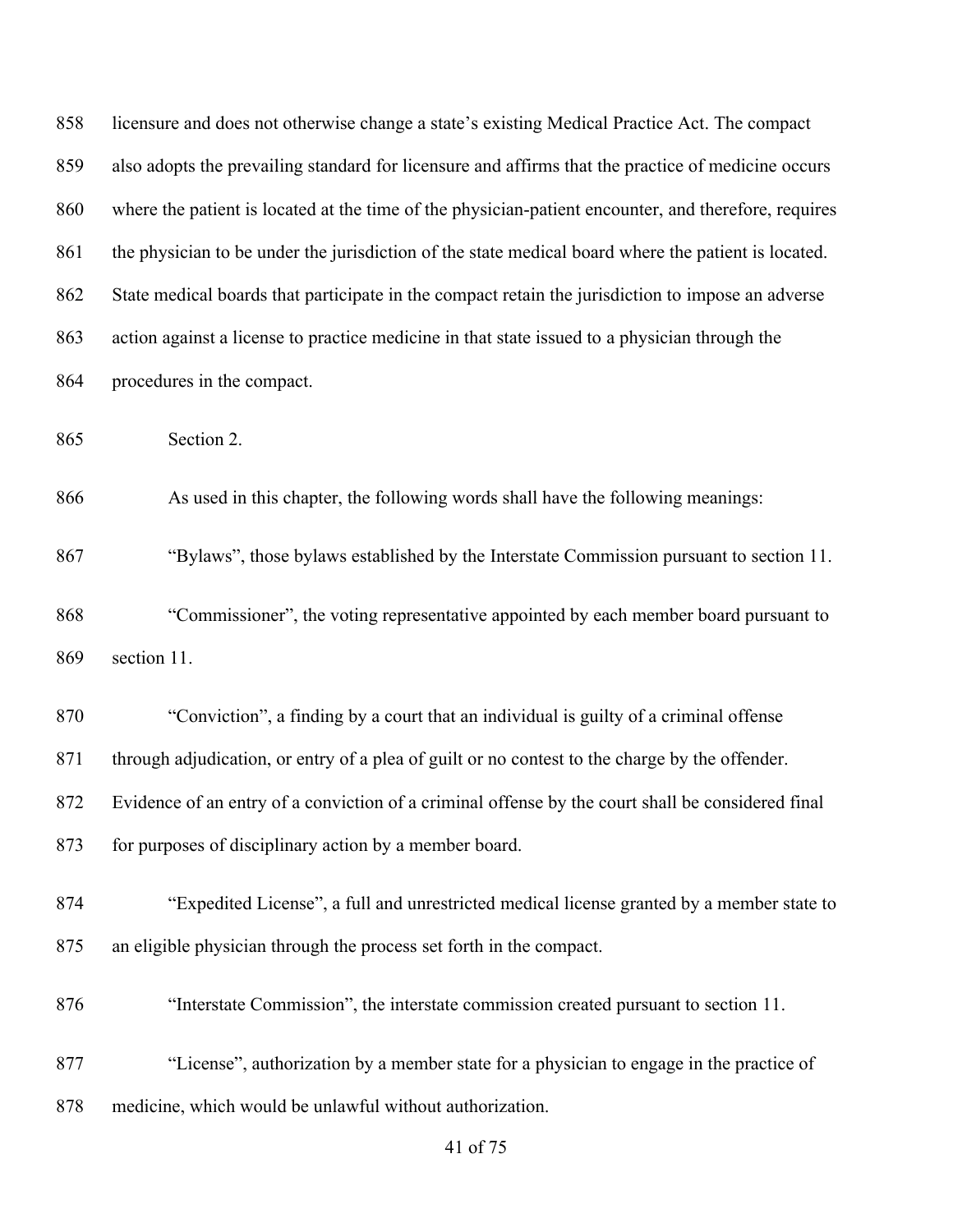licensure and does not otherwise change a state's existing Medical Practice Act. The compact also adopts the prevailing standard for licensure and affirms that the practice of medicine occurs where the patient is located at the time of the physician-patient encounter, and therefore, requires the physician to be under the jurisdiction of the state medical board where the patient is located. State medical boards that participate in the compact retain the jurisdiction to impose an adverse action against a license to practice medicine in that state issued to a physician through the procedures in the compact.

Section 2.

As used in this chapter, the following words shall have the following meanings:

"Bylaws", those bylaws established by the Interstate Commission pursuant to section 11.

"Commissioner", the voting representative appointed by each member board pursuant to section 11.

"Conviction", a finding by a court that an individual is guilty of a criminal offense through adjudication, or entry of a plea of guilt or no contest to the charge by the offender. Evidence of an entry of a conviction of a criminal offense by the court shall be considered final for purposes of disciplinary action by a member board.

"Expedited License", a full and unrestricted medical license granted by a member state to an eligible physician through the process set forth in the compact.

"Interstate Commission", the interstate commission created pursuant to section 11.

"License", authorization by a member state for a physician to engage in the practice of medicine, which would be unlawful without authorization.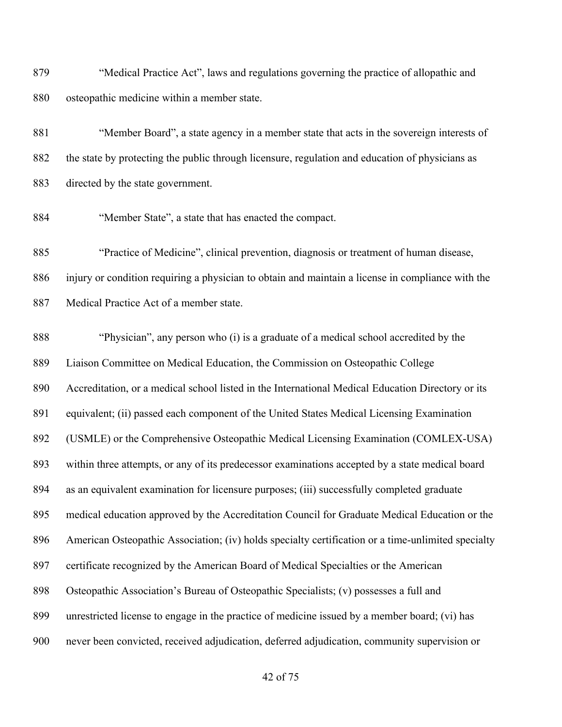"Medical Practice Act", laws and regulations governing the practice of allopathic and osteopathic medicine within a member state.

"Member Board", a state agency in a member state that acts in the sovereign interests of the state by protecting the public through licensure, regulation and education of physicians as directed by the state government.

"Member State", a state that has enacted the compact.

"Practice of Medicine", clinical prevention, diagnosis or treatment of human disease, injury or condition requiring a physician to obtain and maintain a license in compliance with the Medical Practice Act of a member state.

"Physician", any person who (i) is a graduate of a medical school accredited by the Liaison Committee on Medical Education, the Commission on Osteopathic College Accreditation, or a medical school listed in the International Medical Education Directory or its equivalent; (ii) passed each component of the United States Medical Licensing Examination (USMLE) or the Comprehensive Osteopathic Medical Licensing Examination (COMLEX-USA) within three attempts, or any of its predecessor examinations accepted by a state medical board as an equivalent examination for licensure purposes; (iii) successfully completed graduate medical education approved by the Accreditation Council for Graduate Medical Education or the American Osteopathic Association; (iv) holds specialty certification or a time-unlimited specialty certificate recognized by the American Board of Medical Specialties or the American Osteopathic Association's Bureau of Osteopathic Specialists; (v) possesses a full and unrestricted license to engage in the practice of medicine issued by a member board; (vi) has never been convicted, received adjudication, deferred adjudication, community supervision or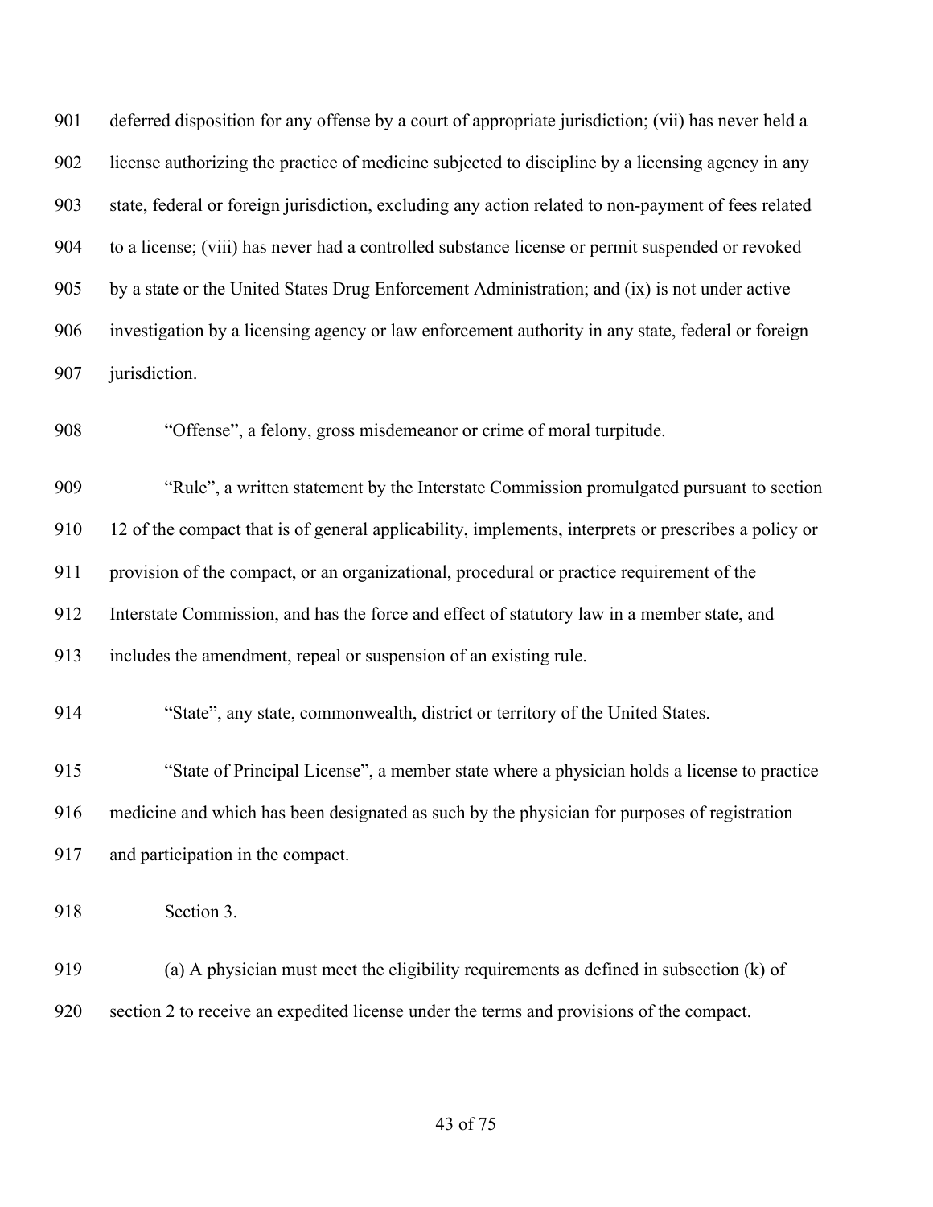901 deferred disposition for any offense by a court of appropriate jurisdiction; (vii) has never held a
902 license authorizing the practice of medicine subjected to discipline by a licensing agency in any
903 state, federal or foreign jurisdiction, excluding any action related to non-payment of fees related
904 to a license; (viii) has never had a controlled substance license or permit suspended or revoked
905 by a state or the United States Drug Enforcement Administration; and (ix) is not under active
906 investigation by a licensing agency or law enforcement authority in any state, federal or foreign
907 jurisdiction.

908 "Offense", a felony, gross misdemeanor or crime of moral turpitude.

909 "Rule", a written statement by the Interstate Commission promulgated pursuant to section
910 12 of the compact that is of general applicability, implements, interprets or prescribes a policy or
911 provision of the compact, or an organizational, procedural or practice requirement of the
912 Interstate Commission, and has the force and effect of statutory law in a member state, and
913 includes the amendment, repeal or suspension of an existing rule.

914 "State", any state, commonwealth, district or territory of the United States.

915 "State of Principal License", a member state where a physician holds a license to practice
916 medicine and which has been designated as such by the physician for purposes of registration
917 and participation in the compact.

918 Section 3.

919 (a) A physician must meet the eligibility requirements as defined in subsection (k) of
920 section 2 to receive an expedited license under the terms and provisions of the compact.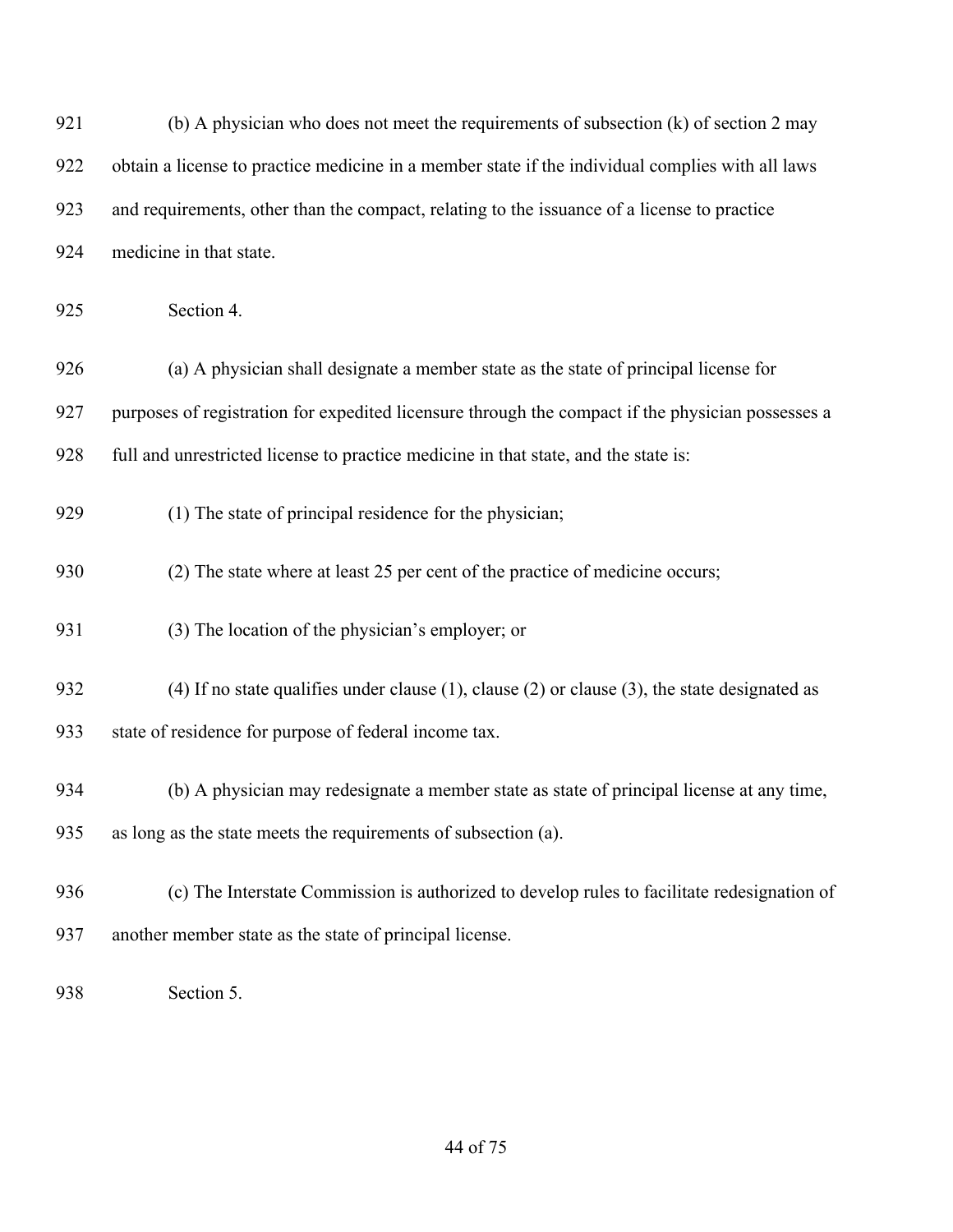(b) A physician who does not meet the requirements of subsection (k) of section 2 may obtain a license to practice medicine in a member state if the individual complies with all laws and requirements, other than the compact, relating to the issuance of a license to practice medicine in that state.

Section 4.

(a) A physician shall designate a member state as the state of principal license for purposes of registration for expedited licensure through the compact if the physician possesses a full and unrestricted license to practice medicine in that state, and the state is:

(1) The state of principal residence for the physician;

(2) The state where at least 25 per cent of the practice of medicine occurs;

(3) The location of the physician's employer; or

(4) If no state qualifies under clause (1), clause (2) or clause (3), the state designated as state of residence for purpose of federal income tax.

(b) A physician may redesignate a member state as state of principal license at any time, as long as the state meets the requirements of subsection (a).

(c) The Interstate Commission is authorized to develop rules to facilitate redesignation of another member state as the state of principal license.

Section 5.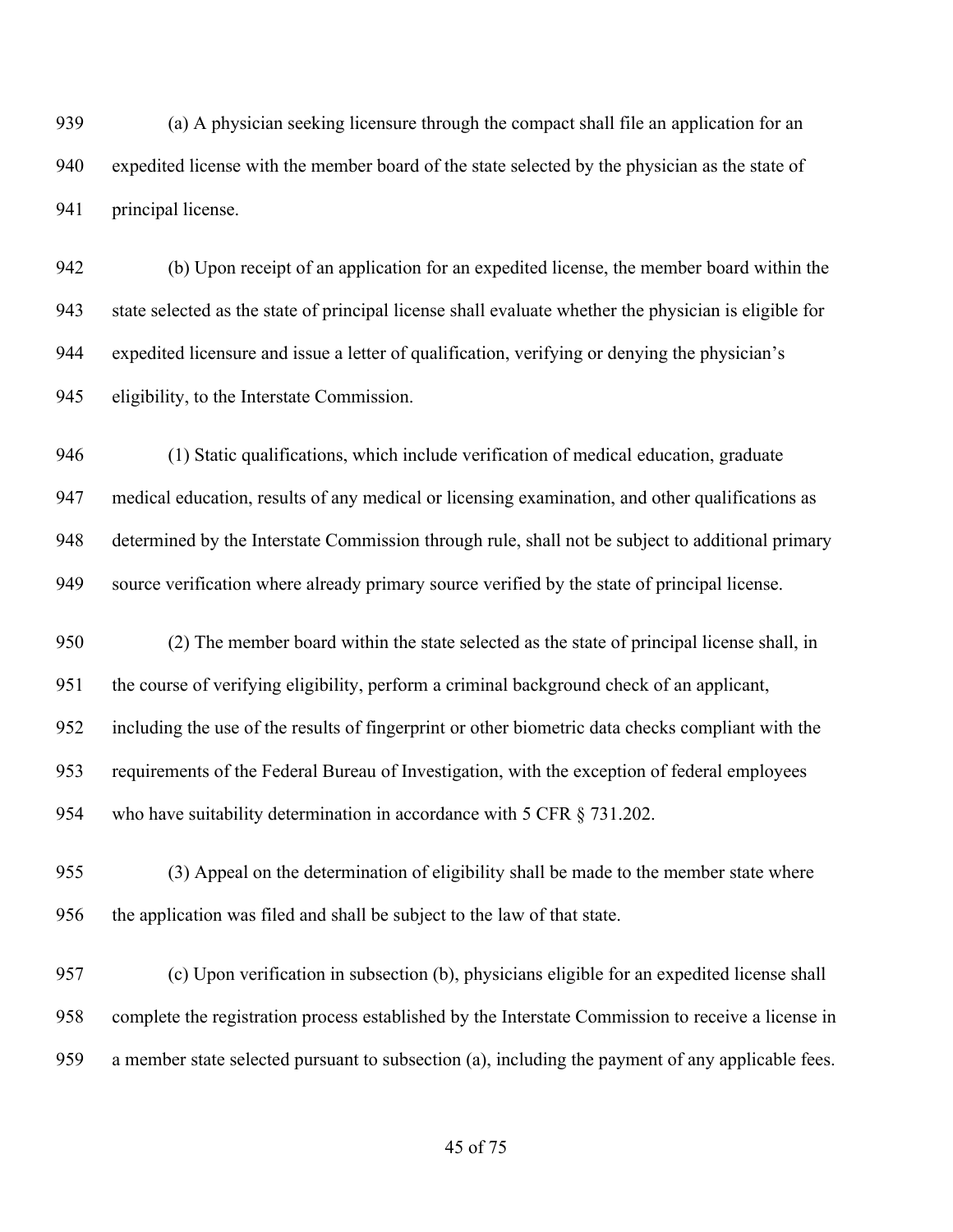(a) A physician seeking licensure through the compact shall file an application for an expedited license with the member board of the state selected by the physician as the state of principal license.

(b) Upon receipt of an application for an expedited license, the member board within the state selected as the state of principal license shall evaluate whether the physician is eligible for expedited licensure and issue a letter of qualification, verifying or denying the physician's eligibility, to the Interstate Commission.

(1) Static qualifications, which include verification of medical education, graduate medical education, results of any medical or licensing examination, and other qualifications as determined by the Interstate Commission through rule, shall not be subject to additional primary source verification where already primary source verified by the state of principal license.

(2) The member board within the state selected as the state of principal license shall, in the course of verifying eligibility, perform a criminal background check of an applicant, including the use of the results of fingerprint or other biometric data checks compliant with the requirements of the Federal Bureau of Investigation, with the exception of federal employees who have suitability determination in accordance with 5 CFR § 731.202.

(3) Appeal on the determination of eligibility shall be made to the member state where the application was filed and shall be subject to the law of that state.

(c) Upon verification in subsection (b), physicians eligible for an expedited license shall complete the registration process established by the Interstate Commission to receive a license in a member state selected pursuant to subsection (a), including the payment of any applicable fees.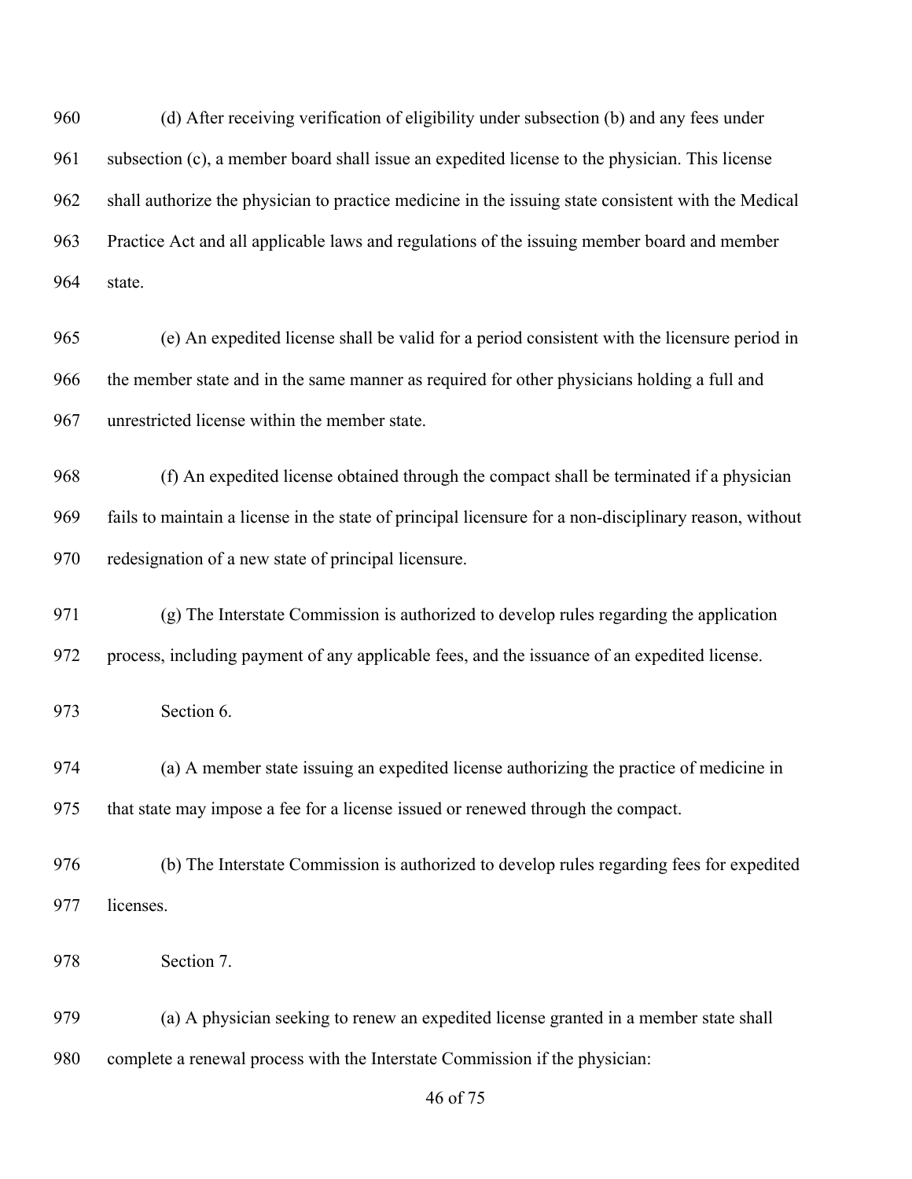(d) After receiving verification of eligibility under subsection (b) and any fees under subsection (c), a member board shall issue an expedited license to the physician. This license shall authorize the physician to practice medicine in the issuing state consistent with the Medical Practice Act and all applicable laws and regulations of the issuing member board and member state.

(e) An expedited license shall be valid for a period consistent with the licensure period in the member state and in the same manner as required for other physicians holding a full and unrestricted license within the member state.

(f) An expedited license obtained through the compact shall be terminated if a physician fails to maintain a license in the state of principal licensure for a non-disciplinary reason, without redesignation of a new state of principal licensure.

(g) The Interstate Commission is authorized to develop rules regarding the application process, including payment of any applicable fees, and the issuance of an expedited license.

Section 6.

(a) A member state issuing an expedited license authorizing the practice of medicine in that state may impose a fee for a license issued or renewed through the compact.

(b) The Interstate Commission is authorized to develop rules regarding fees for expedited licenses.

Section 7.

(a) A physician seeking to renew an expedited license granted in a member state shall complete a renewal process with the Interstate Commission if the physician: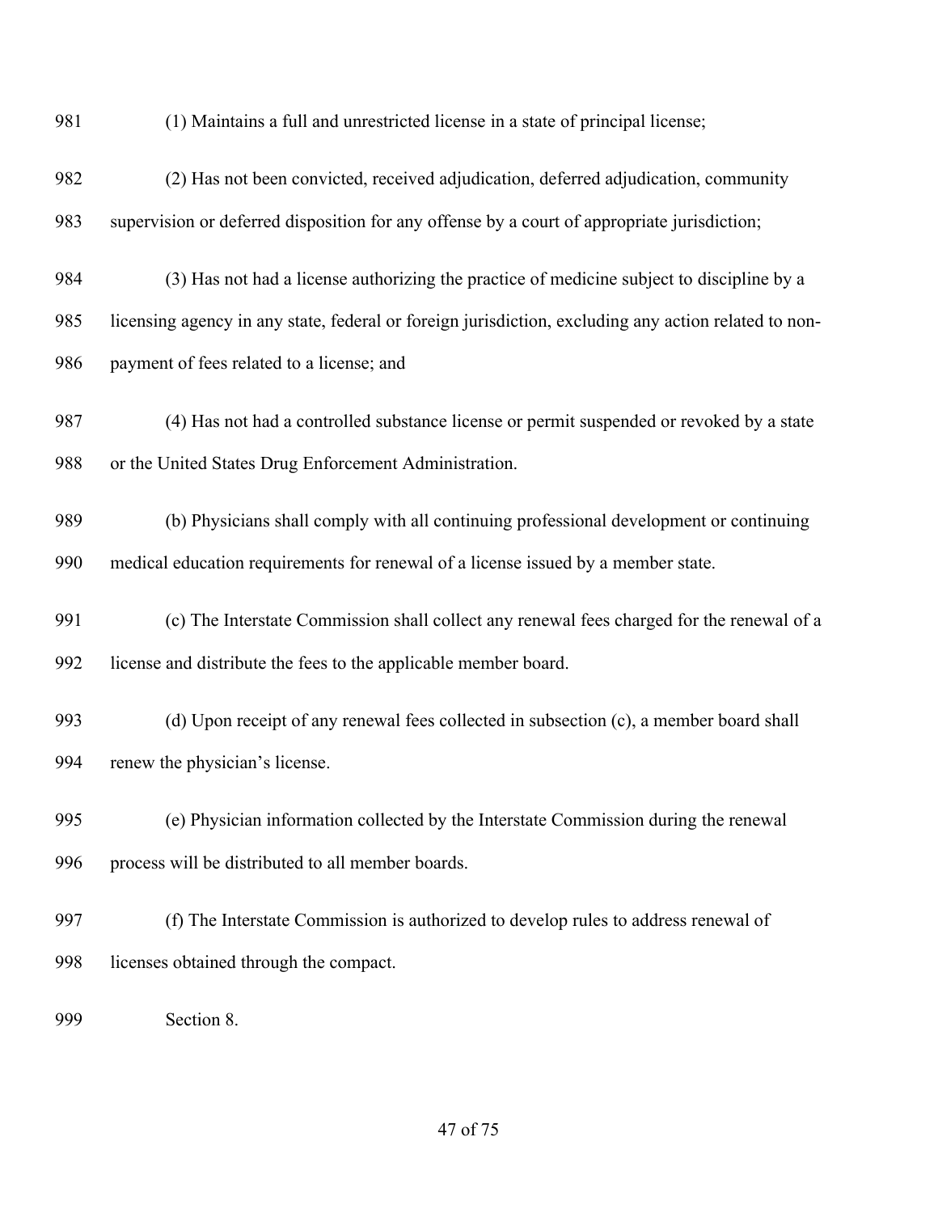(1) Maintains a full and unrestricted license in a state of principal license;

(2) Has not been convicted, received adjudication, deferred adjudication, community supervision or deferred disposition for any offense by a court of appropriate jurisdiction;

(3) Has not had a license authorizing the practice of medicine subject to discipline by a licensing agency in any state, federal or foreign jurisdiction, excluding any action related to non-payment of fees related to a license; and

(4) Has not had a controlled substance license or permit suspended or revoked by a state or the United States Drug Enforcement Administration.

(b) Physicians shall comply with all continuing professional development or continuing medical education requirements for renewal of a license issued by a member state.

(c) The Interstate Commission shall collect any renewal fees charged for the renewal of a license and distribute the fees to the applicable member board.

(d) Upon receipt of any renewal fees collected in subsection (c), a member board shall renew the physician's license.

(e) Physician information collected by the Interstate Commission during the renewal process will be distributed to all member boards.

(f) The Interstate Commission is authorized to develop rules to address renewal of licenses obtained through the compact.

Section 8.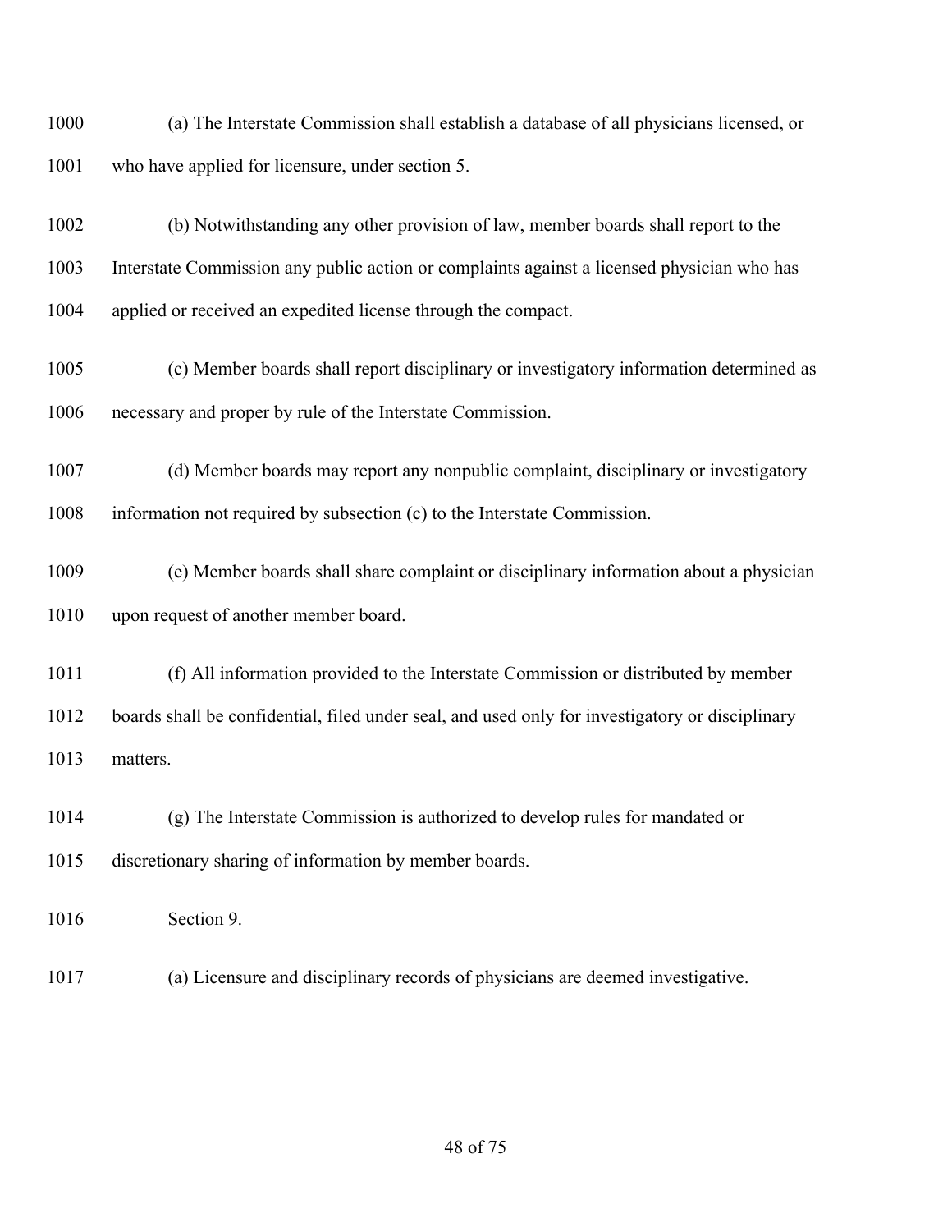(a) The Interstate Commission shall establish a database of all physicians licensed, or who have applied for licensure, under section 5.

(b) Notwithstanding any other provision of law, member boards shall report to the Interstate Commission any public action or complaints against a licensed physician who has applied or received an expedited license through the compact.

(c) Member boards shall report disciplinary or investigatory information determined as necessary and proper by rule of the Interstate Commission.

(d) Member boards may report any nonpublic complaint, disciplinary or investigatory information not required by subsection (c) to the Interstate Commission.

(e) Member boards shall share complaint or disciplinary information about a physician upon request of another member board.

(f) All information provided to the Interstate Commission or distributed by member boards shall be confidential, filed under seal, and used only for investigatory or disciplinary matters.

(g) The Interstate Commission is authorized to develop rules for mandated or discretionary sharing of information by member boards.

Section 9.

(a) Licensure and disciplinary records of physicians are deemed investigative.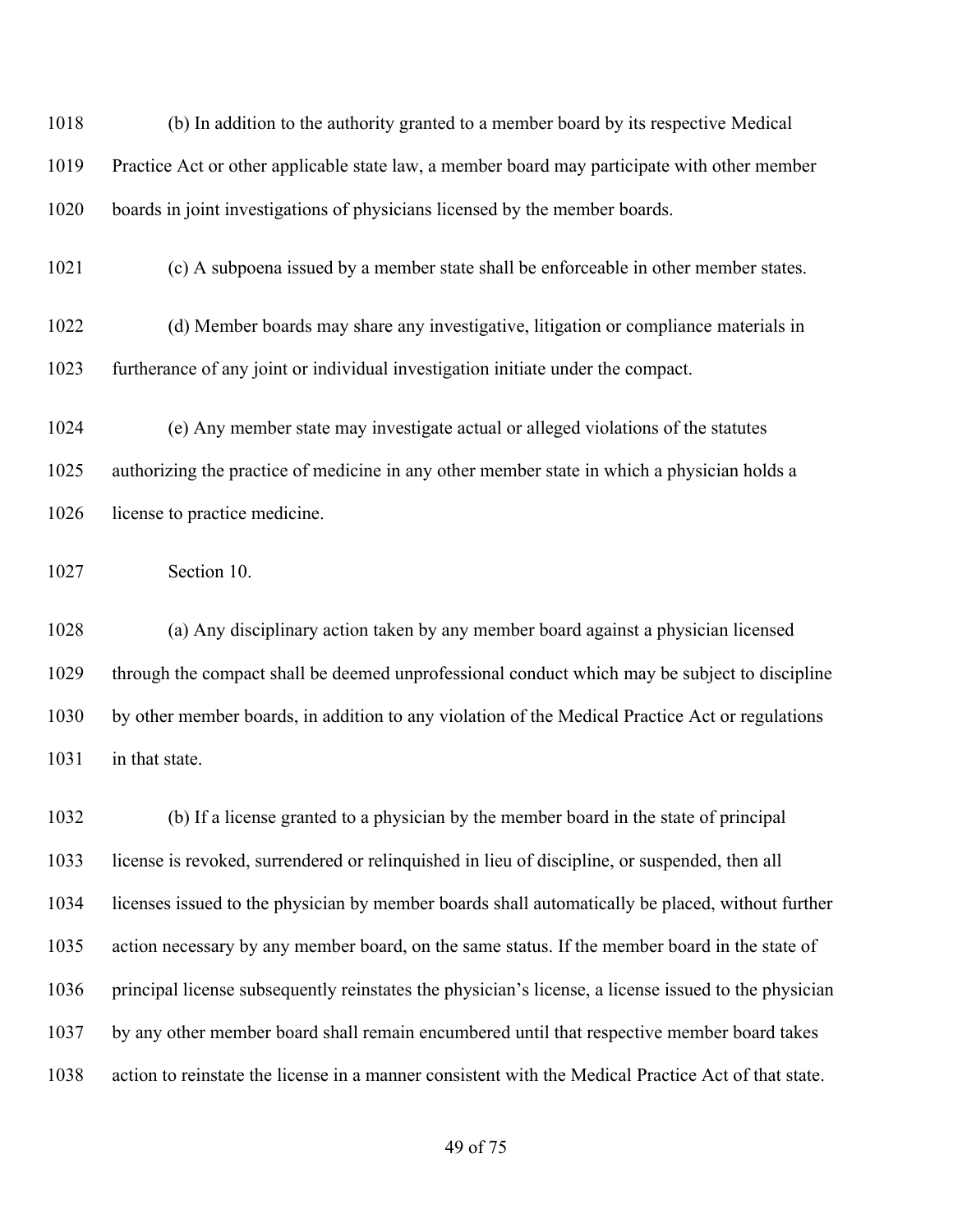(b) In addition to the authority granted to a member board by its respective Medical Practice Act or other applicable state law, a member board may participate with other member boards in joint investigations of physicians licensed by the member boards.

(c) A subpoena issued by a member state shall be enforceable in other member states.

(d) Member boards may share any investigative, litigation or compliance materials in furtherance of any joint or individual investigation initiate under the compact.

(e) Any member state may investigate actual or alleged violations of the statutes authorizing the practice of medicine in any other member state in which a physician holds a license to practice medicine.

Section 10.

(a) Any disciplinary action taken by any member board against a physician licensed through the compact shall be deemed unprofessional conduct which may be subject to discipline by other member boards, in addition to any violation of the Medical Practice Act or regulations in that state.

(b) If a license granted to a physician by the member board in the state of principal license is revoked, surrendered or relinquished in lieu of discipline, or suspended, then all licenses issued to the physician by member boards shall automatically be placed, without further action necessary by any member board, on the same status. If the member board in the state of principal license subsequently reinstates the physician's license, a license issued to the physician by any other member board shall remain encumbered until that respective member board takes action to reinstate the license in a manner consistent with the Medical Practice Act of that state.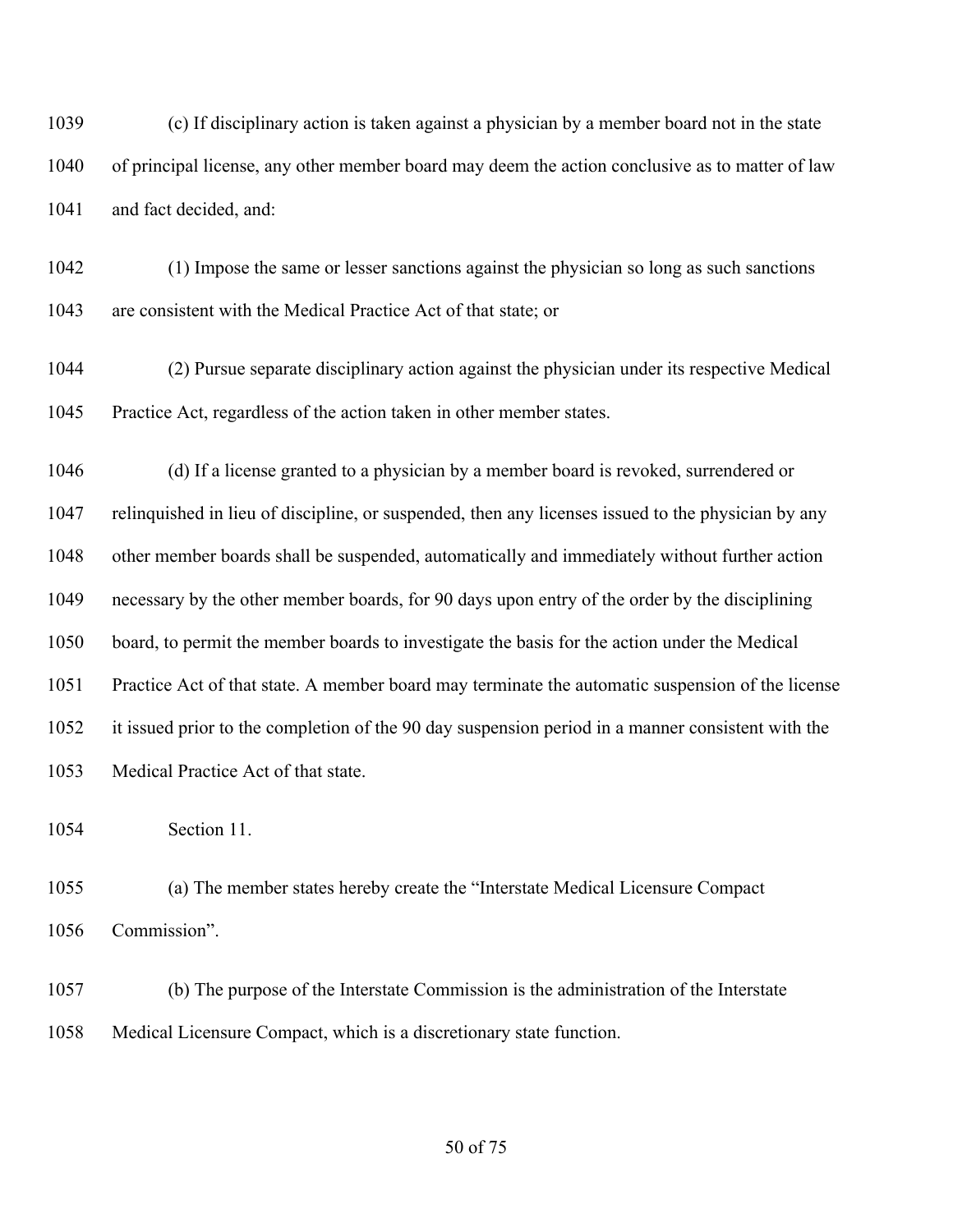(c) If disciplinary action is taken against a physician by a member board not in the state of principal license, any other member board may deem the action conclusive as to matter of law and fact decided, and:

(1) Impose the same or lesser sanctions against the physician so long as such sanctions are consistent with the Medical Practice Act of that state; or

(2) Pursue separate disciplinary action against the physician under its respective Medical Practice Act, regardless of the action taken in other member states.

(d) If a license granted to a physician by a member board is revoked, surrendered or relinquished in lieu of discipline, or suspended, then any licenses issued to the physician by any other member boards shall be suspended, automatically and immediately without further action necessary by the other member boards, for 90 days upon entry of the order by the disciplining board, to permit the member boards to investigate the basis for the action under the Medical Practice Act of that state. A member board may terminate the automatic suspension of the license it issued prior to the completion of the 90 day suspension period in a manner consistent with the Medical Practice Act of that state.

Section 11.

(a) The member states hereby create the "Interstate Medical Licensure Compact Commission".

(b) The purpose of the Interstate Commission is the administration of the Interstate Medical Licensure Compact, which is a discretionary state function.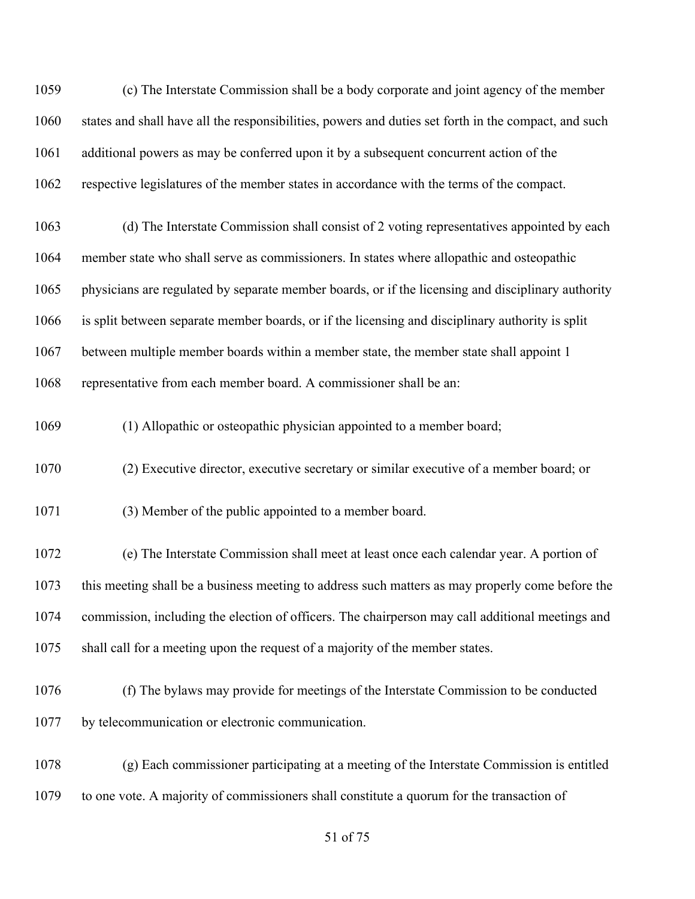(c) The Interstate Commission shall be a body corporate and joint agency of the member states and shall have all the responsibilities, powers and duties set forth in the compact, and such additional powers as may be conferred upon it by a subsequent concurrent action of the respective legislatures of the member states in accordance with the terms of the compact.

(d) The Interstate Commission shall consist of 2 voting representatives appointed by each member state who shall serve as commissioners. In states where allopathic and osteopathic physicians are regulated by separate member boards, or if the licensing and disciplinary authority is split between separate member boards, or if the licensing and disciplinary authority is split between multiple member boards within a member state, the member state shall appoint 1 representative from each member board. A commissioner shall be an:

(1) Allopathic or osteopathic physician appointed to a member board;

(2) Executive director, executive secretary or similar executive of a member board; or

(3) Member of the public appointed to a member board.

(e) The Interstate Commission shall meet at least once each calendar year. A portion of this meeting shall be a business meeting to address such matters as may properly come before the commission, including the election of officers. The chairperson may call additional meetings and shall call for a meeting upon the request of a majority of the member states.

(f) The bylaws may provide for meetings of the Interstate Commission to be conducted by telecommunication or electronic communication.

(g) Each commissioner participating at a meeting of the Interstate Commission is entitled to one vote. A majority of commissioners shall constitute a quorum for the transaction of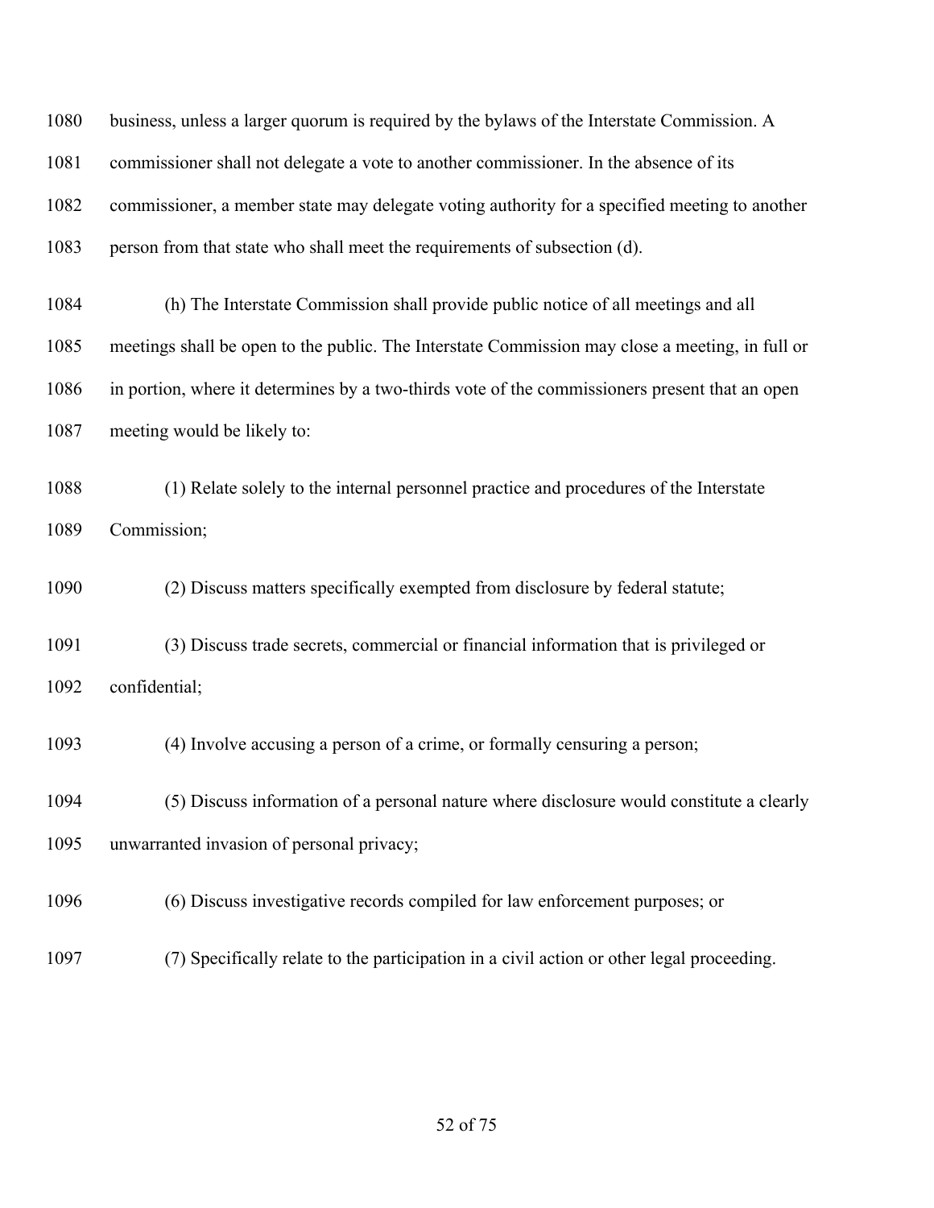business, unless a larger quorum is required by the bylaws of the Interstate Commission. A commissioner shall not delegate a vote to another commissioner. In the absence of its commissioner, a member state may delegate voting authority for a specified meeting to another person from that state who shall meet the requirements of subsection (d).

(h) The Interstate Commission shall provide public notice of all meetings and all meetings shall be open to the public. The Interstate Commission may close a meeting, in full or in portion, where it determines by a two-thirds vote of the commissioners present that an open meeting would be likely to:

(1) Relate solely to the internal personnel practice and procedures of the Interstate Commission;

(2) Discuss matters specifically exempted from disclosure by federal statute;

(3) Discuss trade secrets, commercial or financial information that is privileged or confidential;

(4) Involve accusing a person of a crime, or formally censuring a person;

(5) Discuss information of a personal nature where disclosure would constitute a clearly unwarranted invasion of personal privacy;

(6) Discuss investigative records compiled for law enforcement purposes; or

(7) Specifically relate to the participation in a civil action or other legal proceeding.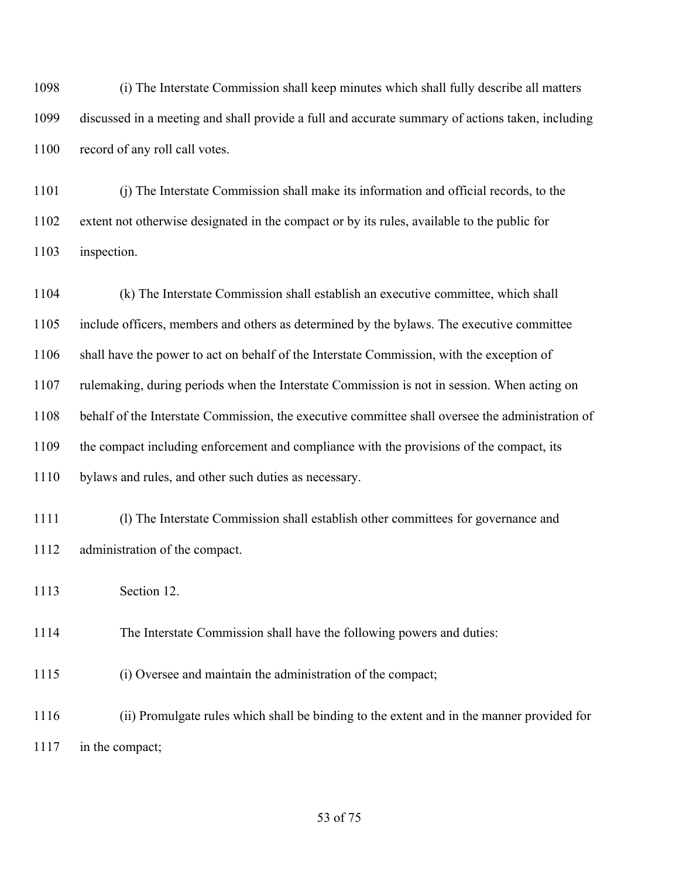(i) The Interstate Commission shall keep minutes which shall fully describe all matters discussed in a meeting and shall provide a full and accurate summary of actions taken, including record of any roll call votes.

(j) The Interstate Commission shall make its information and official records, to the extent not otherwise designated in the compact or by its rules, available to the public for inspection.

(k) The Interstate Commission shall establish an executive committee, which shall include officers, members and others as determined by the bylaws. The executive committee shall have the power to act on behalf of the Interstate Commission, with the exception of rulemaking, during periods when the Interstate Commission is not in session. When acting on behalf of the Interstate Commission, the executive committee shall oversee the administration of the compact including enforcement and compliance with the provisions of the compact, its bylaws and rules, and other such duties as necessary.

(l) The Interstate Commission shall establish other committees for governance and administration of the compact.

Section 12.

The Interstate Commission shall have the following powers and duties:

(i) Oversee and maintain the administration of the compact;

(ii) Promulgate rules which shall be binding to the extent and in the manner provided for in the compact;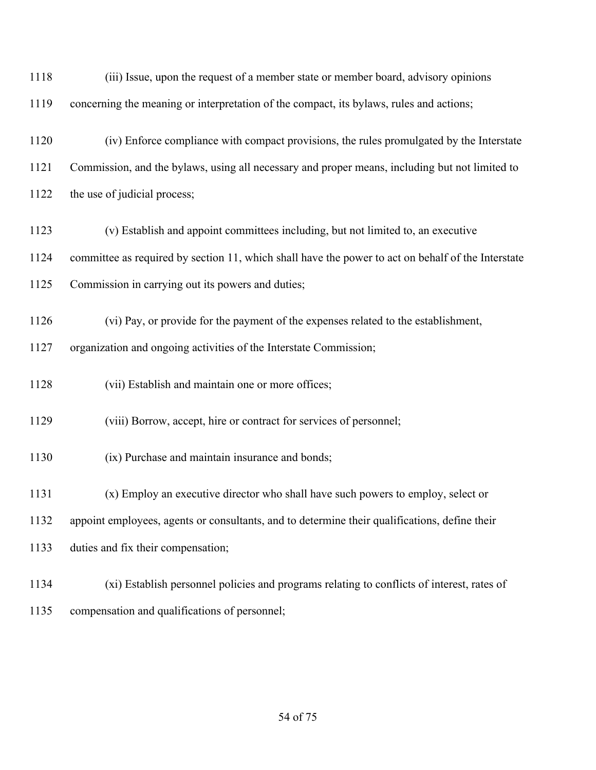(iii) Issue, upon the request of a member state or member board, advisory opinions concerning the meaning or interpretation of the compact, its bylaws, rules and actions;

(iv) Enforce compliance with compact provisions, the rules promulgated by the Interstate Commission, and the bylaws, using all necessary and proper means, including but not limited to the use of judicial process;

(v) Establish and appoint committees including, but not limited to, an executive committee as required by section 11, which shall have the power to act on behalf of the Interstate Commission in carrying out its powers and duties;

(vi) Pay, or provide for the payment of the expenses related to the establishment, organization and ongoing activities of the Interstate Commission;

(vii) Establish and maintain one or more offices;

(viii) Borrow, accept, hire or contract for services of personnel;

(ix) Purchase and maintain insurance and bonds;

(x) Employ an executive director who shall have such powers to employ, select or appoint employees, agents or consultants, and to determine their qualifications, define their duties and fix their compensation;

(xi) Establish personnel policies and programs relating to conflicts of interest, rates of compensation and qualifications of personnel;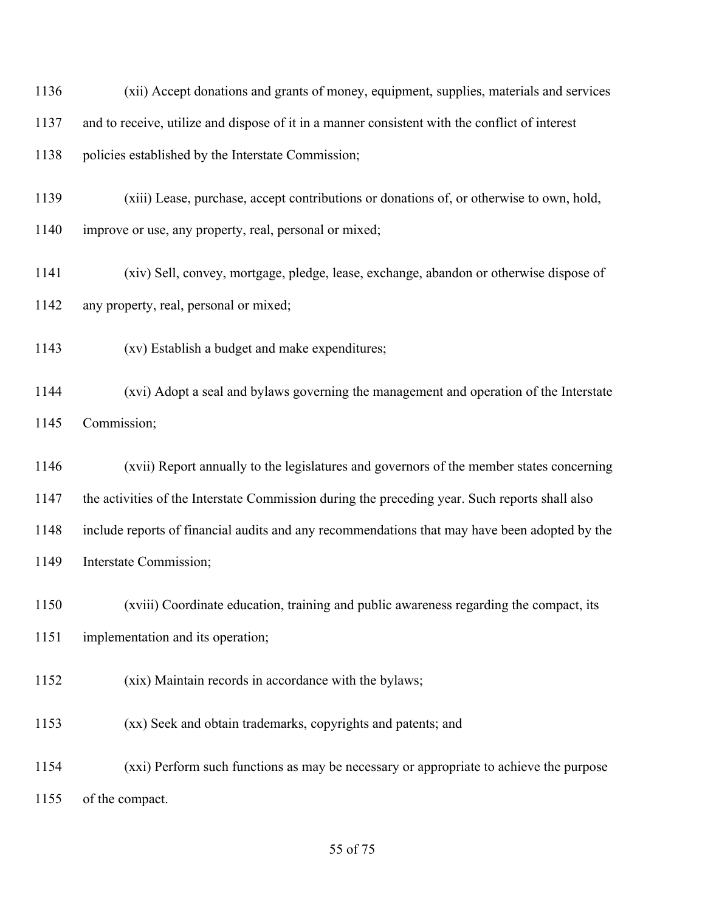(xii) Accept donations and grants of money, equipment, supplies, materials and services and to receive, utilize and dispose of it in a manner consistent with the conflict of interest policies established by the Interstate Commission;

(xiii) Lease, purchase, accept contributions or donations of, or otherwise to own, hold, improve or use, any property, real, personal or mixed;

(xiv) Sell, convey, mortgage, pledge, lease, exchange, abandon or otherwise dispose of any property, real, personal or mixed;

(xv) Establish a budget and make expenditures;

(xvi) Adopt a seal and bylaws governing the management and operation of the Interstate Commission;

(xvii) Report annually to the legislatures and governors of the member states concerning the activities of the Interstate Commission during the preceding year. Such reports shall also include reports of financial audits and any recommendations that may have been adopted by the Interstate Commission;

(xviii) Coordinate education, training and public awareness regarding the compact, its implementation and its operation;

(xix) Maintain records in accordance with the bylaws;

(xx) Seek and obtain trademarks, copyrights and patents; and

(xxi) Perform such functions as may be necessary or appropriate to achieve the purpose of the compact.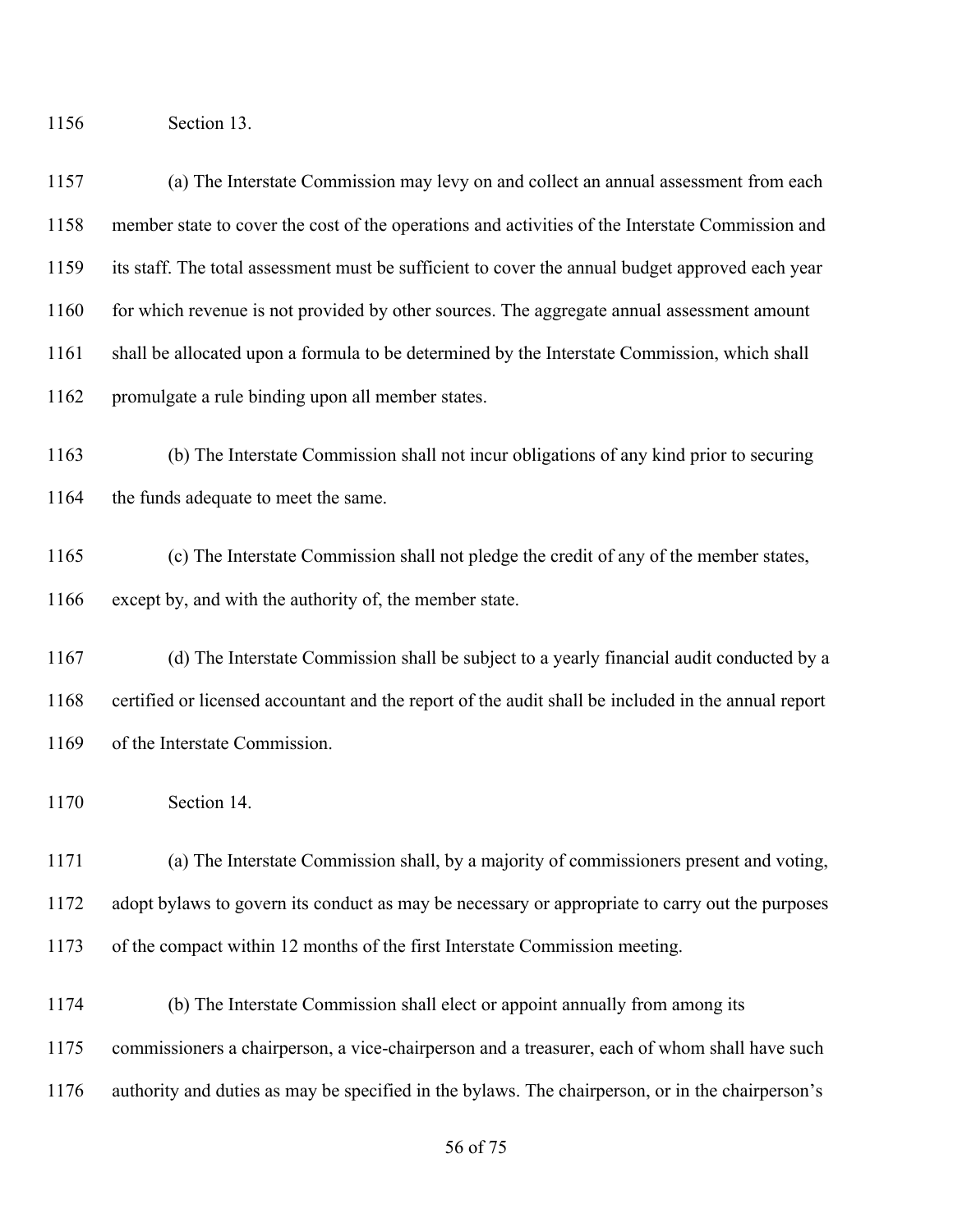Section 13.

(a) The Interstate Commission may levy on and collect an annual assessment from each member state to cover the cost of the operations and activities of the Interstate Commission and its staff. The total assessment must be sufficient to cover the annual budget approved each year for which revenue is not provided by other sources. The aggregate annual assessment amount shall be allocated upon a formula to be determined by the Interstate Commission, which shall promulgate a rule binding upon all member states.

(b) The Interstate Commission shall not incur obligations of any kind prior to securing the funds adequate to meet the same.

(c) The Interstate Commission shall not pledge the credit of any of the member states, except by, and with the authority of, the member state.

(d) The Interstate Commission shall be subject to a yearly financial audit conducted by a certified or licensed accountant and the report of the audit shall be included in the annual report of the Interstate Commission.

Section 14.

(a) The Interstate Commission shall, by a majority of commissioners present and voting, adopt bylaws to govern its conduct as may be necessary or appropriate to carry out the purposes of the compact within 12 months of the first Interstate Commission meeting.

(b) The Interstate Commission shall elect or appoint annually from among its commissioners a chairperson, a vice-chairperson and a treasurer, each of whom shall have such authority and duties as may be specified in the bylaws. The chairperson, or in the chairperson's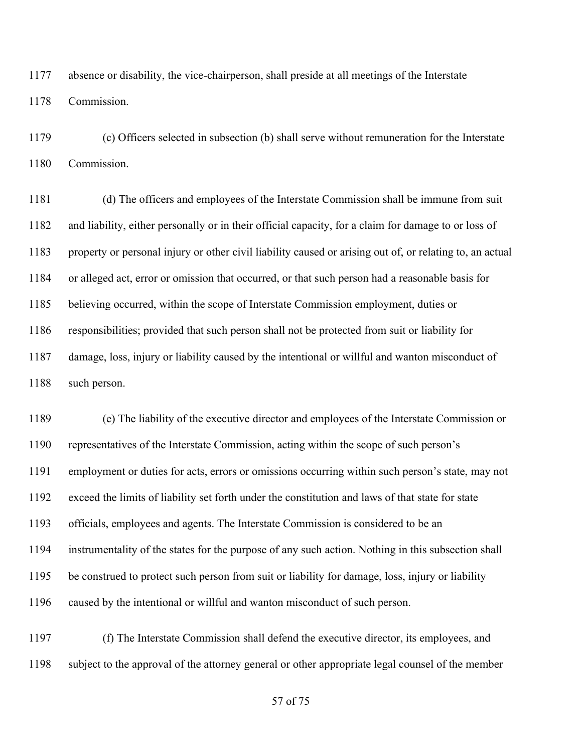absence or disability, the vice-chairperson, shall preside at all meetings of the Interstate Commission.

(c) Officers selected in subsection (b) shall serve without remuneration for the Interstate Commission.

(d) The officers and employees of the Interstate Commission shall be immune from suit and liability, either personally or in their official capacity, for a claim for damage to or loss of property or personal injury or other civil liability caused or arising out of, or relating to, an actual or alleged act, error or omission that occurred, or that such person had a reasonable basis for believing occurred, within the scope of Interstate Commission employment, duties or responsibilities; provided that such person shall not be protected from suit or liability for damage, loss, injury or liability caused by the intentional or willful and wanton misconduct of such person.

(e) The liability of the executive director and employees of the Interstate Commission or representatives of the Interstate Commission, acting within the scope of such person's employment or duties for acts, errors or omissions occurring within such person's state, may not exceed the limits of liability set forth under the constitution and laws of that state for state officials, employees and agents. The Interstate Commission is considered to be an instrumentality of the states for the purpose of any such action. Nothing in this subsection shall be construed to protect such person from suit or liability for damage, loss, injury or liability caused by the intentional or willful and wanton misconduct of such person.

(f) The Interstate Commission shall defend the executive director, its employees, and subject to the approval of the attorney general or other appropriate legal counsel of the member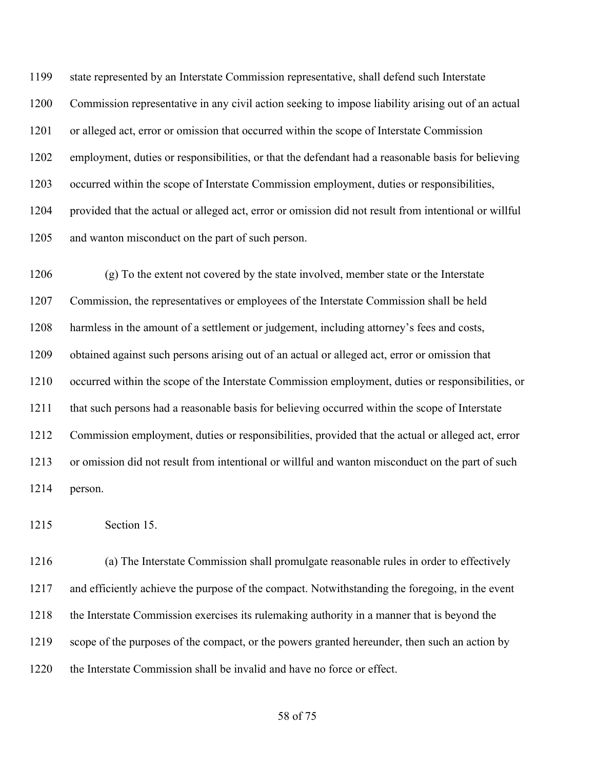state represented by an Interstate Commission representative, shall defend such Interstate Commission representative in any civil action seeking to impose liability arising out of an actual or alleged act, error or omission that occurred within the scope of Interstate Commission employment, duties or responsibilities, or that the defendant had a reasonable basis for believing occurred within the scope of Interstate Commission employment, duties or responsibilities, provided that the actual or alleged act, error or omission did not result from intentional or willful and wanton misconduct on the part of such person.

(g) To the extent not covered by the state involved, member state or the Interstate Commission, the representatives or employees of the Interstate Commission shall be held harmless in the amount of a settlement or judgement, including attorney's fees and costs, obtained against such persons arising out of an actual or alleged act, error or omission that occurred within the scope of the Interstate Commission employment, duties or responsibilities, or that such persons had a reasonable basis for believing occurred within the scope of Interstate Commission employment, duties or responsibilities, provided that the actual or alleged act, error or omission did not result from intentional or willful and wanton misconduct on the part of such person.

Section 15.

(a) The Interstate Commission shall promulgate reasonable rules in order to effectively and efficiently achieve the purpose of the compact. Notwithstanding the foregoing, in the event the Interstate Commission exercises its rulemaking authority in a manner that is beyond the scope of the purposes of the compact, or the powers granted hereunder, then such an action by the Interstate Commission shall be invalid and have no force or effect.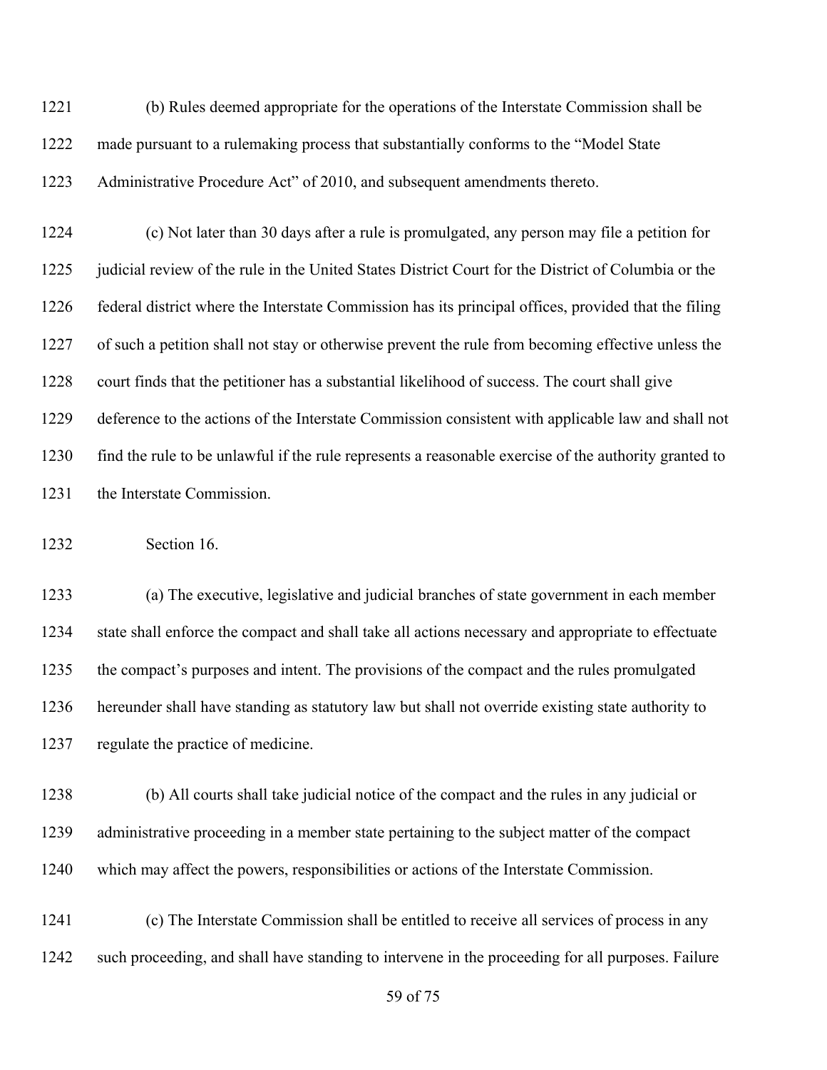(b) Rules deemed appropriate for the operations of the Interstate Commission shall be made pursuant to a rulemaking process that substantially conforms to the "Model State Administrative Procedure Act" of 2010, and subsequent amendments thereto.

(c) Not later than 30 days after a rule is promulgated, any person may file a petition for judicial review of the rule in the United States District Court for the District of Columbia or the federal district where the Interstate Commission has its principal offices, provided that the filing of such a petition shall not stay or otherwise prevent the rule from becoming effective unless the court finds that the petitioner has a substantial likelihood of success. The court shall give deference to the actions of the Interstate Commission consistent with applicable law and shall not find the rule to be unlawful if the rule represents a reasonable exercise of the authority granted to the Interstate Commission.

Section 16.

(a) The executive, legislative and judicial branches of state government in each member state shall enforce the compact and shall take all actions necessary and appropriate to effectuate the compact's purposes and intent. The provisions of the compact and the rules promulgated hereunder shall have standing as statutory law but shall not override existing state authority to regulate the practice of medicine.

(b) All courts shall take judicial notice of the compact and the rules in any judicial or administrative proceeding in a member state pertaining to the subject matter of the compact which may affect the powers, responsibilities or actions of the Interstate Commission.

(c) The Interstate Commission shall be entitled to receive all services of process in any such proceeding, and shall have standing to intervene in the proceeding for all purposes. Failure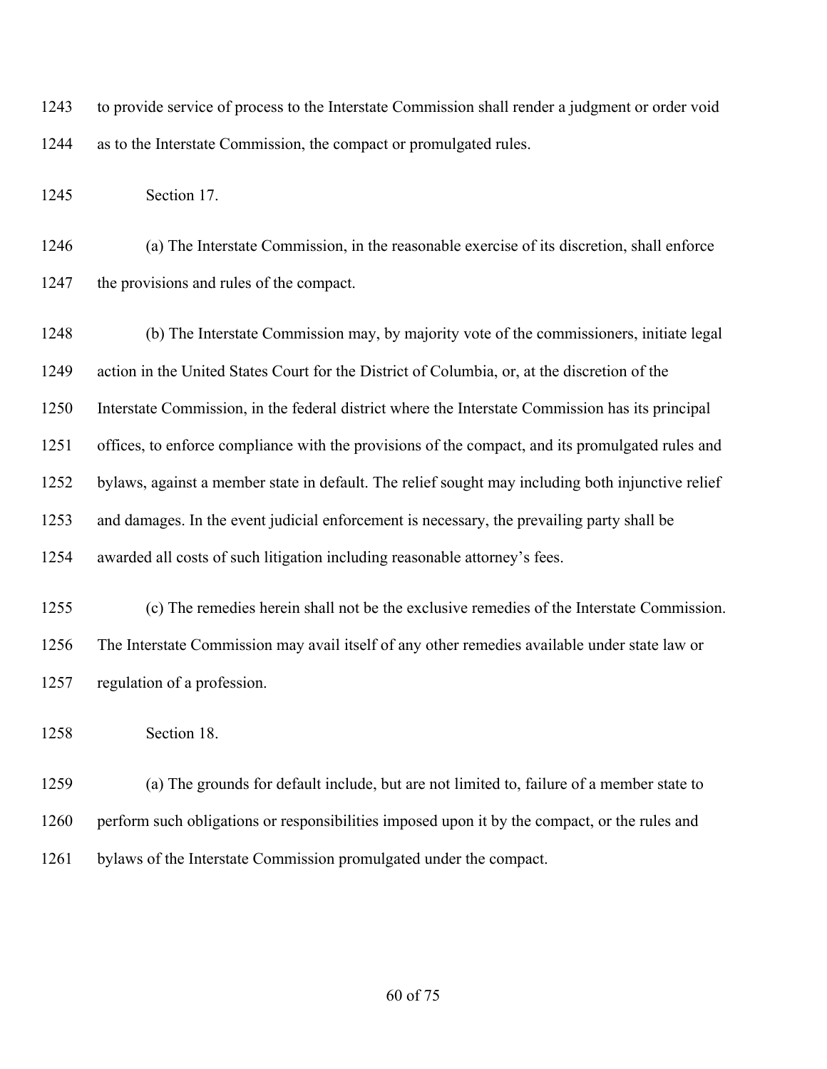to provide service of process to the Interstate Commission shall render a judgment or order void as to the Interstate Commission, the compact or promulgated rules.

Section 17.

(a) The Interstate Commission, in the reasonable exercise of its discretion, shall enforce the provisions and rules of the compact.

(b) The Interstate Commission may, by majority vote of the commissioners, initiate legal action in the United States Court for the District of Columbia, or, at the discretion of the Interstate Commission, in the federal district where the Interstate Commission has its principal offices, to enforce compliance with the provisions of the compact, and its promulgated rules and bylaws, against a member state in default. The relief sought may including both injunctive relief and damages. In the event judicial enforcement is necessary, the prevailing party shall be awarded all costs of such litigation including reasonable attorney's fees.

(c) The remedies herein shall not be the exclusive remedies of the Interstate Commission. The Interstate Commission may avail itself of any other remedies available under state law or regulation of a profession.

Section 18.

(a) The grounds for default include, but are not limited to, failure of a member state to perform such obligations or responsibilities imposed upon it by the compact, or the rules and bylaws of the Interstate Commission promulgated under the compact.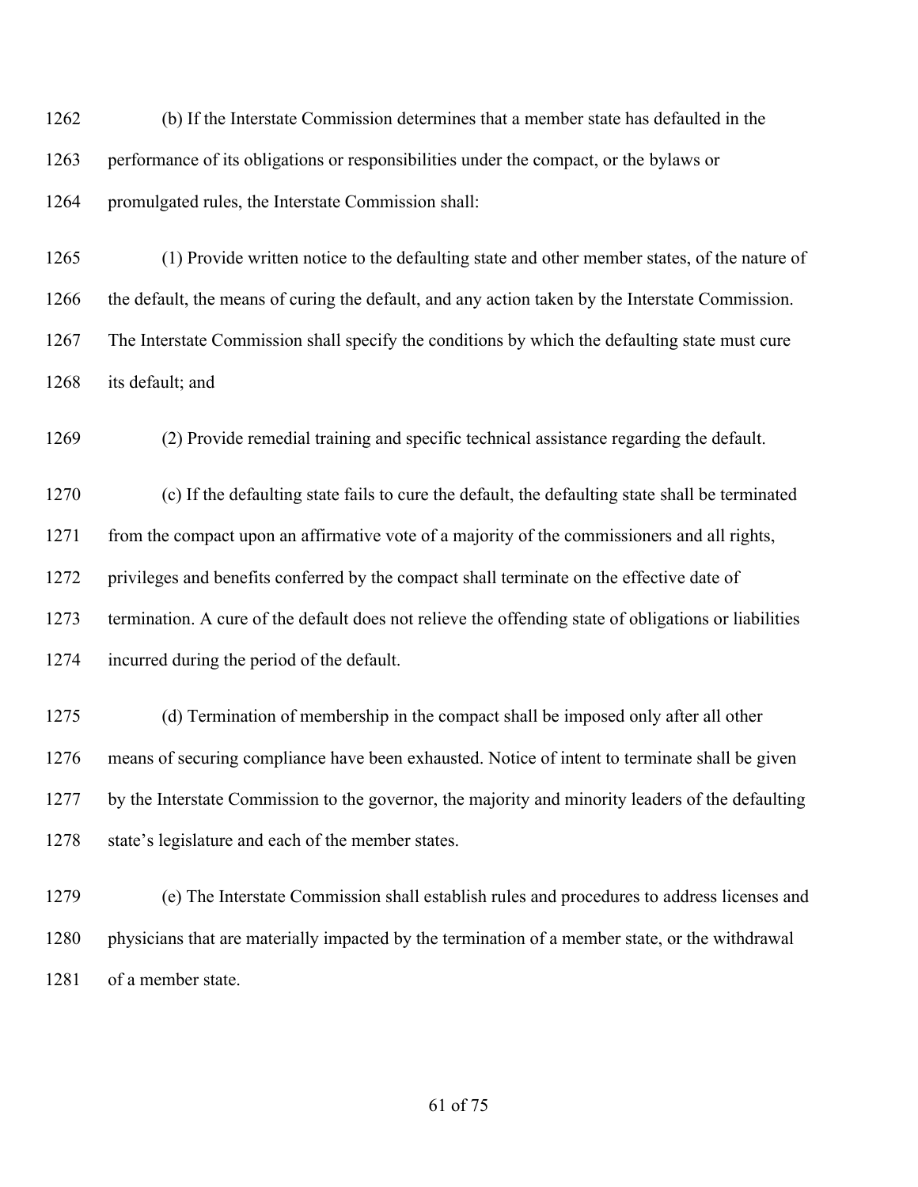(b) If the Interstate Commission determines that a member state has defaulted in the performance of its obligations or responsibilities under the compact, or the bylaws or promulgated rules, the Interstate Commission shall:

(1) Provide written notice to the defaulting state and other member states, of the nature of the default, the means of curing the default, and any action taken by the Interstate Commission. The Interstate Commission shall specify the conditions by which the defaulting state must cure its default; and

(2) Provide remedial training and specific technical assistance regarding the default.

(c) If the defaulting state fails to cure the default, the defaulting state shall be terminated from the compact upon an affirmative vote of a majority of the commissioners and all rights, privileges and benefits conferred by the compact shall terminate on the effective date of termination. A cure of the default does not relieve the offending state of obligations or liabilities incurred during the period of the default.

(d) Termination of membership in the compact shall be imposed only after all other means of securing compliance have been exhausted. Notice of intent to terminate shall be given by the Interstate Commission to the governor, the majority and minority leaders of the defaulting state's legislature and each of the member states.

(e) The Interstate Commission shall establish rules and procedures to address licenses and physicians that are materially impacted by the termination of a member state, or the withdrawal of a member state.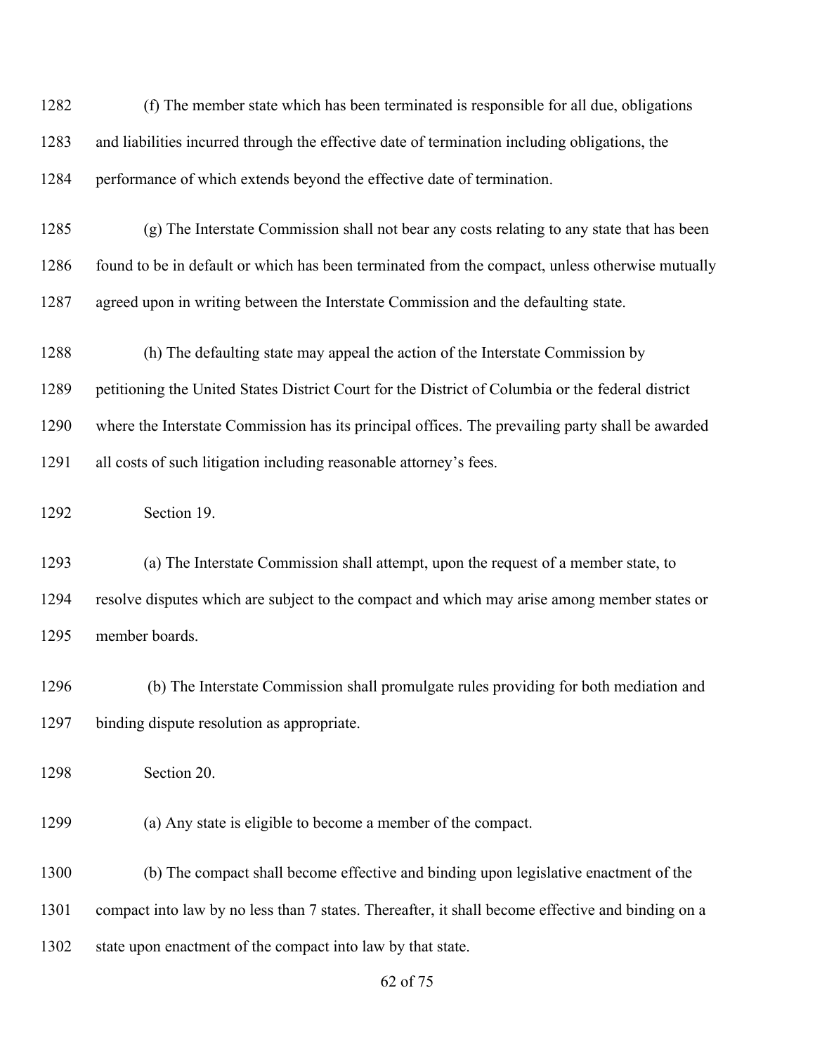(f) The member state which has been terminated is responsible for all due, obligations and liabilities incurred through the effective date of termination including obligations, the performance of which extends beyond the effective date of termination.

(g) The Interstate Commission shall not bear any costs relating to any state that has been found to be in default or which has been terminated from the compact, unless otherwise mutually agreed upon in writing between the Interstate Commission and the defaulting state.

(h) The defaulting state may appeal the action of the Interstate Commission by petitioning the United States District Court for the District of Columbia or the federal district where the Interstate Commission has its principal offices. The prevailing party shall be awarded all costs of such litigation including reasonable attorney's fees.

Section 19.

(a) The Interstate Commission shall attempt, upon the request of a member state, to resolve disputes which are subject to the compact and which may arise among member states or member boards.

(b) The Interstate Commission shall promulgate rules providing for both mediation and binding dispute resolution as appropriate.

Section 20.

(a) Any state is eligible to become a member of the compact.

(b) The compact shall become effective and binding upon legislative enactment of the compact into law by no less than 7 states. Thereafter, it shall become effective and binding on a state upon enactment of the compact into law by that state.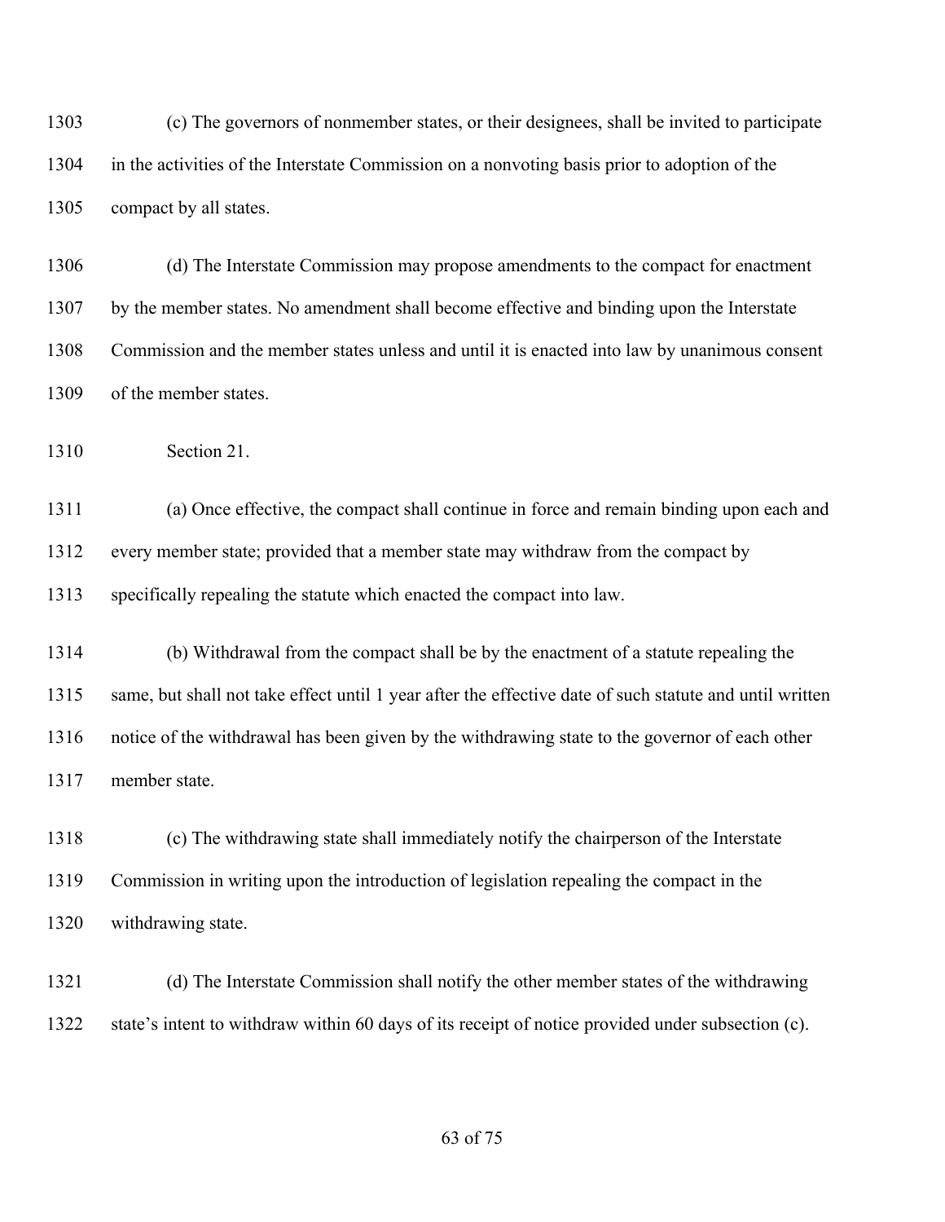1303 (c) The governors of nonmember states, or their designees, shall be invited to participate

1304 in the activities of the Interstate Commission on a nonvoting basis prior to adoption of the

1305 compact by all states.

1306 (d) The Interstate Commission may propose amendments to the compact for enactment

1307 by the member states. No amendment shall become effective and binding upon the Interstate

1308 Commission and the member states unless and until it is enacted into law by unanimous consent

1309 of the member states.

1310 Section 21.

1311 (a) Once effective, the compact shall continue in force and remain binding upon each and

1312 every member state; provided that a member state may withdraw from the compact by

1313 specifically repealing the statute which enacted the compact into law.

1314 (b) Withdrawal from the compact shall be by the enactment of a statute repealing the

1315 same, but shall not take effect until 1 year after the effective date of such statute and until written

1316 notice of the withdrawal has been given by the withdrawing state to the governor of each other

1317 member state.

1318 (c) The withdrawing state shall immediately notify the chairperson of the Interstate

1319 Commission in writing upon the introduction of legislation repealing the compact in the

1320 withdrawing state.

1321 (d) The Interstate Commission shall notify the other member states of the withdrawing

1322 state's intent to withdraw within 60 days of its receipt of notice provided under subsection (c).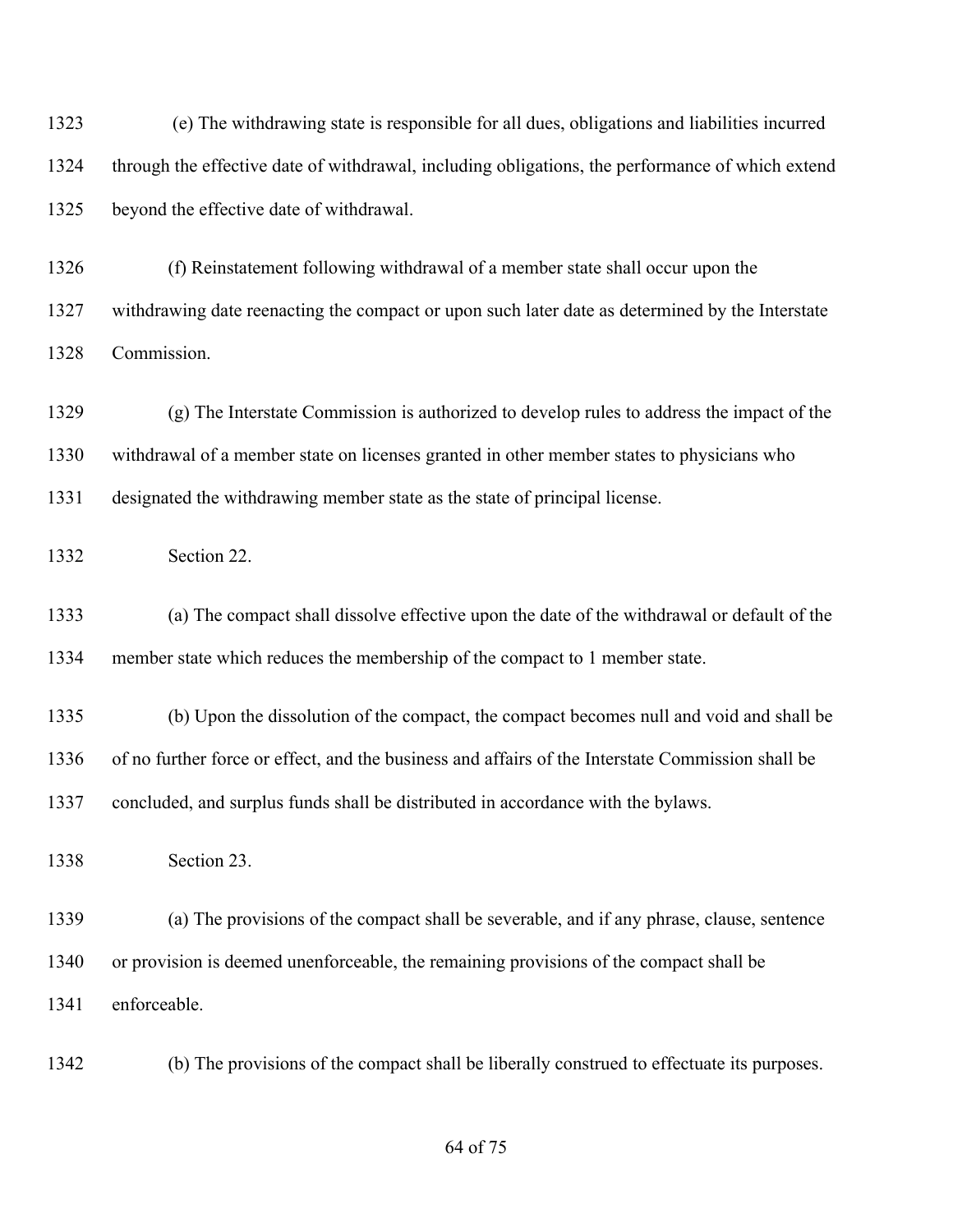(e) The withdrawing state is responsible for all dues, obligations and liabilities incurred through the effective date of withdrawal, including obligations, the performance of which extend beyond the effective date of withdrawal.

(f) Reinstatement following withdrawal of a member state shall occur upon the withdrawing date reenacting the compact or upon such later date as determined by the Interstate Commission.

(g) The Interstate Commission is authorized to develop rules to address the impact of the withdrawal of a member state on licenses granted in other member states to physicians who designated the withdrawing member state as the state of principal license.

Section 22.

(a) The compact shall dissolve effective upon the date of the withdrawal or default of the member state which reduces the membership of the compact to 1 member state.

(b) Upon the dissolution of the compact, the compact becomes null and void and shall be of no further force or effect, and the business and affairs of the Interstate Commission shall be concluded, and surplus funds shall be distributed in accordance with the bylaws.

Section 23.

(a) The provisions of the compact shall be severable, and if any phrase, clause, sentence or provision is deemed unenforceable, the remaining provisions of the compact shall be enforceable.

(b) The provisions of the compact shall be liberally construed to effectuate its purposes.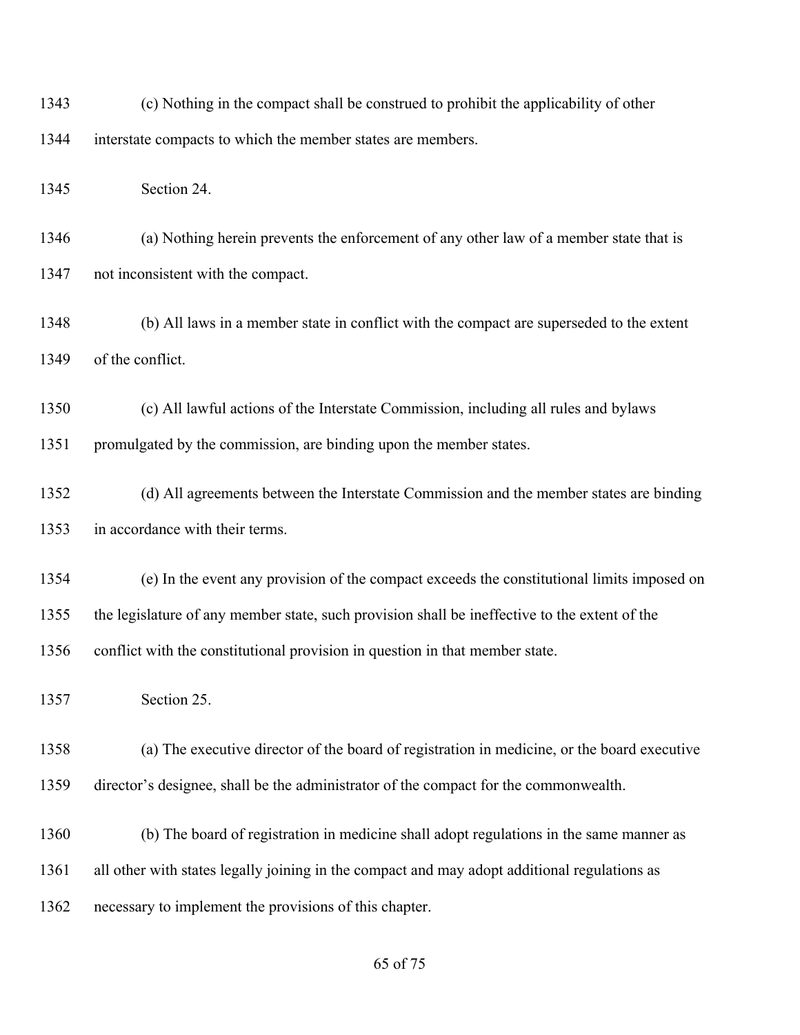(c) Nothing in the compact shall be construed to prohibit the applicability of other interstate compacts to which the member states are members.

Section 24.

(a) Nothing herein prevents the enforcement of any other law of a member state that is not inconsistent with the compact.

(b) All laws in a member state in conflict with the compact are superseded to the extent of the conflict.

(c) All lawful actions of the Interstate Commission, including all rules and bylaws promulgated by the commission, are binding upon the member states.

(d) All agreements between the Interstate Commission and the member states are binding in accordance with their terms.

(e) In the event any provision of the compact exceeds the constitutional limits imposed on the legislature of any member state, such provision shall be ineffective to the extent of the conflict with the constitutional provision in question in that member state.

Section 25.

(a) The executive director of the board of registration in medicine, or the board executive director's designee, shall be the administrator of the compact for the commonwealth.

(b) The board of registration in medicine shall adopt regulations in the same manner as all other with states legally joining in the compact and may adopt additional regulations as necessary to implement the provisions of this chapter.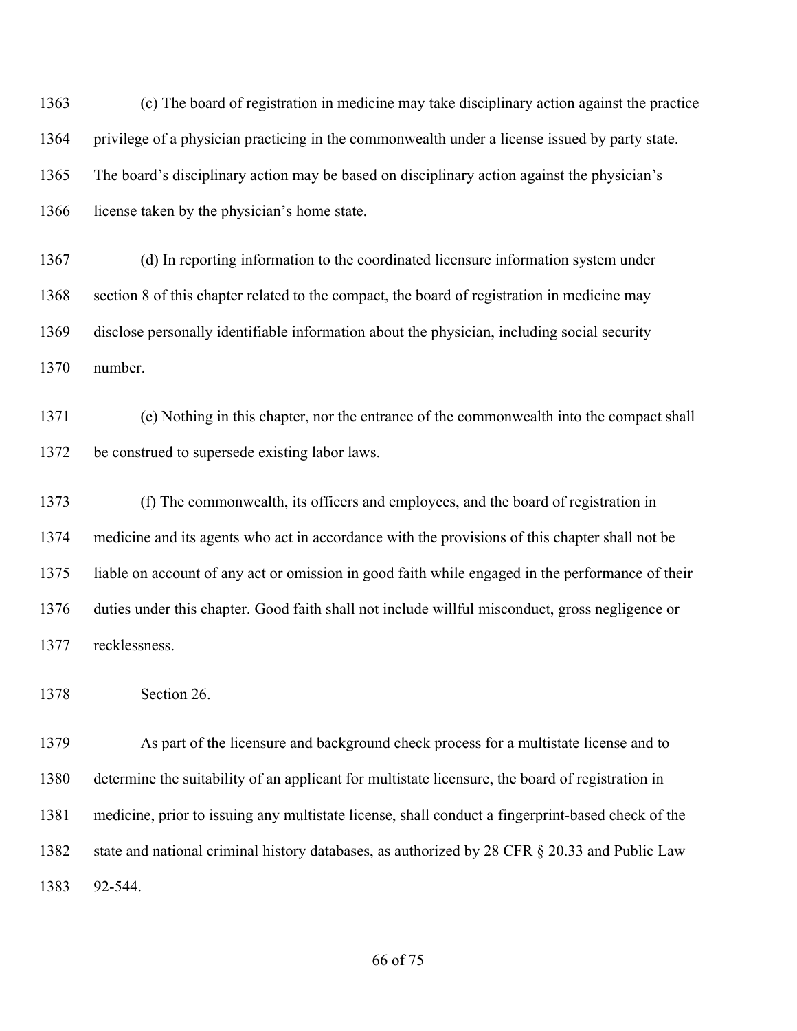(c) The board of registration in medicine may take disciplinary action against the practice privilege of a physician practicing in the commonwealth under a license issued by party state. The board's disciplinary action may be based on disciplinary action against the physician's license taken by the physician's home state.

(d) In reporting information to the coordinated licensure information system under section 8 of this chapter related to the compact, the board of registration in medicine may disclose personally identifiable information about the physician, including social security number.

(e) Nothing in this chapter, nor the entrance of the commonwealth into the compact shall be construed to supersede existing labor laws.

(f) The commonwealth, its officers and employees, and the board of registration in medicine and its agents who act in accordance with the provisions of this chapter shall not be liable on account of any act or omission in good faith while engaged in the performance of their duties under this chapter. Good faith shall not include willful misconduct, gross negligence or recklessness.

Section 26.

As part of the licensure and background check process for a multistate license and to determine the suitability of an applicant for multistate licensure, the board of registration in medicine, prior to issuing any multistate license, shall conduct a fingerprint-based check of the state and national criminal history databases, as authorized by 28 CFR § 20.33 and Public Law 92-544.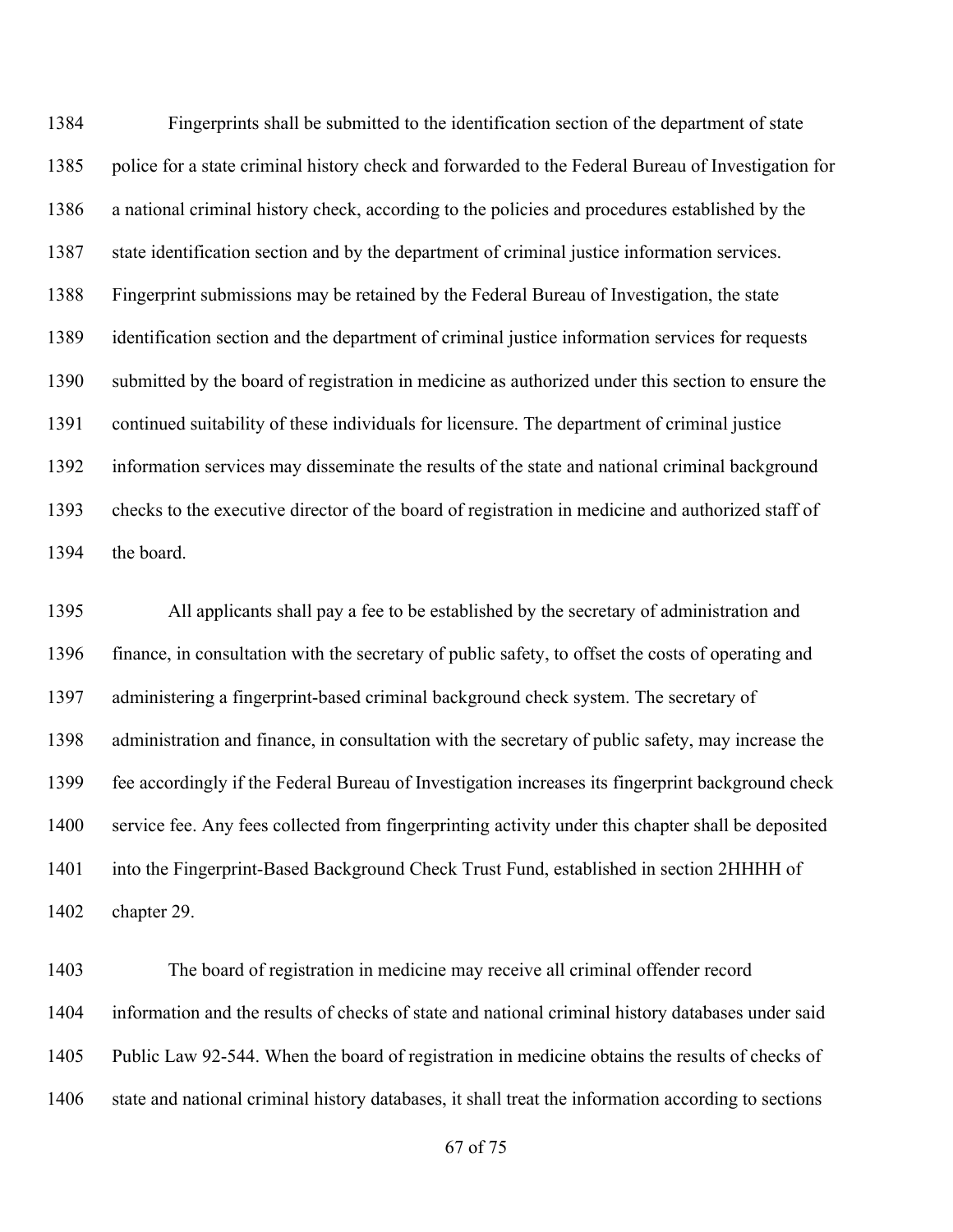Fingerprints shall be submitted to the identification section of the department of state police for a state criminal history check and forwarded to the Federal Bureau of Investigation for a national criminal history check, according to the policies and procedures established by the state identification section and by the department of criminal justice information services. Fingerprint submissions may be retained by the Federal Bureau of Investigation, the state identification section and the department of criminal justice information services for requests submitted by the board of registration in medicine as authorized under this section to ensure the continued suitability of these individuals for licensure. The department of criminal justice information services may disseminate the results of the state and national criminal background checks to the executive director of the board of registration in medicine and authorized staff of the board.

All applicants shall pay a fee to be established by the secretary of administration and finance, in consultation with the secretary of public safety, to offset the costs of operating and administering a fingerprint-based criminal background check system. The secretary of administration and finance, in consultation with the secretary of public safety, may increase the fee accordingly if the Federal Bureau of Investigation increases its fingerprint background check service fee. Any fees collected from fingerprinting activity under this chapter shall be deposited into the Fingerprint-Based Background Check Trust Fund, established in section 2HHHH of chapter 29.

The board of registration in medicine may receive all criminal offender record information and the results of checks of state and national criminal history databases under said Public Law 92-544. When the board of registration in medicine obtains the results of checks of state and national criminal history databases, it shall treat the information according to sections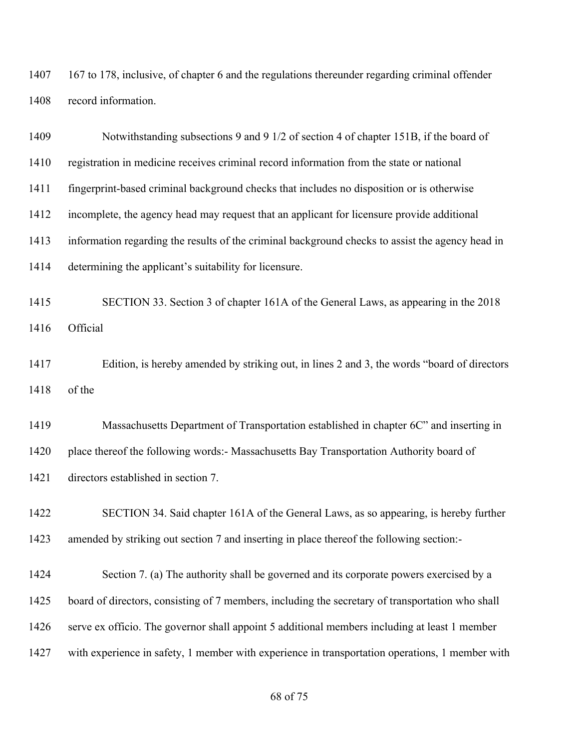167 to 178, inclusive, of chapter 6 and the regulations thereunder regarding criminal offender record information.

Notwithstanding subsections 9 and 9 1/2 of section 4 of chapter 151B, if the board of registration in medicine receives criminal record information from the state or national fingerprint-based criminal background checks that includes no disposition or is otherwise incomplete, the agency head may request that an applicant for licensure provide additional information regarding the results of the criminal background checks to assist the agency head in determining the applicant's suitability for licensure.

SECTION 33. Section 3 of chapter 161A of the General Laws, as appearing in the 2018 Official

Edition, is hereby amended by striking out, in lines 2 and 3, the words "board of directors of the

Massachusetts Department of Transportation established in chapter 6C" and inserting in place thereof the following words:- Massachusetts Bay Transportation Authority board of directors established in section 7.

SECTION 34. Said chapter 161A of the General Laws, as so appearing, is hereby further amended by striking out section 7 and inserting in place thereof the following section:-

Section 7. (a) The authority shall be governed and its corporate powers exercised by a board of directors, consisting of 7 members, including the secretary of transportation who shall serve ex officio. The governor shall appoint 5 additional members including at least 1 member with experience in safety, 1 member with experience in transportation operations, 1 member with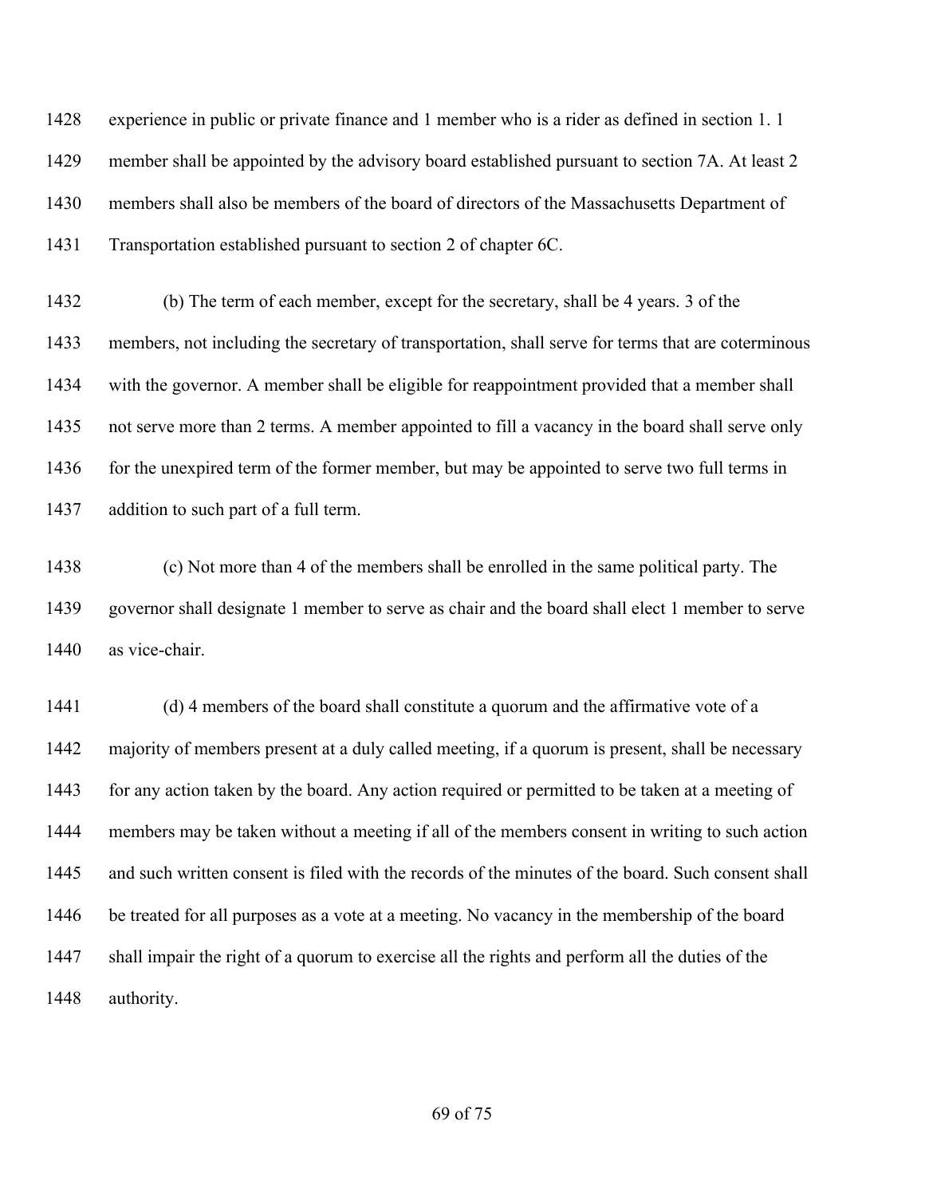experience in public or private finance and 1 member who is a rider as defined in section 1. 1 member shall be appointed by the advisory board established pursuant to section 7A. At least 2 members shall also be members of the board of directors of the Massachusetts Department of Transportation established pursuant to section 2 of chapter 6C.

(b) The term of each member, except for the secretary, shall be 4 years. 3 of the members, not including the secretary of transportation, shall serve for terms that are coterminous with the governor. A member shall be eligible for reappointment provided that a member shall not serve more than 2 terms. A member appointed to fill a vacancy in the board shall serve only for the unexpired term of the former member, but may be appointed to serve two full terms in addition to such part of a full term.

(c) Not more than 4 of the members shall be enrolled in the same political party. The governor shall designate 1 member to serve as chair and the board shall elect 1 member to serve as vice-chair.

(d) 4 members of the board shall constitute a quorum and the affirmative vote of a majority of members present at a duly called meeting, if a quorum is present, shall be necessary for any action taken by the board. Any action required or permitted to be taken at a meeting of members may be taken without a meeting if all of the members consent in writing to such action and such written consent is filed with the records of the minutes of the board. Such consent shall be treated for all purposes as a vote at a meeting. No vacancy in the membership of the board shall impair the right of a quorum to exercise all the rights and perform all the duties of the authority.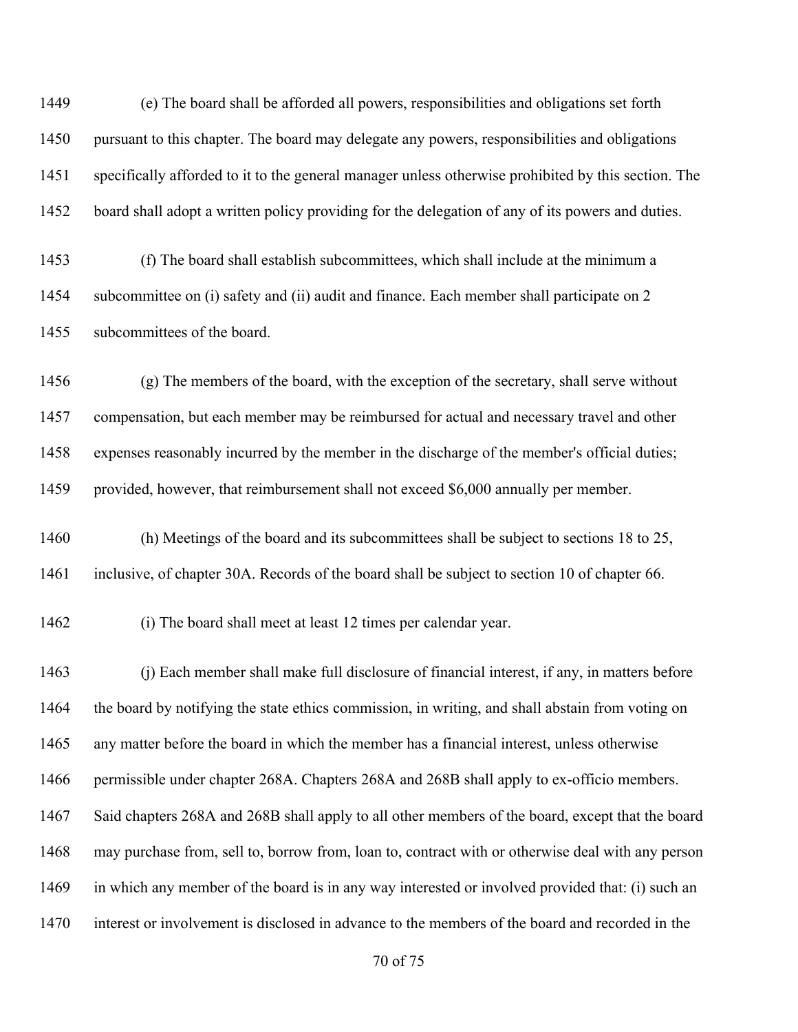(e) The board shall be afforded all powers, responsibilities and obligations set forth pursuant to this chapter. The board may delegate any powers, responsibilities and obligations specifically afforded to it to the general manager unless otherwise prohibited by this section. The board shall adopt a written policy providing for the delegation of any of its powers and duties.

(f) The board shall establish subcommittees, which shall include at the minimum a subcommittee on (i) safety and (ii) audit and finance. Each member shall participate on 2 subcommittees of the board.

(g) The members of the board, with the exception of the secretary, shall serve without compensation, but each member may be reimbursed for actual and necessary travel and other expenses reasonably incurred by the member in the discharge of the member's official duties; provided, however, that reimbursement shall not exceed $6,000 annually per member.

(h) Meetings of the board and its subcommittees shall be subject to sections 18 to 25, inclusive, of chapter 30A. Records of the board shall be subject to section 10 of chapter 66.

(i) The board shall meet at least 12 times per calendar year.

(j) Each member shall make full disclosure of financial interest, if any, in matters before the board by notifying the state ethics commission, in writing, and shall abstain from voting on any matter before the board in which the member has a financial interest, unless otherwise permissible under chapter 268A. Chapters 268A and 268B shall apply to ex-officio members. Said chapters 268A and 268B shall apply to all other members of the board, except that the board may purchase from, sell to, borrow from, loan to, contract with or otherwise deal with any person in which any member of the board is in any way interested or involved provided that: (i) such an interest or involvement is disclosed in advance to the members of the board and recorded in the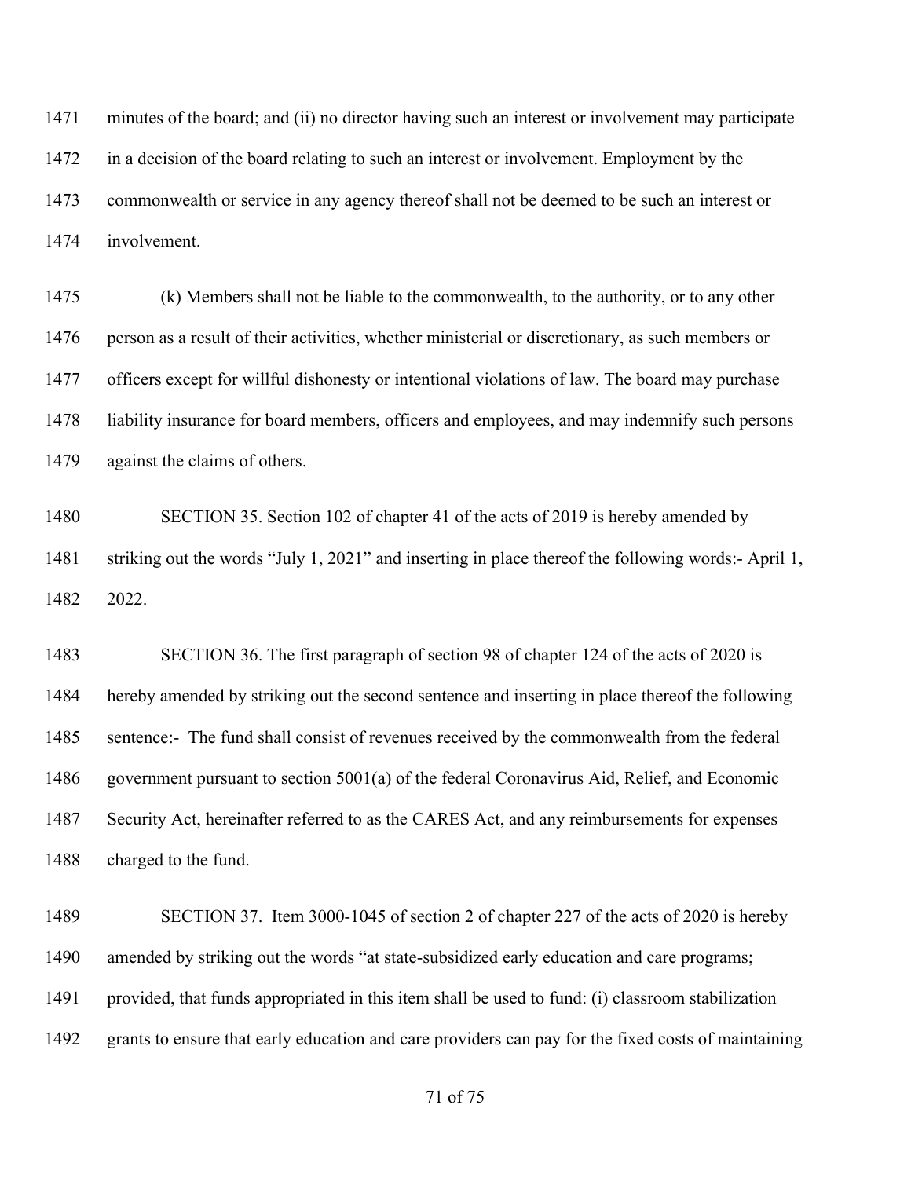1471 minutes of the board; and (ii) no director having such an interest or involvement may participate
1472 in a decision of the board relating to such an interest or involvement. Employment by the
1473 commonwealth or service in any agency thereof shall not be deemed to be such an interest or
1474 involvement.

1475 (k) Members shall not be liable to the commonwealth, to the authority, or to any other
1476 person as a result of their activities, whether ministerial or discretionary, as such members or
1477 officers except for willful dishonesty or intentional violations of law. The board may purchase
1478 liability insurance for board members, officers and employees, and may indemnify such persons
1479 against the claims of others.

1480 SECTION 35. Section 102 of chapter 41 of the acts of 2019 is hereby amended by
1481 striking out the words "July 1, 2021" and inserting in place thereof the following words:- April 1,
1482 2022.

1483 SECTION 36. The first paragraph of section 98 of chapter 124 of the acts of 2020 is
1484 hereby amended by striking out the second sentence and inserting in place thereof the following
1485 sentence:- The fund shall consist of revenues received by the commonwealth from the federal
1486 government pursuant to section 5001(a) of the federal Coronavirus Aid, Relief, and Economic
1487 Security Act, hereinafter referred to as the CARES Act, and any reimbursements for expenses
1488 charged to the fund.

1489 SECTION 37. Item 3000-1045 of section 2 of chapter 227 of the acts of 2020 is hereby
1490 amended by striking out the words "at state-subsidized early education and care programs;
1491 provided, that funds appropriated in this item shall be used to fund: (i) classroom stabilization
1492 grants to ensure that early education and care providers can pay for the fixed costs of maintaining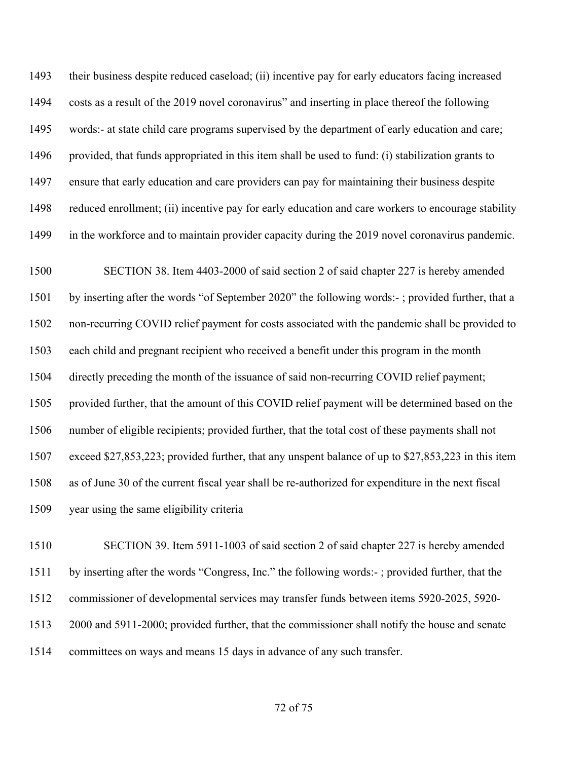their business despite reduced caseload; (ii) incentive pay for early educators facing increased costs as a result of the 2019 novel coronavirus" and inserting in place thereof the following words:- at state child care programs supervised by the department of early education and care; provided, that funds appropriated in this item shall be used to fund: (i) stabilization grants to ensure that early education and care providers can pay for maintaining their business despite reduced enrollment; (ii) incentive pay for early education and care workers to encourage stability in the workforce and to maintain provider capacity during the 2019 novel coronavirus pandemic.

SECTION 38. Item 4403-2000 of said section 2 of said chapter 227 is hereby amended by inserting after the words "of September 2020" the following words:- ; provided further, that a non-recurring COVID relief payment for costs associated with the pandemic shall be provided to each child and pregnant recipient who received a benefit under this program in the month directly preceding the month of the issuance of said non-recurring COVID relief payment; provided further, that the amount of this COVID relief payment will be determined based on the number of eligible recipients; provided further, that the total cost of these payments shall not exceed $27,853,223; provided further, that any unspent balance of up to $27,853,223 in this item as of June 30 of the current fiscal year shall be re-authorized for expenditure in the next fiscal year using the same eligibility criteria

SECTION 39. Item 5911-1003 of said section 2 of said chapter 227 is hereby amended by inserting after the words "Congress, Inc." the following words:- ; provided further, that the commissioner of developmental services may transfer funds between items 5920-2025, 5920-2000 and 5911-2000; provided further, that the commissioner shall notify the house and senate committees on ways and means 15 days in advance of any such transfer.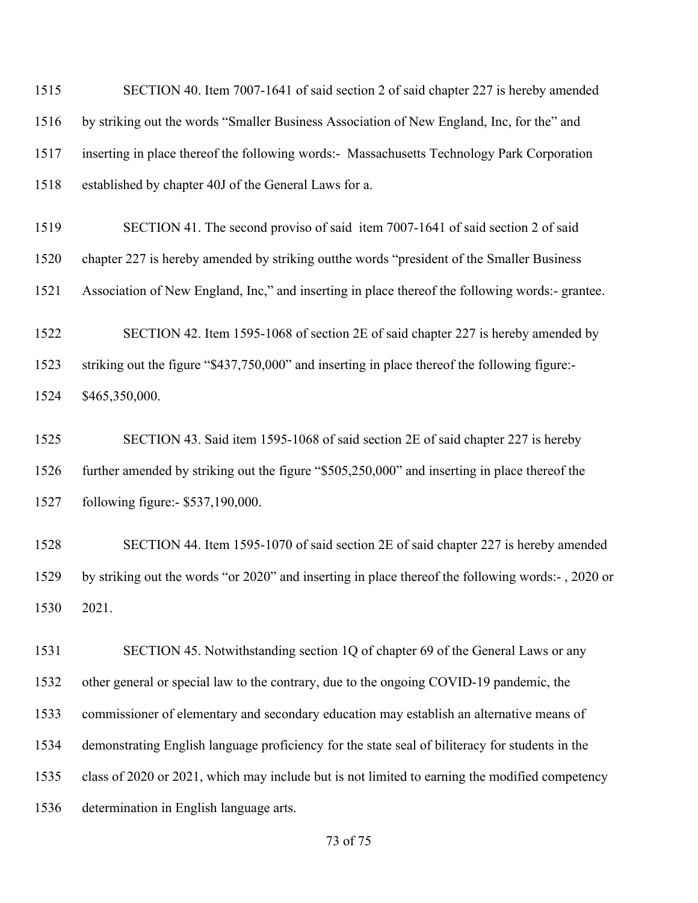SECTION 40. Item 7007-1641 of said section 2 of said chapter 227 is hereby amended by striking out the words "Smaller Business Association of New England, Inc, for the" and inserting in place thereof the following words:- Massachusetts Technology Park Corporation established by chapter 40J of the General Laws for a.

SECTION 41. The second proviso of said item 7007-1641 of said section 2 of said chapter 227 is hereby amended by striking outthe words "president of the Smaller Business Association of New England, Inc," and inserting in place thereof the following words:- grantee.

SECTION 42. Item 1595-1068 of section 2E of said chapter 227 is hereby amended by striking out the figure "$437,750,000" and inserting in place thereof the following figure:- $465,350,000.

SECTION 43. Said item 1595-1068 of said section 2E of said chapter 227 is hereby further amended by striking out the figure "$505,250,000" and inserting in place thereof the following figure:- $537,190,000.

SECTION 44. Item 1595-1070 of said section 2E of said chapter 227 is hereby amended by striking out the words "or 2020" and inserting in place thereof the following words:- , 2020 or 2021.

SECTION 45. Notwithstanding section 1Q of chapter 69 of the General Laws or any other general or special law to the contrary, due to the ongoing COVID-19 pandemic, the commissioner of elementary and secondary education may establish an alternative means of demonstrating English language proficiency for the state seal of biliteracy for students in the class of 2020 or 2021, which may include but is not limited to earning the modified competency determination in English language arts.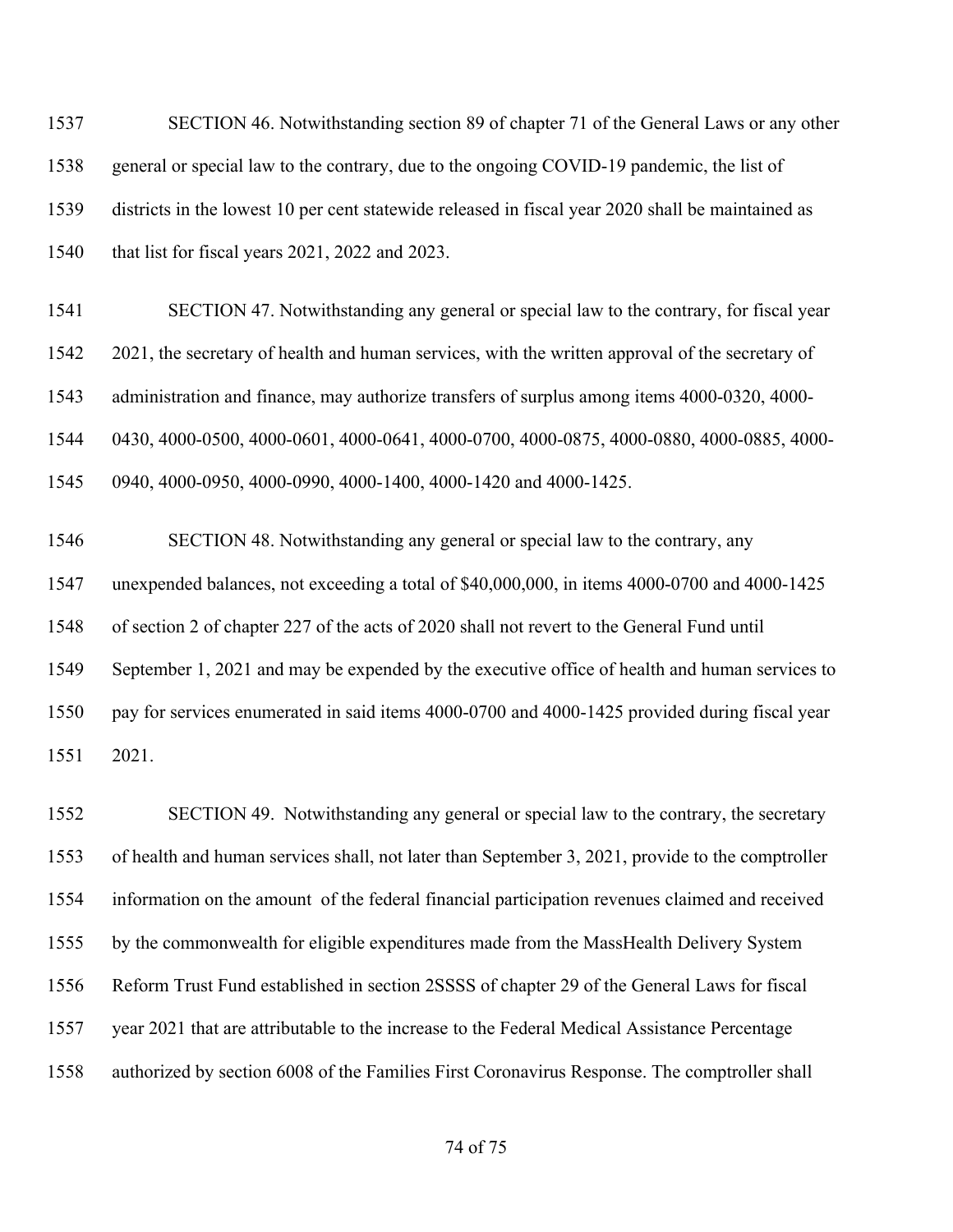SECTION 46. Notwithstanding section 89 of chapter 71 of the General Laws or any other general or special law to the contrary, due to the ongoing COVID-19 pandemic, the list of districts in the lowest 10 per cent statewide released in fiscal year 2020 shall be maintained as that list for fiscal years 2021, 2022 and 2023.

SECTION 47. Notwithstanding any general or special law to the contrary, for fiscal year 2021, the secretary of health and human services, with the written approval of the secretary of administration and finance, may authorize transfers of surplus among items 4000-0320, 4000-0430, 4000-0500, 4000-0601, 4000-0641, 4000-0700, 4000-0875, 4000-0880, 4000-0885, 4000-0940, 4000-0950, 4000-0990, 4000-1400, 4000-1420 and 4000-1425.

SECTION 48. Notwithstanding any general or special law to the contrary, any unexpended balances, not exceeding a total of $40,000,000, in items 4000-0700 and 4000-1425 of section 2 of chapter 227 of the acts of 2020 shall not revert to the General Fund until September 1, 2021 and may be expended by the executive office of health and human services to pay for services enumerated in said items 4000-0700 and 4000-1425 provided during fiscal year 2021.

SECTION 49. Notwithstanding any general or special law to the contrary, the secretary of health and human services shall, not later than September 3, 2021, provide to the comptroller information on the amount of the federal financial participation revenues claimed and received by the commonwealth for eligible expenditures made from the MassHealth Delivery System Reform Trust Fund established in section 2SSSS of chapter 29 of the General Laws for fiscal year 2021 that are attributable to the increase to the Federal Medical Assistance Percentage authorized by section 6008 of the Families First Coronavirus Response. The comptroller shall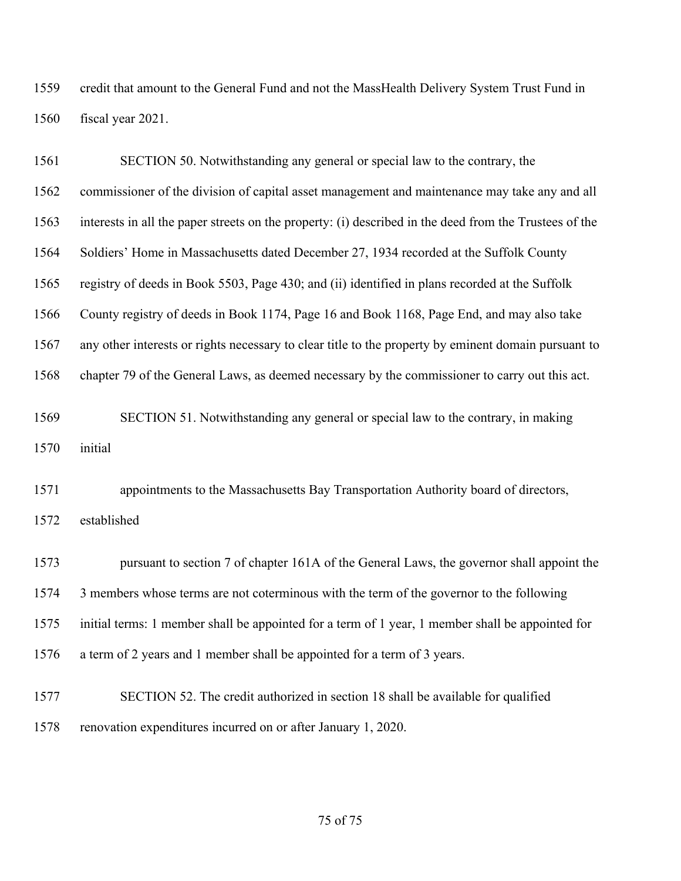credit that amount to the General Fund and not the MassHealth Delivery System Trust Fund in fiscal year 2021.

SECTION 50. Notwithstanding any general or special law to the contrary, the commissioner of the division of capital asset management and maintenance may take any and all interests in all the paper streets on the property: (i) described in the deed from the Trustees of the Soldiers' Home in Massachusetts dated December 27, 1934 recorded at the Suffolk County registry of deeds in Book 5503, Page 430; and (ii) identified in plans recorded at the Suffolk County registry of deeds in Book 1174, Page 16 and Book 1168, Page End, and may also take any other interests or rights necessary to clear title to the property by eminent domain pursuant to chapter 79 of the General Laws, as deemed necessary by the commissioner to carry out this act.

SECTION 51. Notwithstanding any general or special law to the contrary, in making initial

appointments to the Massachusetts Bay Transportation Authority board of directors, established

pursuant to section 7 of chapter 161A of the General Laws, the governor shall appoint the 3 members whose terms are not coterminous with the term of the governor to the following initial terms: 1 member shall be appointed for a term of 1 year, 1 member shall be appointed for a term of 2 years and 1 member shall be appointed for a term of 3 years.

SECTION 52. The credit authorized in section 18 shall be available for qualified renovation expenditures incurred on or after January 1, 2020.